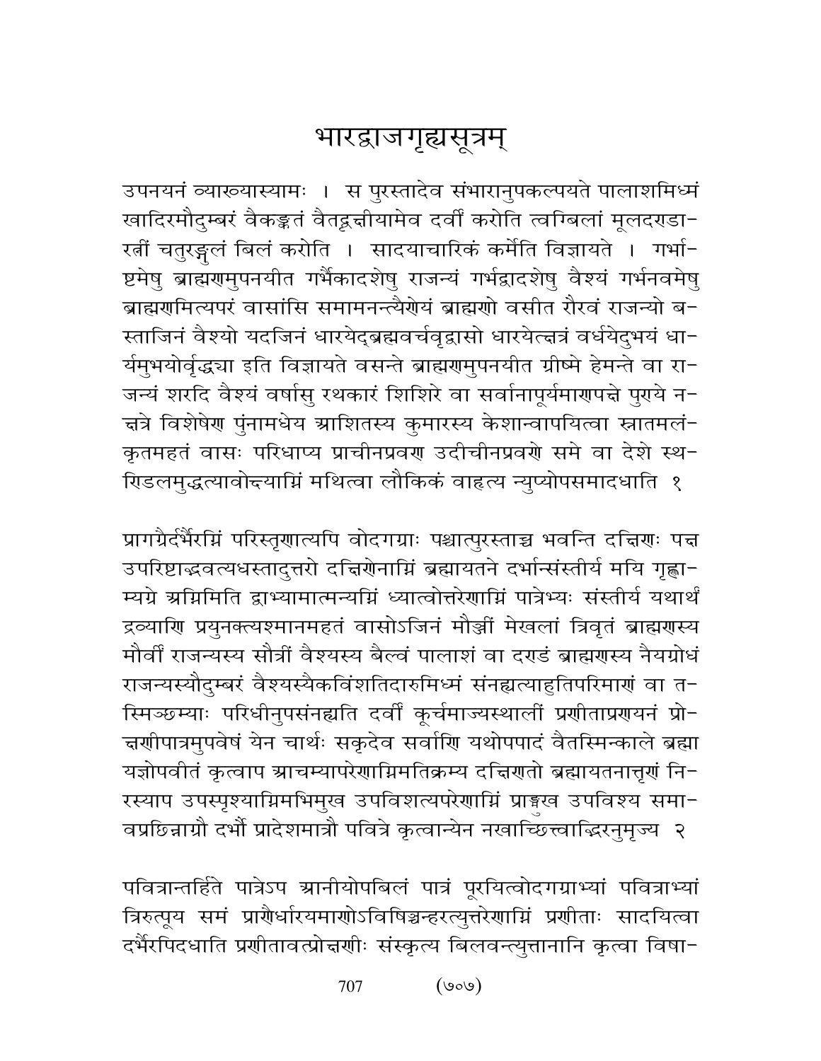# भारद्वाजगृह्यसूत्रम्

उपनयनं व्याख्यास्यामः । स पुरस्तादेव संभारानुपकल्पयते पालाशमिध्मं खादिरमौदुम्बरं वैकङ्कतं वैतद्वृक्षीयामेव दर्वीं करोति त्वग्बिलां मूलदण्डारत्नीं चतुरङ्गुलं बिलं करोति । सादयाचारिकं कर्मेति विज्ञायते । गर्भाष्टमेषु ब्राह्मणमुपनयीत गर्भैकादशेषु राजन्यं गर्भद्वादशेषु वैश्यं गर्भनवमेषु ब्राह्मणमित्यपरं वासांसि समामनन्त्यैणेयं ब्राह्मणो वसीत रौरवं राजन्यो बस्ताजिनं वैश्यो यदजिनं धारयेद्ब्रह्मवर्चवद्वासो धारयेत्क्षत्रं वर्धयेदुभयं धार्यमुभयोर्वृद्ध्या इति विज्ञायते वसन्ते ब्राह्मणमुपनयीत ग्रीष्मे हेमन्ते वा राजन्यं शरदि वैश्यं वर्षासु रथकारं शिशिरे वा सर्वानापूर्यमाणपक्षे पुण्ये नक्षत्रे विशेषेण पुंनामधेय आशितस्य कुमारस्य केशान्वापयित्वा स्नातमलंकृतमहतं वासः परिधाप्य प्राचीनप्रवण उदीचीनप्रवणे समे वा देशे स्थण्डिलमुद्धत्यावोक्ष्याग्निं मथित्वा लौकिकं वाहृत्य न्युप्योपसमादधाति १

प्रागग्रैर्दर्भैरग्निं परिस्तृणात्यपि वोदगग्राः पश्चात्पुरस्ताच्च भवन्ति दक्षिणः पक्ष उपरिष्टाद्भवत्यधस्तादुत्तरो दक्षिणेनाग्निं ब्रह्मायतने दर्भान्संस्तीर्य मयि गृह्णाम्यग्रे अग्निमिति द्वाभ्यामात्मन्यग्निं ध्यात्वोत्तरेणाग्निं पात्रेभ्यः संस्तीर्य यथार्थं द्रव्याणि प्रयुनक्त्यश्मानमहतं वासोऽजिनं मौञ्जीं मेखलां त्रिवृतं ब्राह्मणस्य मौर्वीं राजन्यस्य सौत्रीं वैश्यस्य बैल्वं पालाशं वा दण्डं ब्राह्मणस्य नैयग्रोधं राजन्यस्यौदुम्बरं वैश्यस्यैकविंशतिदारुमिध्मं संनह्यत्याहुतिपरिमाणं वा तस्मिञ्छम्याः परिधीनुपसंनह्यति दर्वीं कूर्चमाज्यस्थालीं प्रणीताप्रणयनं प्रोक्षणीपात्रमुपवेषं येन चार्थः सकृदेव सर्वाणि यथोपपादं वैतस्मिन्काले ब्रह्मा यज्ञोपवीतं कृत्वाप आचम्यापरेणाग्निमतिक्रम्य दक्षिणतो ब्रह्मायतनात्तृणं निरस्याप उपस्पृश्याग्निमभिमुख उपविशत्यपरेणाग्निं प्राङ्मुख उपविश्य समावप्रच्छिन्नाग्रौ दर्भौ प्रादेशमात्रौ पवित्रे कृत्वान्येन नखाच्छित्त्वाद्भिरनुमृज्य २

पवित्रान्तर्हिते पात्रेऽप आनीयोपबिलं पात्रं पूरयित्वोदगग्राभ्यां पवित्राभ्यां त्रिरुत्पूय समं प्राणैर्धारयमाणोऽविषिञ्चन्हरत्युत्तरेणाग्निं प्रणीताः सादयित्वा दर्भैरपिदधाति प्रणीतावत्प्रोक्षणीः संस्कृत्य बिलवन्त्युत्तानानि कृत्वा विषा-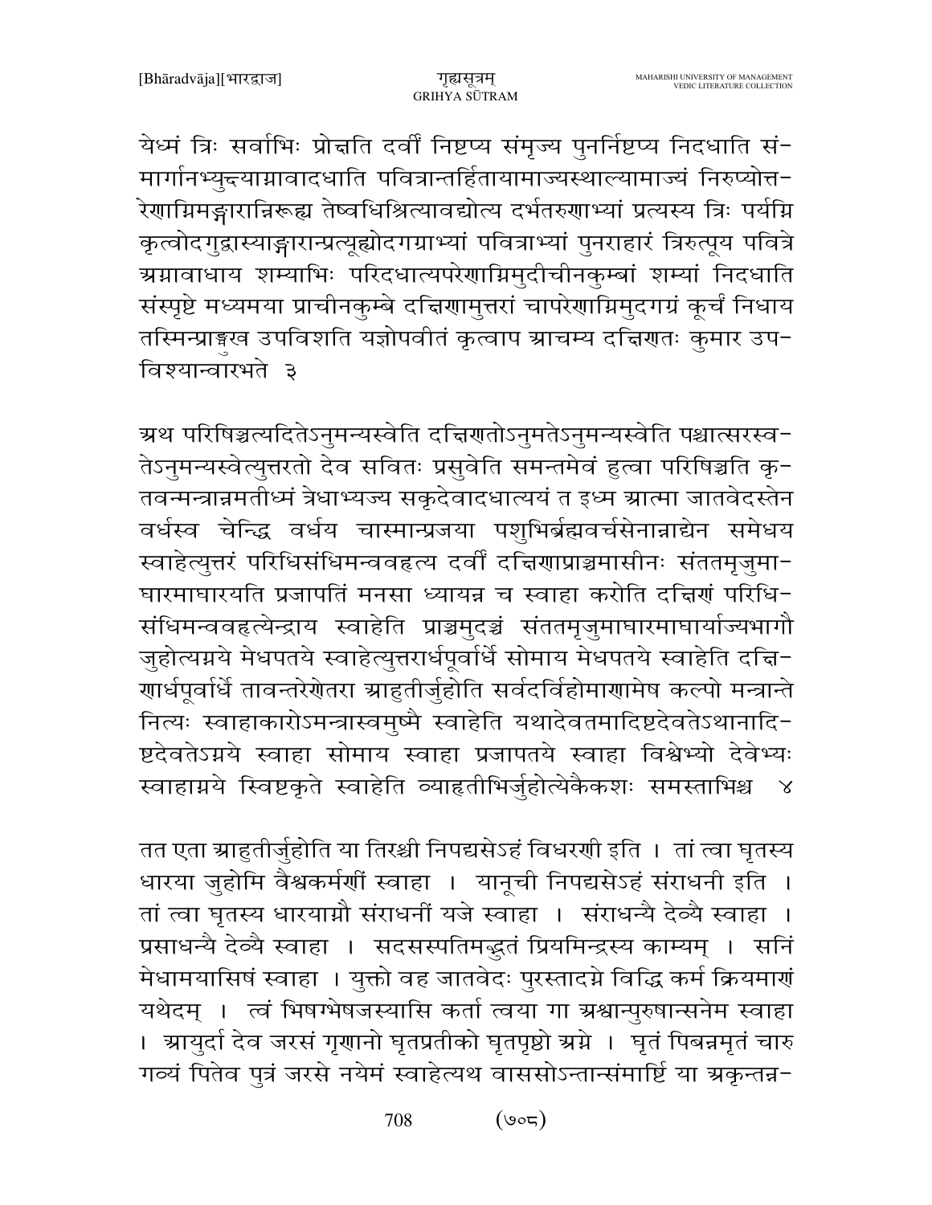येध्मं त्रिः सर्वाभिः प्रोक्षति दर्वीं निष्टप्य संमृज्य पुनर्निष्टप्य निदधाति सं-मार्गानभ्युक्ष्याग्नावादधाति पवित्रान्तर्हितायामाज्यस्थाल्यामाज्यं निरुप्योत्त-रेणाग्निमङ्गारान्निरूह्य तेष्वधिश्रित्यावद्योत्य दर्भतरुणाभ्यां प्रत्यस्य त्रिः पर्यग्नि कृत्वोदगुद्वास्याङ्गारान्प्रत्यूह्योदगग्राभ्यां पवित्राभ्यां पुनराहारं त्रिरुत्पूय पवित्रे अग्नावाधाय शम्याभिः परिदधात्यपरेणाग्निमुदीचीनकुम्बां शम्यां निदधाति संस्पृष्टे मध्यमया प्राचीनकुम्बे दक्षिणामुत्तरां चापरेणाग्निमुदगग्रं कूर्चं निधाय तस्मिन्प्राङ्मुख उपविशति यज्ञोपवीतं कृत्वाप आचम्य दक्षिणतः कुमार उप-विश्यान्वारभते ३

अथ परिषिञ्चत्यदितेऽनुमन्यस्वेति दक्षिणतोऽनुमतेऽनुमन्यस्वेति पश्चात्सरस्व-तेऽनुमन्यस्वेत्युत्तरतो देव सवितः प्रसुवेति समन्तमेवं हुत्वा परिषिञ्चति कृ-तवन्मन्त्रान्नमतीध्मं त्रेधाभ्यज्य सकृदेवादधात्ययं त इध्म आत्मा जातवेदस्तेन वर्धस्व चेन्द्धि वर्धय चास्मान्प्रजया पशुभिर्ब्रह्मवर्चसेनान्नाद्येन समेधय स्वाहेत्युत्तरं परिधिसंधिमन्ववहृत्य दर्वीं दक्षिणाप्राञ्चमासीनः संततमृजुमा-घारमाघारयति प्रजापतिं मनसा ध्यायन्न च स्वाहा करोति दक्षिणं परिधि-संधिमन्ववहृत्येन्द्राय स्वाहेति प्राञ्चमुदञ्चं संततमृजुमाघारमाघार्याज्यभागौ जुहोत्यग्नये मेधपतये स्वाहेत्युत्तरार्धपूर्वार्धे सोमाय मेधपतये स्वाहेति दक्षि-णार्धपूर्वार्धे तावन्तरेणेतरा आहुतीर्जुहोति सर्वदर्विहोमाणामेष कल्पो मन्त्रान्ते नित्यः स्वाहाकारोऽमन्त्रास्वमुष्मै स्वाहेति यथादेवतमादिष्टदेवतेऽथानादि-ष्टदेवतेऽग्नये स्वाहा सोमाय स्वाहा प्रजापतये स्वाहा विश्वेभ्यो देवेभ्यः स्वाहाग्नये स्विष्टकृते स्वाहेति व्याहृतीभिर्जुहोत्येकैकशः समस्ताभिश्च ४

तत एता आहुतीर्जुहोति या तिरश्ची निपद्यसेऽहं विधरणी इति । तां त्वा घृतस्य धारया जुहोमि वैश्वकर्मणीं स्वाहा । यानूची निपद्यसेऽहं संराधनी इति । तां त्वा घृतस्य धारयाग्नौ संराधनीं यजे स्वाहा । संराधन्यै देव्यै स्वाहा । प्रसाधन्यै देव्यै स्वाहा । सदसस्पतिमद्भुतं प्रियमिन्द्रस्य काम्यम् । सनिं मेधामयासिषं स्वाहा । युक्तो वह जातवेदः पुरस्तादग्ने विद्धि कर्म क्रियमाणं यथेदम् । त्वं भिषग्भेषजस्यासि कर्ता त्वया गा अश्वान्पुरुषान्सनेम स्वाहा । आयुर्दा देव जरसं गृणानो घृतप्रतीको घृतपृष्ठो अग्ने । घृतं पिबन्नमृतं चारु गव्यं पितेव पुत्रं जरसे नयेमं स्वाहेत्यथ वाससोऽन्तान्संमार्ष्टि या अकृन्तन्न-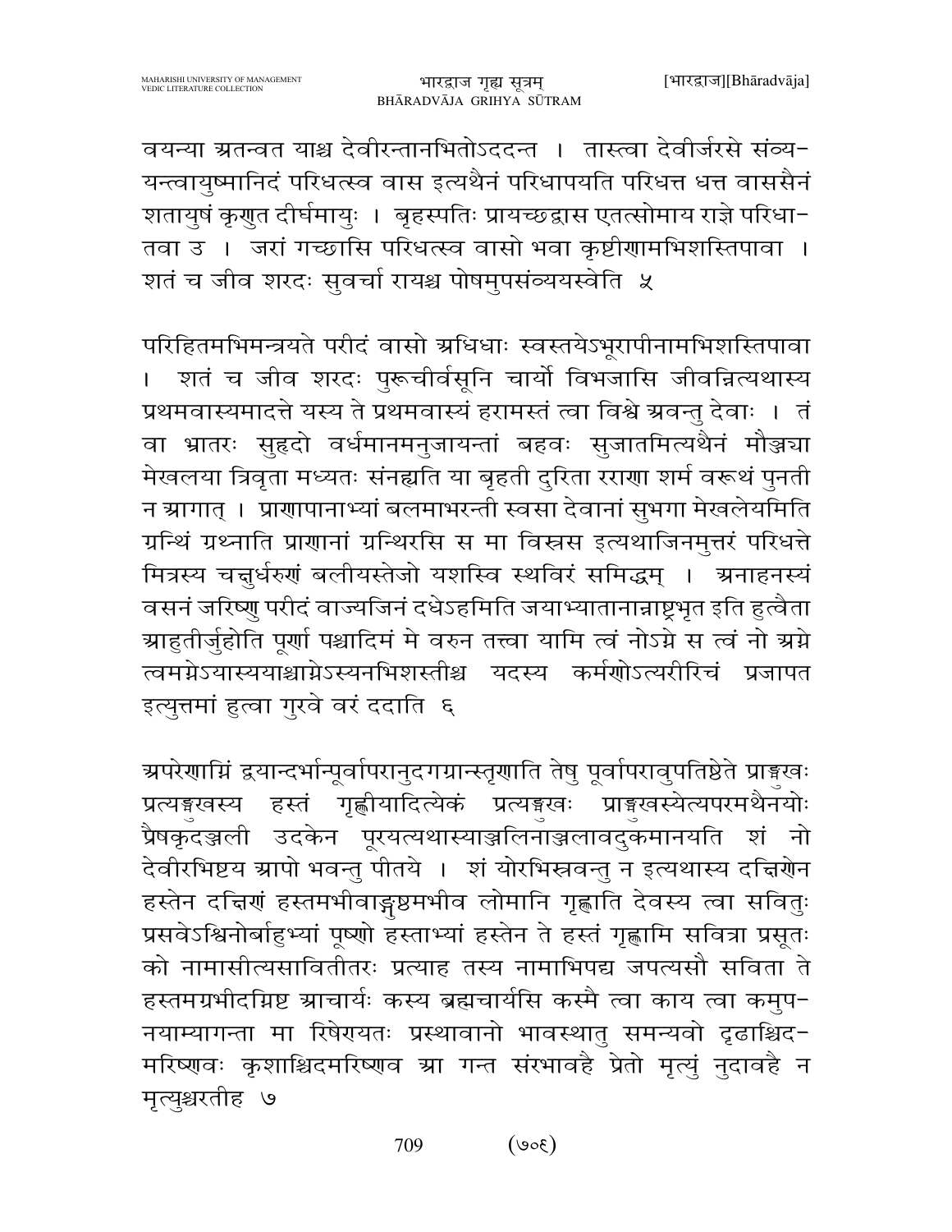वयन्या अतन्वत याश्च देवीरन्तानभितोऽददन्त । तास्त्वा देवीर्जरसे संव्ययन्त्वायुष्मानिदं परिधत्स्व वास इत्यथैनं परिधापयति परिधत्त धत्त वाससैनं शतायुषं कृणुत दीर्घमायुः । बृहस्पतिः प्रायच्छद्वास एतत्सोमाय राज्ञे परिधातवा उ । जरां गच्छासि परिधत्स्व वासो भवा कृष्टीणामभिशस्तिपावा । शतं च जीव शरदः सुवर्चा रायश्च पोषमुपसंव्ययस्वेति ५

परिहितमभिमन्त्रयते परीदं वासो अधिधाः स्वस्तयेऽभूरापीनामभिशस्तिपावा । शतं च जीव शरदः पुरूचीर्वसूनि चार्यो विभजासि जीवन्नित्यथास्य प्रथमवास्यमादत्ते यस्य ते प्रथमवास्यं हरामस्तं त्वा विश्वे अवन्तु देवाः । तं वा भ्रातरः सुहृदो वर्धमानमनुजायन्तां बहवः सुजातमित्यथैनं मौञ्ज्या मेखलया त्रिवृता मध्यतः संनह्यति या बृहती दुरिता रराणा शर्म वरूथं पुनती न आगात् । प्राणापानाभ्यां बलमाभरन्ती स्वसा देवानां सुभगा मेखलेयमिति ग्रन्थिं ग्रथ्नाति प्राणानां ग्रन्थिरसि स मा विस्रस इत्यथाजिनमुत्तरं परिधत्ते मित्रस्य चक्षुर्धरुणं बलीयस्तेजो यशस्वि स्थविरं समिद्धम् । अनाहनस्यं वसनं जरिष्णु परीदं वाज्यजिनं दधेऽहमिति जयाभ्यातानान्राष्ट्रभृत इति हुत्वैता आहुतीर्जुहोति पूर्णा पश्चादिमं मे वरुन तत्त्वा यामि त्वं नोऽग्ने स त्वं नो अग्ने त्वमग्नेऽयास्ययाश्चाग्नेऽस्यनभिशस्तीश्च यदस्य कर्मणोऽत्यरीरिचं प्रजापत इत्युत्तमां हुत्वा गुरवे वरं ददाति ६

अपरेणाग्निं द्वयान्दर्भान्पूर्वापरानुदगग्रान्स्तृणाति तेषु पूर्वापरावुपतिष्ठेते प्राङ्मुखः प्रत्यङ्मुखस्य हस्तं गृह्णीयादित्येकं प्रत्यङ्मुखः प्राङ्मुखस्येत्यपरमथैनयोः प्रैषकृदञ्जली उदकेन पूरयत्यथास्याञ्जलिनाञ्जलावदुकमानयति शं नो देवीरभिष्टय आपो भवन्तु पीतये । शं योरभिस्रवन्तु न इत्यथास्य दक्षिणेन हस्तेन दक्षिणं हस्तमभीवाङ्गुष्ठमभीव लोमानि गृह्णाति देवस्य त्वा सवितुः प्रसवेऽश्विनोर्बाहुभ्यां पूष्णो हस्ताभ्यां हस्तेन ते हस्तं गृह्णामि सवित्रा प्रसूतः को नामासीत्यसावितीतरः प्रत्याह तस्य नामाभिपद्य जपत्यसौ सविता ते हस्तमग्रभीदग्निष्ट आचार्यः कस्य ब्रह्मचार्यसि कस्मै त्वा काय त्वा कमुपनयाम्यागन्ता मा रिषेण्यतः प्रस्थावानो भावस्थातु समन्यवो दृढाश्चिदमरिष्णवः कृशाश्चिदमरिष्णव आ गन्त संरभावहै प्रेतो मृत्युं नुदावहै न मृत्युश्चरतीह ७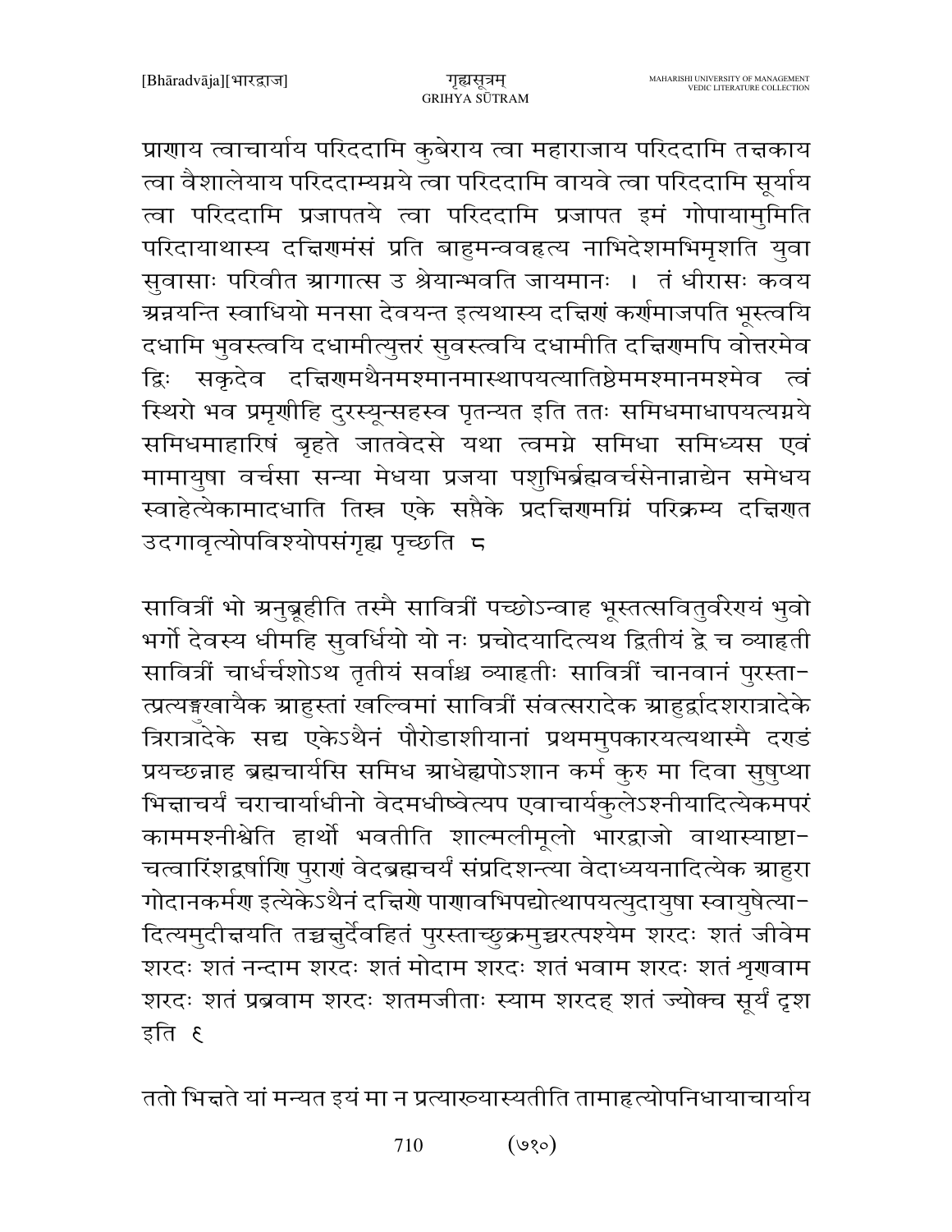प्राणाय त्वाचार्याय परिददामि कुबेराय त्वा महाराजाय परिददामि तक्षकाय त्वा वैशालेयाय परिददाम्यग्नये त्वा परिददामि वायवे त्वा परिददामि सूर्याय त्वा परिददामि प्रजापतये त्वा परिददामि प्रजापत इमं गोपायामुमिति परिदायाथास्य दक्षिणमंसं प्रति बाहुमन्ववहृत्य नाभिदेशमभिमृशति युवा सुवासाः परिवीत आगात्स उ श्रेयान्भवति जायमानः । तं धीरासः कवय अन्नयन्ति स्वाधियो मनसा देवयन्त इत्यथास्य दक्षिणं कर्णमाजपति भूस्त्वयि दधामि भुवस्त्वयि दधामीत्युत्तरं सुवस्त्वयि दधामीति दक्षिणमपि वोत्तरमेव द्विः सकृदेव दक्षिणमथैनमश्मानमास्थापयत्यातिष्ठेममश्मानमश्मेव त्वं स्थिरो भव प्रमृणीहि दुरस्यून्सहस्व पृतन्यत इति ततः समिधमाधापयत्यग्नये समिधमाहारिषं बृहते जातवेदसे यथा त्वमग्ने समिधा समिध्यस एवं मामायुषा वर्चसा सन्या मेधया प्रजया पशुभिर्ब्रह्मवर्चसेनान्नाद्येन समेधय स्वाहेत्येकामादधाति तिस्र एके सप्तैके प्रदक्षिणमग्निं परिक्रम्य दक्षिणत उदगावृत्योपविश्योपसंगृह्य पृच्छति ८

सावित्रीं भो अनुब्रूहीति तस्मै सावित्रीं पच्छोऽन्वाह भूस्तत्सवितुर्वरेण्यं भुवो भर्गो देवस्य धीमहि सुवर्धियो यो नः प्रचोदयादित्यथ द्वितीयं द्वे च व्याहृती सावित्रीं चार्धर्चशोऽथ तृतीयं सर्वाश्च व्याहृतीः सावित्रीं चानवानं पुरस्तात्प्रत्यङ्ङ्खायैक आहुस्तां खल्विमां सावित्रीं संवत्सरादेक आहुर्द्वादशरात्रादेके त्रिरात्रादेके सद्य एकेऽथैनं पौरोडाशीयानां प्रथममुपकारयत्यथास्मै दण्डं प्रयच्छन्नाह ब्रह्मचार्यसि समिध आधेह्यपोऽशान कर्म कुरु मा दिवा सुषुप्था भिक्षाचर्यं चराचार्याधीनो वेदमधीष्वेत्यप एवाचार्यकुलेऽश्नीयादित्येकमपरं काममश्नीश्वेति हार्थो भवतीति शाल्मलीमूलो भारद्वाजो वाथास्याष्टाचत्वारिंशद्वर्षाणि पुराणं वेदब्रह्मचर्यं संप्रदिशन्त्या वेदाध्ययनादित्येक आहुरा गोदानकर्मण इत्येकेऽथैनं दक्षिणे पाणावभिपद्योत्थापयत्युदायुषा स्वायुषेत्यादित्यमुदीक्षयति तच्चक्षुर्देवहितं पुरस्ताच्छुक्रमुच्चरत्पश्येम शरदः शतं जीवेम शरदः शतं नन्दाम शरदः शतं मोदाम शरदः शतं भवाम शरदः शतं शृणवाम शरदः शतं प्रब्रवाम शरदः शतमजीताः स्याम शरदह् शतं ज्योक्च सूर्यं दृश इति ९

ततो भिक्षते यां मन्यत इयं मा न प्रत्याख्यास्यतीति तामाहृत्योपनिधायाचार्याय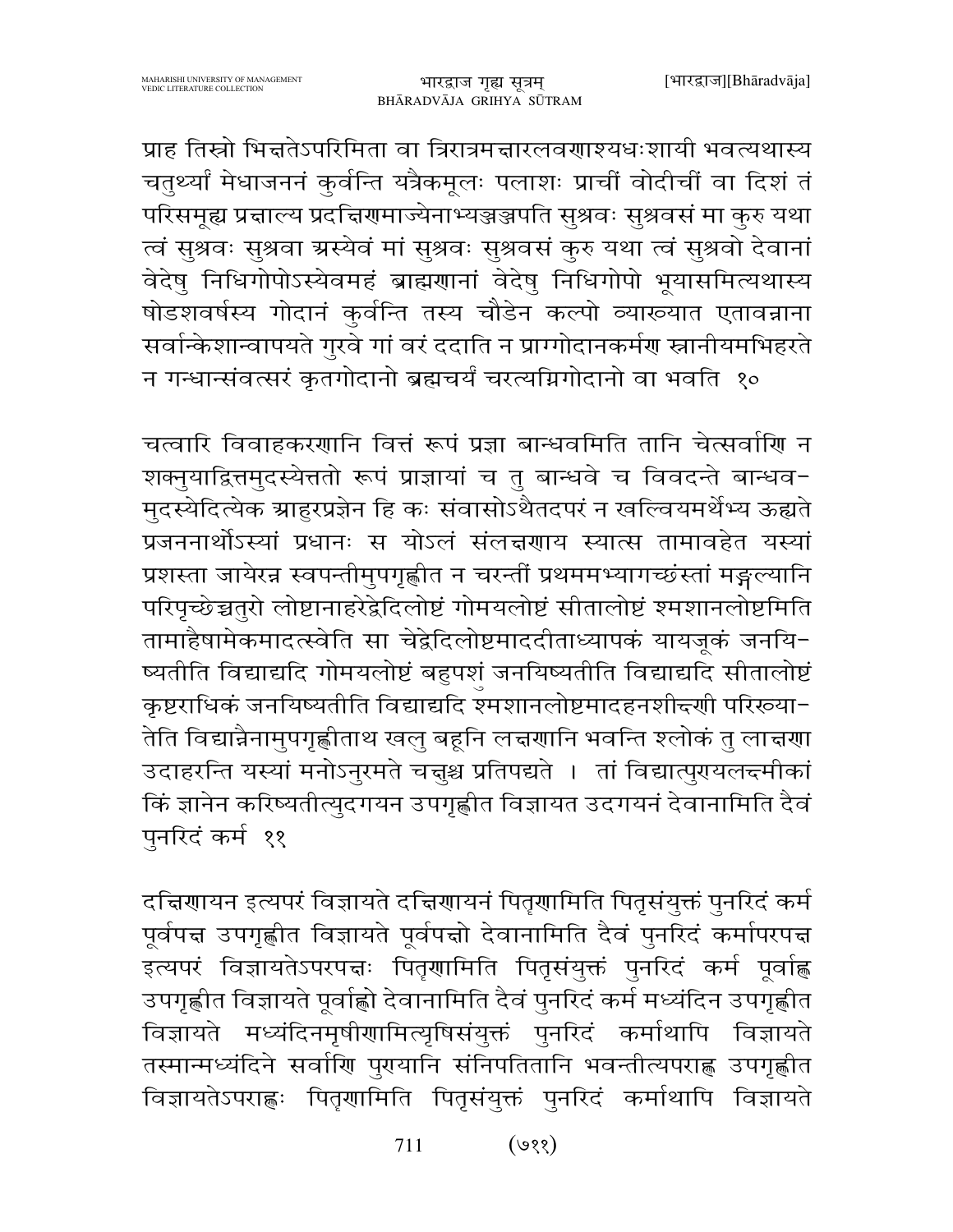प्राह तिस्रो भिक्षतेऽपरिमिता वा त्रिरात्रमक्षारलवणाश्यधःशायी भवत्यथास्य चतुर्थ्यां मेधाजननं कुर्वन्ति यत्रैकमूलः पलाशः प्राचीं वोदीचीं वा दिशं तं परिसमूह्य प्रक्षाल्य प्रदक्षिणमाज्येनाभ्यज्ञ्ञपति सुश्रवः सुश्रवसं मा कुरु यथा त्वं सुश्रवः सुश्रवा असयेवं मां सुश्रवः सुश्रवसं कुरु यथा त्वं सुश्रवो देवानां वेदेषु निधिगोपोऽस्येवमहं ब्राह्मणानां वेदेषु निधिगोपो भूयासमित्यथास्य षोडशवर्षस्य गोदानं कुर्वन्ति तस्य चौडेन कल्पो व्याख्यात एतावन्नाना सर्वान्केशान्वापयते गुरवे गां वरं ददाति न प्राग्गोदानकर्मण स्नानीयमभिहरते न गन्धान्संवत्सरं कृतगोदानो ब्रह्मचर्यं चरत्यग्निगोदानो वा भवति १०

चत्वारि विवाहकरणानि वित्तं रूपं प्रज्ञा बान्धवमिति तानि चेत्सर्वाणि न शक्नुयाद्वित्तमुदस्येत्ततो रूपं प्राज्ञायां च तु बान्धवे च विवदन्ते बान्धव-मुदस्येदित्येक आहुरप्रज्ञेन हि कः संवासोऽथैतदपरं न खल्वियमर्थेभ्य ऊह्यते प्रजननार्थोऽस्यां प्रधानः स योऽलं संलक्षणाय स्यात्स तामावहेत यस्यां प्रशस्ता जायेरन्न स्वपन्तीमुपगृह्णीत न चरन्तीं प्रथममभ्यागच्छंस्तां मङ्गल्यानि परिपृच्छेच्चतुरो लोष्टानाहरेद्वेदिलोष्टं गोमयलोष्टं सीतालोष्टं श्मशानलोष्टमिति तामाहैषामेकमादत्स्वेति सा चेद्वेदिलोष्टमाददीताध्यापकं यायजूकं जनयि-ष्यतीति विद्याद्यदि गोमयलोष्टं बहुपशुं जनयिष्यतीति विद्याद्यदि सीतालोष्टं कृष्टराधिकं जनयिष्यतीति विद्याद्यदि श्मशानलोष्टमादहनशीक्ष्णी परिख्या-तेति विद्यान्नैनामुपगृह्णीताथ खलु बहूनि लक्षणानि भवन्ति श्लोकं तु लाक्षणा उदाहरन्ति यस्यां मनोऽनुरमते चक्षुश्च प्रतिपद्यते । तां विद्यात्पुण्यलक्ष्मीकां किं ज्ञानेन करिष्यतीत्युदगयन उपगृह्णीत विज्ञायत उदगयनं देवानामिति दैवं पुनरिदं कर्म ११

दक्षिणायन इत्यपरं विज्ञायते दक्षिणायनं पितॄणामिति पितृसंयुक्तं पुनरिदं कर्म पूर्वपक्ष उपगृह्णीत विज्ञायते पूर्वपक्षो देवानामिति दैवं पुनरिदं कर्मापरपक्ष इत्यपरं विज्ञायतेऽपरपक्षः पितॄणामिति पितृसंयुक्तं पुनरिदं कर्म पूर्वाह्ण उपगृह्णीत विज्ञायते पूर्वाह्णो देवानामिति दैवं पुनरिदं कर्म मध्यंदिन उपगृह्णीत विज्ञायते मध्यंदिनमृषीणामित्यृषिसंयुक्तं पुनरिदं कर्माथापि विज्ञायते तस्मान्मध्यंदिने सर्वाणि पुण्यानि संनिपतितानि भवन्तीत्यपराह्ण उपगृह्णीत विज्ञायतेऽपराह्णः पितॄणामिति पितृसंयुक्तं पुनरिदं कर्माथापि विज्ञायते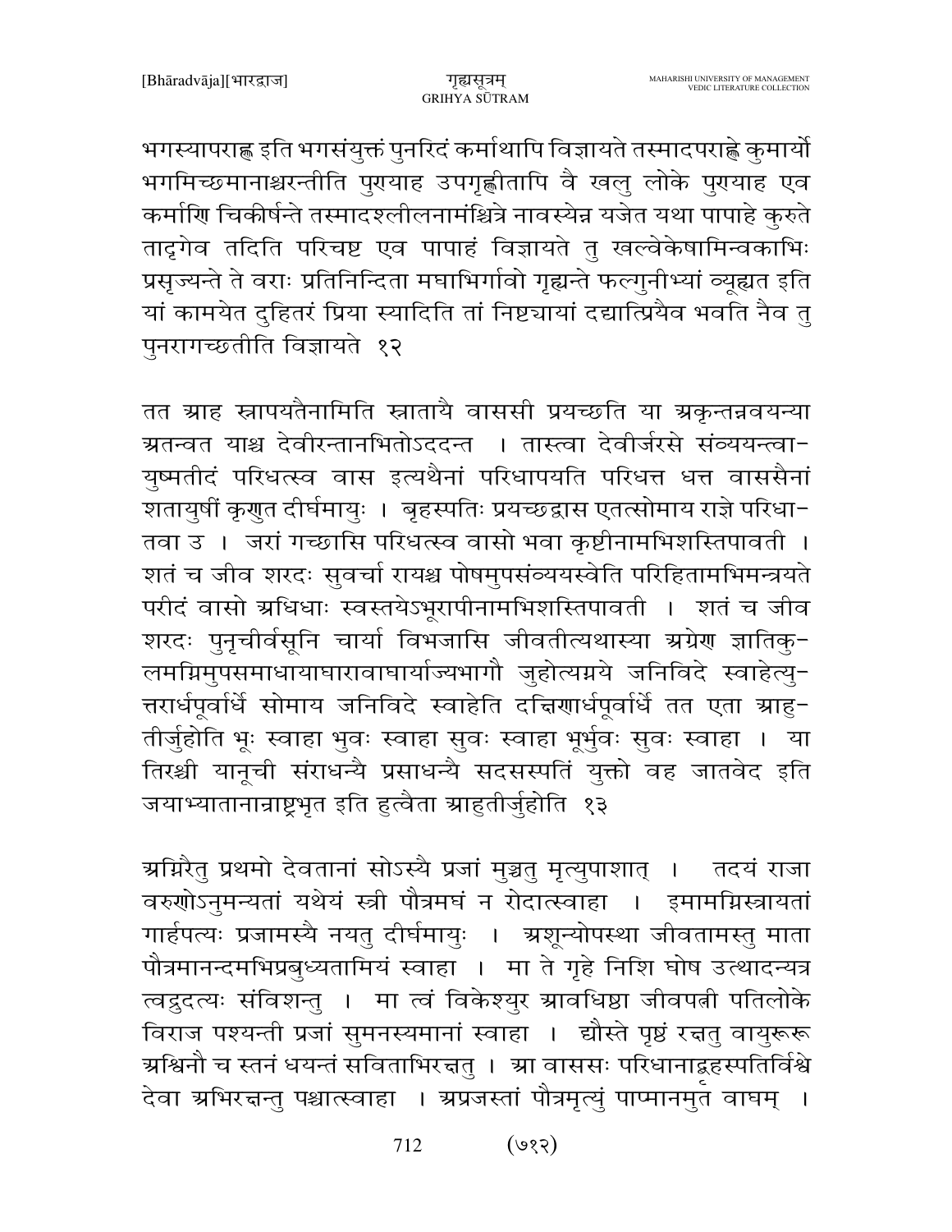भगस्यापराह्ण इति भगसंयुक्तं पुनरिदं कर्माथापि विज्ञायते तस्मादपराह्णे कुमार्यो भगमिच्छमानाश्चरन्तीति पुण्याह उपगृह्णीतापि वै खलु लोके पुण्याह एव कर्माणि चिकीर्षन्ते तस्मादश्लीलनामंश्चित्रे नावस्येन्न यजेत यथा पापाहे कुरुते तादृगेव तदिति परिचष्ट एव पापाहं विज्ञायते तु खल्वेकेषामिन्वकाभिः प्रसृज्यन्ते ते वराः प्रतिनिन्दिता मघाभिर्गावो गृह्यन्ते फल्गुनीभ्यां व्यूह्यत इति यां कामयेत दुहितरं प्रिया स्यादिति तां निष्ट्यायां दद्यात्प्रियैव भवति नैव तु पुनरागच्छतीति विज्ञायते १२

तत आह स्नापयतैनामिति स्नातायै वाससी प्रयच्छति या अकृन्तन्नवयन्या अतन्वत याश्च देवीरन्तानभितोऽददन्त । तास्त्वा देवीर्जरसे संव्ययन्त्वा-युष्मतीदं परिधत्स्व वास इत्यथैनां परिधापयति परिधत्त धत्त वाससैनां शतायुषीं कृणुत दीर्घमायुः । बृहस्पतिः प्रयच्छद्वास एतत्सोमाय राज्ञे परिधा-तवा उ । जरां गच्छासि परिधत्स्व वासो भवा कृष्टीनामभिशस्तिपावती । शतं च जीव शरदः सुवर्चा रायश्च पोषमुपसंव्ययस्वेति परिहितामभिमन्त्रयते परीदं वासो अधिधाः स्वस्तयेऽभूरापीनामभिशस्तिपावती । शतं च जीव शरदः पुनूचीर्वसूनि चार्या विभजासि जीवतीत्यथास्या अग्रेण ज्ञातिकु-लमग्निमुपसमाधायाघारावाघार्याज्यभागौ जुहोत्यग्नये जनिविदे स्वाहेत्यु-त्तरार्धपूर्वार्धे सोमाय जनिविदे स्वाहेति दक्षिणार्धपूर्वार्धे तत एता आहु-तीर्जुहोति भूः स्वाहा भुवः स्वाहा सुवः स्वाहा भूर्भुवः सुवः स्वाहा । या तिरश्ची यानूची संराधन्यै प्रसाधन्यै सदसस्पतिं युक्तो वह जातवेद इति जयाभ्यातानान्राष्ट्रभृत इति हुत्वैता आहुतीर्जुहोति १३

अग्निरैतु प्रथमो देवतानां सोऽस्यै प्रजां मुञ्चतु मृत्युपाशात् । तदयं राजा वरुणोऽनुमन्यतां यथेयं स्त्री पौत्रमघं न रोदात्स्वाहा । इमामग्निस्त्रायतां गार्हपत्यः प्रजामस्यै नयतु दीर्घमायुः । अशून्योपस्था जीवतामस्तु माता पौत्रमानन्दमभिप्रबुध्यतामियं स्वाहा । मा ते गृहे निशि घोष उत्थादन्यत्र त्वद्रुदत्यः संविशन्तु । मा त्वं विकेश्युर आवधिष्ठा जीवपत्नी पतिलोके विराज पश्यन्ती प्रजां सुमनस्यमानां स्वाहा । द्यौस्ते पृष्ठं रक्षतु वायुरूरू अश्विनौ च स्तनं धयन्तं सविताभिरक्षतु । आ वाससः परिधानाद्बृहस्पतिर्विश्वे देवा अभिरक्षन्तु पश्चात्स्वाहा । अप्रजस्तां पौत्रमृत्युं पाप्मानमुत वाघम् ।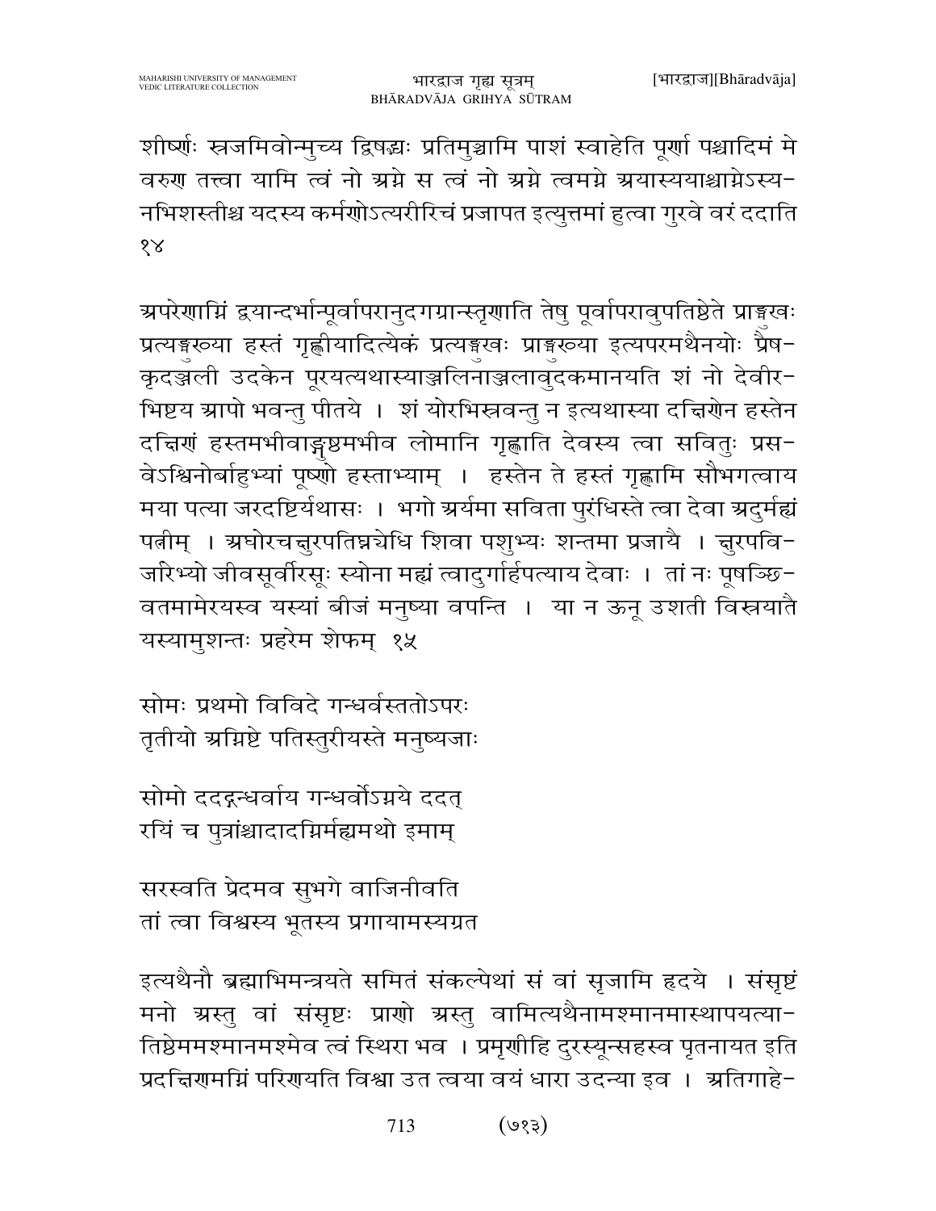शीर्ष्णः स्रजमिवोन्मुच्य द्विषद्भ्यः प्रतिमुञ्चामि पाशं स्वाहेति पूर्णा पश्चादिमं मे वरुण तत्त्वा यामि त्वं नो अग्ने स त्वं नो अग्ने त्वमग्ने अयास्ययाश्चाग्नेऽस्य- नभिशस्तीश्च यदस्य कर्मणोऽत्यरीरिचं प्रजापत इत्युत्तमां हुत्वा गुरवे वरं ददाति १४

अपरेणाग्निं द्वयान्दर्भान्पूर्वापरानुदगग्रान्स्तृणाति तेषु पूर्वापरावुपतिष्ठेते प्राङ्मुखः प्रत्यङ्मुख्या हस्तं गृह्णीयादित्येकं प्रत्यङ्मुखः प्राङ्मुख्या इत्यपरमथैनयोः प्रैष- कृदञ्जली उदकेन पूरयत्यथास्याञ्जलिनाञ्जलावुदकमानयति शं नो देवीर- भिष्टय आपो भवन्तु पीतये । शं योरभिस्रवन्तु न इत्यथास्या दक्षिणेन हस्तेन दक्षिणं हस्तमभीवाङ्गुष्ठमभीव लोमानि गृह्णाति देवस्य त्वा सवितुः प्रस- वेऽश्विनोर्बाहुभ्यां पूष्णो हस्ताभ्याम् । हस्तेन ते हस्तं गृह्णामि सौभगत्वाय मया पत्या जरदष्टिर्यथासः । भगो अर्यमा सविता पुरंधिस्ते त्वा देवा अदुर्मह्यं पत्नीम् । अघोरचक्षुरपतिघ्न्येधि शिवा पशुभ्यः शन्तमा प्रजायै । क्षुरपवि- जरिभ्यो जीवसूर्वीरसूः स्योना मह्यं त्वादुर्गार्हपत्याय देवाः । तां नः पूषञ्छि- वतमामेरयस्व यस्यां बीजं मनुष्या वपन्ति । या न ऊरू उशती विस्रयातै यस्यामुशन्तः प्रहरेम शेफम् १५

सोमः प्रथमो विविदे गन्धर्वस्ततोऽपरः
तृतीयो अग्निष्टे पतिस्तुरीयस्ते मनुष्यजाः

सोमो ददद्गन्धर्वाय गन्धर्वोऽग्नये ददत्
रयिं च पुत्रांश्चादादग्निर्मह्यमथो इमाम्

सरस्वति प्रेदमव सुभगे वाजिनीवति
तां त्वा विश्वस्य भूतस्य प्रगायामस्यग्रत

इत्यथैनौ ब्रह्माभिमन्त्रयते समितं संकल्पेथां सं वां सृजामि हृदये । संसृष्टं मनो अस्तु वां संसृष्टः प्राणो अस्तु वामित्यथैनामश्मानमास्थापयत्या- तिष्ठेममश्मानमश्मेव त्वं स्थिरा भव । प्रमृणीहि दुरस्यून्सहस्व पृतनायत इति प्रदक्षिणमग्निं परिणयति विश्वा उत त्वया वयं धारा उदन्या इव । अतिगाहे-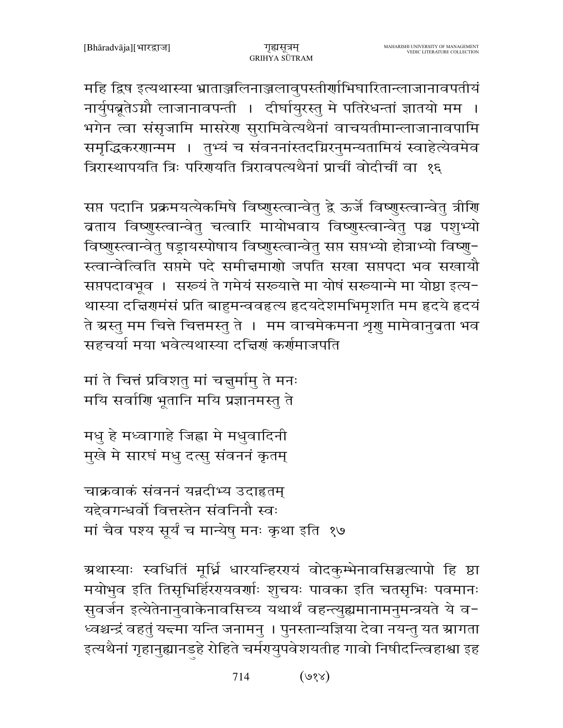महि द्विष इत्यथास्या भ्राताञ्जलिनाञ्जलावुपस्तीर्णाभिघारितान्लाजानावपतीयं नार्युपब्रूतेऽग्नौ लाजानावपन्ती । दीर्घायुरस्तु मे पतिरेधन्तां ज्ञातयो मम । भगेन त्वा संसृजामि मासरेण सुरामिवेत्यथैनां वाचयतीमान्लाजानावपामि समृद्धिकरणान्मम । तुभ्यं च संवननांस्तदग्निरनुमन्यतामियं स्वाहेत्येवमेव त्रिरास्थापयति त्रिः परिणयति त्रिरावपत्यथैनां प्राचीं वोदीचीं वा १६

सप्त पदानि प्रक्रमयत्येकमिषे विष्णुस्त्वान्वेतु द्वे ऊर्जे विष्णुस्त्वान्वेतु त्रीणि व्रताय विष्णुस्त्वान्वेतु चत्वारि मायोभवाय विष्णुस्त्वान्वेतु पञ्च पशुभ्यो विष्णुस्त्वान्वेतु षड्रायस्पोषाय विष्णुस्त्वान्वेतु सप्त सप्तभ्यो होत्राभ्यो विष्णुस्त्वान्वेत्विति सप्तमे पदे समीक्षमाणो जपति सखा सप्तपदा भव सखायौ सप्तपदावभूव । सख्यं ते गमेयं सख्यात्ते मा योषं सख्यान्मे मा योष्ठा इत्यथास्या दक्षिणमंसं प्रति बाहुमन्ववहृत्य हृदयदेशमभिमृशति मम हृदये हृदयं ते अस्तु मम चित्ते चित्तमस्तु ते । मम वाचमेकमना शृणु मामेवानुव्रता भव सहचर्या मया भवेत्यथास्या दक्षिणं कर्णमाजपति

मां ते चित्तं प्रविशतु मां चक्षुर्मामु ते मनः
मयि सर्वाणि भूतानि मयि प्रज्ञानमस्तु ते

मधु हे मध्वागाहे जिह्वा मे मधुवादिनी
मुखे मे सारघं मधु दत्सु संवननं कृतम्

चाक्रवाकं संवननं यन्नदीभ्य उदाहृतम्
यद्देवगन्धर्वो वित्तस्तेन संवनिनौ स्वः
मां चैव पश्य सूर्यं च मान्येषु मनः कृथा इति १७

अथास्याः स्वधितिं मूर्ध्नि धारयन्हिरण्यं वोदकुम्भेनावसिञ्चत्यापो हि ष्ठा मयोभुव इति तिसृभिर्हिरण्यवर्णाः शुचयः पावका इति चतसृभिः पवमानः सुवर्जन इत्येतेनानुवाकेनावसिच्य यथार्थं वहन्त्युह्यमानामनुमन्त्रयते ये वध्वश्चन्द्रं वहतुं यक्ष्मा यन्ति जनामनु । पुनस्तान्यज्ञिया देवा नयन्तु यत आगता इत्यथैनां गृहानुह्यानडुहे रोहिते चर्मण्युपवेशयतीह गावो निषीदन्त्विहाश्वा इह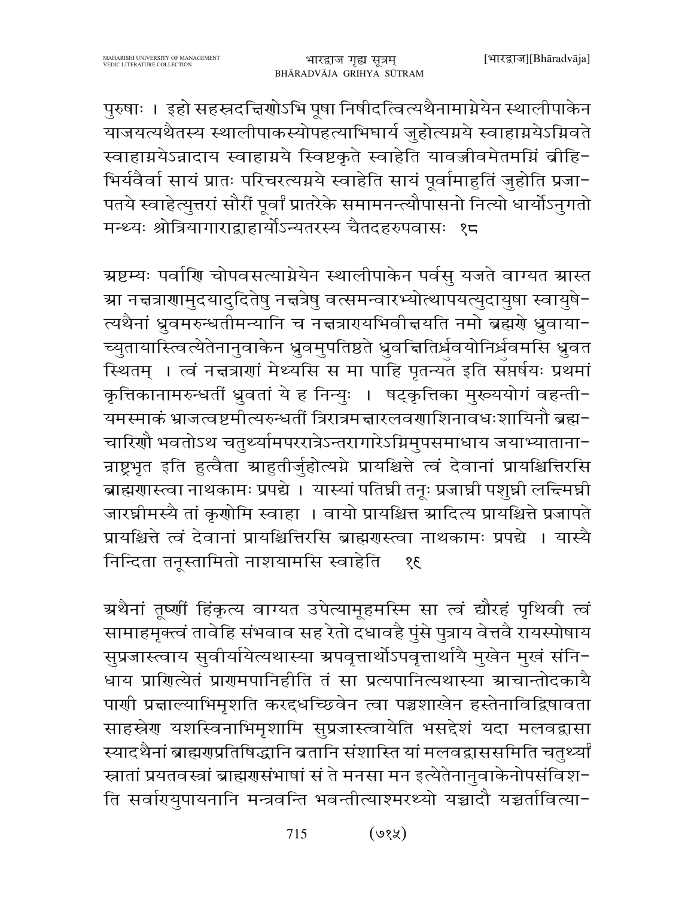पुरुषाः । इहो सहस्रदक्षिणोऽभि पूषा निषीदत्वित्यथैनामाग्नेयेन स्थालीपाकेन याजयत्यथैतस्य स्थालीपाकस्योपहत्याभिघार्य जुहोत्यग्नये स्वाहाग्नयेऽग्निवते स्वाहाग्नयेऽन्नादाय स्वाहाग्नये स्विष्टकृते स्वाहेति यावज्जीवमेतमग्निं व्रीहि-भिर्यवैर्वा सायं प्रातः परिचरत्यग्नये स्वाहेति सायं पूर्वामाहुतिं जुहोति प्रजा-पतये स्वाहेत्युत्तरां सौरीं पूर्वां प्रातरेके समामनन्त्यौपासनो नित्यो धार्योऽनुगतो मन्थ्यः श्रोत्रियागाराद्वाहार्योऽन्यतरस्य चैतदहरुपवासः १८

अष्टम्यः पर्वाणि चोपवसत्याग्नेयेन स्थालीपाकेन पर्वसु यजते वाग्यत आस्त आ नक्षत्राणामुदयादुदितेषु नक्षत्रेषु वत्समन्वारभ्योत्थापयत्युदायुषा स्वायुषे-त्यथैनां ध्रुवमरुन्धतीमन्यानि च नक्षत्राण्यभिवीक्षयति नमो ब्रह्मणे ध्रुवाया-च्युतायास्त्वित्येतेनानुवाकेन ध्रुवमुपतिष्ठते ध्रुवक्षितिर्ध्रुवयोनिर्ध्रुवमसि ध्रुवत स्थितम् । त्वं नक्षत्राणां मेथ्यसि स मा पाहि पृतन्यत इति सप्तर्षयः प्रथमां कृत्तिकानामरुन्धतीं ध्रुवतां ये ह निन्युः । षट्कृत्तिका मुख्ययोगं वहन्ती-यमस्माकं भ्राजत्वष्टमीत्यरुन्धतीं त्रिरात्रमक्षारलवणाशिनावधःशायिनौ ब्रह्म-चारिणौ भवतोऽथ चतुर्थ्यामपररात्रेऽन्तरागारेऽग्निमुपसमाधाय जयाभ्याताना-न्राष्ट्रभृत इति हुत्वैता आहुतीर्जुहोत्यग्ने प्रायश्चित्ते त्वं देवानां प्रायश्चित्तिरसि ब्राह्मणास्त्वा नाथकामः प्रपद्ये । यास्यां पतिघ्नी तनूः प्रजाघ्नी पशुघ्नी लक्ष्मिघ्नी जारघ्नीमस्यै तां कृणोमि स्वाहा । वायो प्रायश्चित्त आदित्य प्रायश्चित्ते प्रजापते प्रायश्चित्ते त्वं देवानां प्रायश्चित्तिरसि ब्राह्मणास्त्वा नाथकामः प्रपद्ये । यास्यै निन्दिता तनूस्तामितो नाशयामसि स्वाहेति १९

अथैनां तूष्णीं हिंकृत्य वाग्यत उपेत्यामूहमस्मि सा त्वं द्यौरहं पृथिवी त्वं सामाहमृक्त्वं तावेहि संभवाव सह रेतो दधावहै पुंसे पुत्राय वेत्तवै रायस्पोषाय सुप्रजास्त्वाय सुवीर्यायेत्यथास्या अपवृत्तार्थोऽपवृत्तार्थायै मुखेन मुखं संनि-धाय प्राणित्येतं प्राणमपानिहीति तं सा प्रत्यपानित्यथास्या आचान्तोदकायै पाणी प्रक्षाल्याभिमृशति करद्धच्छिवेन त्वा पञ्चशाखेन हस्तेनाविद्विषावता साहस्रेण यशस्विनाभिमृशामि सुप्रजास्त्वायेति भसद्देशं यदा मलवद्वासा स्यादथैनां ब्राह्मणप्रतिषिद्धानि व्रतानि संशास्ति यां मलवद्वाससमिति चतुर्थ्यां स्नातां प्रयतवस्त्रां ब्राह्मणसंभाषां सं ते मनसा मन इत्येतेनानुवाकेनोपसंविश-ति सर्वाण्युपायनानि मन्त्रवन्ति भवन्तीत्याश्मरथ्यो यच्चादौ यच्चर्ताावित्या-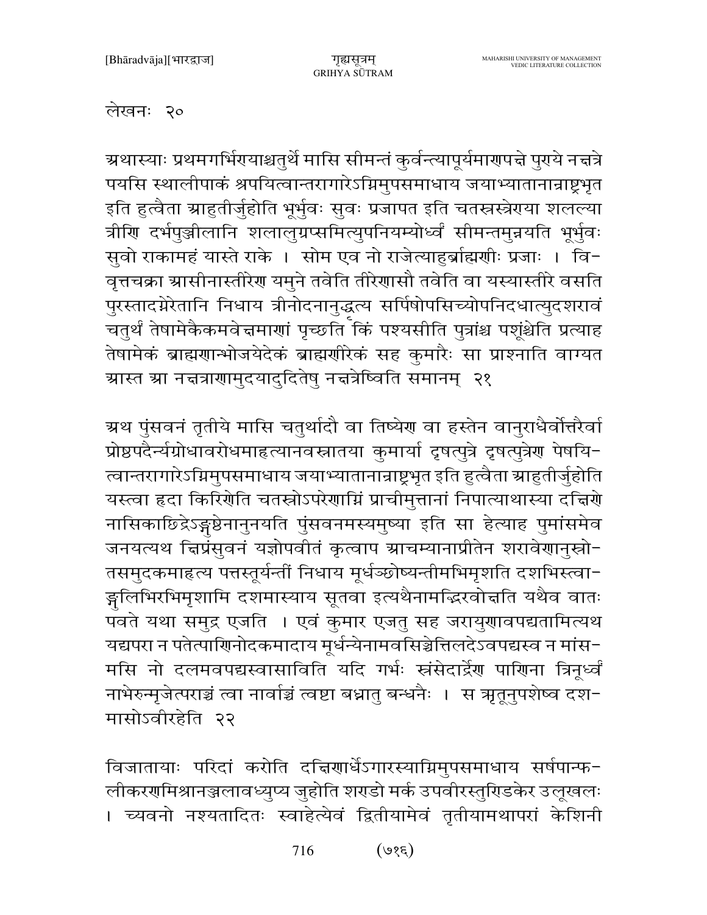लेखनः २०

अथास्याः प्रथमगर्भिण्याश्चतुर्थे मासि सीमन्तं कुर्वन्त्यापूर्यमाणपक्षे पुण्ये नक्षत्रे पयसि स्थालीपाकं श्रपयित्वान्तरागारेऽग्निमुपसमाधाय जयाभ्यातानान्राष्ट्रभृत इति हुत्वैता आहुतीर्जुहोति भूर्भुवः सुवः प्रजापत इति चतस्रस्त्रेण्या शलल्या त्रीणि दर्भपुञ्जीलानि शलालुग्रप्समित्युपनियम्योर्ध्वं सीमन्तमुन्नयति भूर्भुवः सुवो राकामहं यास्ते राके । सोम एव नो राजेत्याहुर्ब्राह्मणीः प्रजाः । विवृत्तचक्रा आसीनास्तीरेण यमुने तवेति तीरेणासौ तवेति वा यस्यास्तीरे वसति पुरस्तादग्नेरेतानि निधाय त्रीनोदनानुद्धृत्य सर्पिषोपसिच्योपनिदधात्युदशरावं चतुर्थं तेषामेकैकमवेक्षमाणां पृच्छति किं पश्यसीति पुत्रांश्च पशूंश्चेति प्रत्याह तेषामेकं ब्राह्मणान्भोजयेदेकं ब्राह्मणीरेकं सह कुमारैः सा प्राश्नाति वाग्यत आस्त आ नक्षत्राणामुदयादुदितेषु नक्षत्रेष्विति समानम् २१

अथ पुंसवनं तृतीये मासि चतुर्थादौ वा तिष्येण वा हस्तेन वानुराधैर्वोत्तरैर्वा प्रोष्ठपदैर्न्यग्रोधावरोधमाहृत्यानवस्नातया कुमार्या दृषत्पुत्रे दृषत्पुत्रेण पेषयित्वान्तरागारेऽग्निमुपसमाधाय जयाभ्यातानान्राष्ट्रभृत इति हुत्वैता आहुतीर्जुहोति यस्त्वा हृदा किरिणेति चतस्रोऽपरेणाग्निं प्राचीमुत्तानां निपात्याथास्या दक्षिणे नासिकाछिद्रेऽङ्गुष्ठेनानुनयति पुंसवनमस्यमुष्या इति सा हेत्याह पुमांसमेव जनयत्यथ क्षिप्रंसुवनं यज्ञोपवीतं कृत्वाप आचम्यानाप्रीतेन शरावेणानुस्रोतसमुदकमाहृत्य पत्तस्तूर्यन्तीं निधाय मूर्धञ्छोष्यन्तीमभिमृशति दशभिस्त्वाङ्गुलिभिरभिमृशामि दशमास्याय सूतवा इत्यथैनामद्भिरवोक्षति यथैव वातः पवते यथा समुद्र एजति । एवं कुमार एजतु सह जरायुणावपद्यतामित्यथ यद्यपरा न पतेत्पाणिनोदकमादाय मूर्धन्येनामवसिञ्चेत्तिलदेऽवपद्यस्व न मांसमसि नो दलमवपद्यस्वासाविति यदि गर्भः स्रंसेदार्द्रेण पाणिना त्रिनूर्ध्वं नाभेरुन्मृजेत्पराञ्चं त्वा नार्वाञ्चं त्वष्टा बध्नातु बन्धनैः । स ऋतूनुपशेष्व दशमासोऽवीरहेति २२

विजातायाः परिदां करोति दक्षिणार्धेऽगारस्याग्निमुपसमाधाय सर्षपान्फलीकरणमिश्रानञ्जलावध्युप्य जुहोति शण्डो मर्क उपवीरस्तुण्डिकेर उलूखलः । च्यवनो नश्यतादितः स्वाहेत्येवं द्वितीयामेवं तृतीयामथापरां केशिनी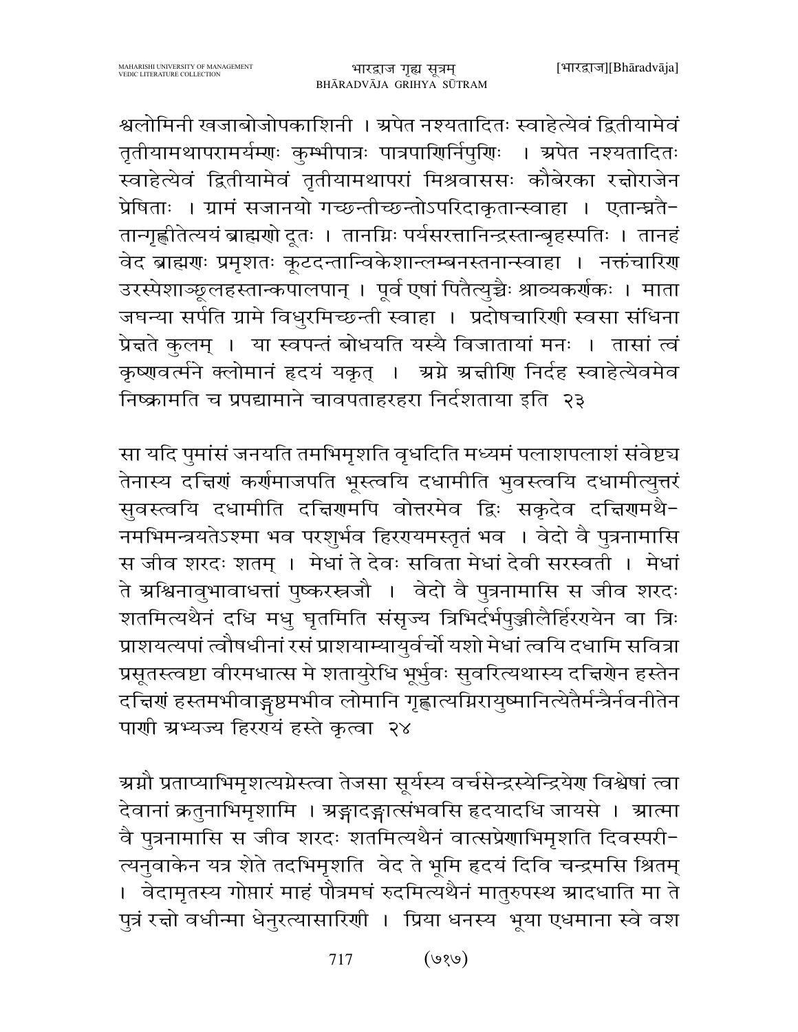श्वलोमिनी खजाबोजोपकाशिनी । अपेत नश्यतादितः स्वाहेत्येवं द्वितीयामेवं तृतीयामथापरामर्यम्णः कुम्भीपात्रः पात्रपाणिर्निपुणिः । अपेत नश्यतादितः स्वाहेत्येवं द्वितीयामेवं तृतीयामथापरां मिश्रवाससः कौबेरका रक्षोराजेन प्रेषिताः । ग्रामं सजानयो गच्छन्तीच्छन्तोऽपरिदाकृतान्स्वाहा । एतान्घ्नतैतान्गृह्णीतेत्ययं ब्राह्मणो दूतः । तानग्निः पर्यसरत्तानिन्द्रस्तान्बृहस्पतिः । तानहं वेद ब्राह्मणः प्रमृशतः कूटदन्तान्विकेशान्लम्बनस्तनान्स्वाहा । नक्तंचारिण उरस्पेशाञ्छूलहस्तान्कपालपान् । पूर्व एषां पितैत्युच्चैः श्राव्यकर्णकः । माता जघन्या सर्पति ग्रामे विधुरमिच्छन्ती स्वाहा । प्रदोषचारिणी स्वसा संधिना प्रेक्षते कुलम् । या स्वपन्तं बोधयति यस्यै विजातायां मनः । तासां त्वं कृष्णवर्त्मने क्लोमानं हृदयं यकृत् । अग्ने अक्षीणि निर्दह स्वाहेत्येवमेव निष्क्रामति च प्रपद्यामाने चावपताहरहरा निर्दशताया इति २३

सा यदि पुमांसं जनयति तमभिमृशति वृधदिति मध्यमं पलाशपलाशं संवेष्ट्य तेनास्य दक्षिणं कर्णमाजपति भूस्त्वयि दधामीति भुवस्त्वयि दधामीत्युत्तरं सुवस्त्वयि दधामीति दक्षिणमपि वोत्तरमेव द्विः सकृदेव दक्षिणमथैनमभिमन्त्रयतेऽश्मा भव परशुर्भव हिरण्यमस्तृतं भव । वेदो वै पुत्रनामासि स जीव शरदः शतम् । मेधां ते देवः सविता मेधां देवी सरस्वती । मेधां ते अश्विनावुभावाधत्तां पुष्करस्रजौ । वेदो वै पुत्रनामासि स जीव शरदः शतमित्यथैनं दधि मधु घृतमिति संसृज्य त्रिभिर्दर्भपुञ्जीलैर्हिरण्येन वा त्रिः प्राशयत्यपां त्वौषधीनां रसं प्राशयाम्यायुर्वर्चो यशो मेधां त्वयि दधामि सवित्रा प्रसूतस्त्वष्टा वीरमधात्स मे शतायुरेधि भूर्भुवः सुवरित्यथास्य दक्षिणेन हस्तेन दक्षिणं हस्तमभीवाङ्गुष्ठमभीव लोमानि गृह्णात्यग्निरायुष्मानित्येतैर्मन्त्रैर्नवनीतेन पाणी अभ्यज्य हिरण्यं हस्ते कृत्वा २४

अग्नौ प्रताप्याभिमृशत्यग्नेस्त्वा तेजसा सूर्यस्य वर्चसेन्द्रस्येन्द्रियेण विश्वेषां त्वा देवानां क्रतुनाभिमृशामि । अङ्गादङ्गात्संभवसि हृदयादधि जायसे । आत्मा वै पुत्रनामासि स जीव शरदः शतमित्यथैनं वात्सप्रेणाभिमृशति दिवस्परीत्यनुवाकेन यत्र शेते तदभिमृशति वेद ते भूमि हृदयं दिवि चन्द्रमसि श्रितम् । वेदामृतस्य गोप्तारं माहं पौत्रमघं रुदमित्यथैनं मातुरुपस्थ आदधाति मा ते पुत्रं रक्षो वधीन्मा धेनुरत्यासारिणी । प्रिया धनस्य भूया एधमाना स्वे वश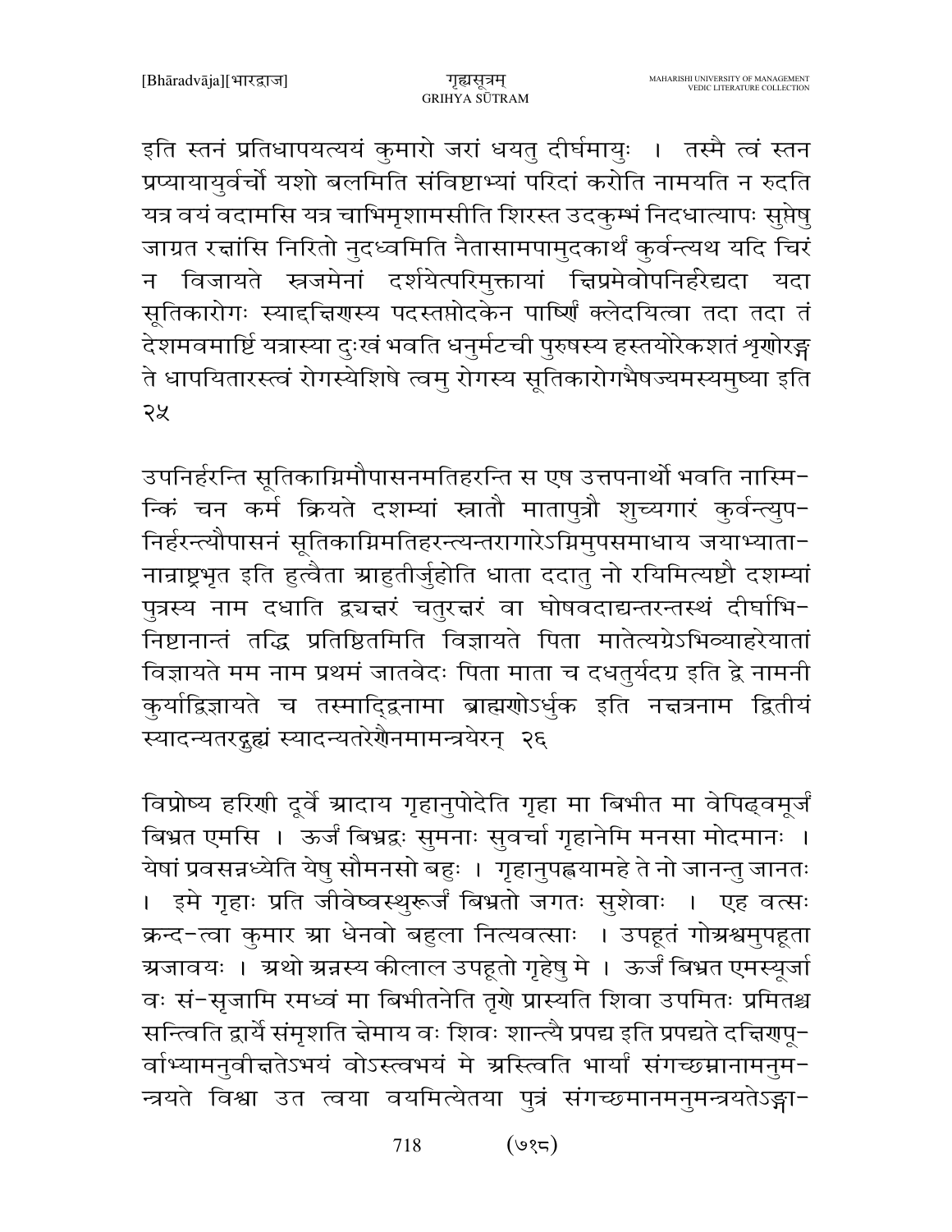इति स्तनं प्रतिधापयत्ययं कुमारो जरां धयतु दीर्घमायुः । तस्मै त्वं स्तन प्रप्यायायुर्वर्चो यशो बलमिति संविष्टाभ्यां परिदां करोति नामयति न रुदति यत्र वयं वदामसि यत्र चाभिमृशामसीति शिरस्त उदकुम्भं निदधात्यापः सुप्तेषु जाग्रत रक्षांसि निरितो नुदध्वमिति नैतासामपामुदकार्थं कुर्वन्त्यथ यदि चिरं न विजायते स्रजमेनां दर्शयेत्परिमुक्तायां क्षिप्रमेवोपनिर्हरेद्यदा यदा सूतिकारोगः स्याद्दक्षिणस्य पदस्तप्तोदकेन पार्ष्णिं क्लेदयित्वा तदा तदा तं देशमवमार्ष्टि यत्रास्या दुःखं भवति धनुर्मटची पुरुषस्य हस्तयोरेकशतं शृणोरङ्ग ते धापयितारस्त्वं रोगस्येशिषे त्वमु रोगस्य सूतिकारोगभैषज्यमस्यमुष्या इति २५

उपनिर्हरन्ति सूतिकाग्निमौपासनमतिहरन्ति स एष उत्तपनार्थो भवति नास्मि-न्किं चन कर्म क्रियते दशम्यां स्नातौ मातापुत्रौ शुच्यगारं कुर्वन्त्युप-निर्हरन्त्यौपासनं सूतिकाग्निमतिहरन्त्यन्तरागारेऽग्निमुपसमाधाय जयाभ्याता-नान्राष्ट्रभृत इति हुत्वैता आहुतीर्जुहोति धाता ददातु नो रयिमित्यष्टौ दशम्यां पुत्रस्य नाम दधाति द्व्यक्षरं चतुरक्षरं वा घोषवदाद्यन्तरन्तस्थं दीर्घाभि-निष्टानान्तं तद्धि प्रतिष्ठितमिति विज्ञायते पिता मातेत्यग्रेऽभिव्याहरेयातां विज्ञायते मम नाम प्रथमं जातवेदः पिता माता च दधतुर्यदग्र इति द्वे नामनी कुर्याद्विज्ञायते च तस्मादिद्वनामा ब्राह्मणोऽर्धुक इति नक्षत्रनाम द्वितीयं स्यादन्यतरद्गुह्यं स्यादन्यतरेणैनमामन्त्रयेरन् २६

विप्रोष्य हरिणी दूर्वे आदाय गृहानुपोदेति गृहा मा बिभीत मा वेपिढ्वमूर्जं बिभ्रत एमसि । ऊर्जं बिभ्रद्वः सुमनाः सुवर्चा गृहानेमि मनसा मोदमानः । येषां प्रवसन्नध्येति येषु सौमनसो बहुः । गृहानुपह्वयामहे ते नो जानन्तु जानतः । इमे गृहाः प्रति जीवेष्वस्थुरूर्जं बिभ्रतो जगतः सुशेवाः । एह वत्सः क्रन्द-त्वा कुमार आ धेनवो बहुला नित्यवत्साः । उपहूतं गोअश्वमुपहूता अजावयः । अथो अन्नस्य कीलाल उपहूतो गृहेषु मे । ऊर्जं बिभ्रत एमस्यूर्जा वः सं-सृजामि रमध्वं मा बिभीतनेति तृणे प्रास्यति शिवा उपमितः प्रमितश्च सन्त्विति द्वार्ये संमृशति क्षेमाय वः शिवः शान्त्यै प्रपद्य इति प्रपद्यते दक्षिणपू-र्वाभ्यामनुवीक्षतेऽभयं वोऽस्त्वभयं मे अस्त्विति भार्यां संगच्छमानामनुम-न्त्रयते विश्वा उत त्वया वयमित्येतया पुत्रं संगच्छमानमनुमन्त्रयतेऽङ्गा-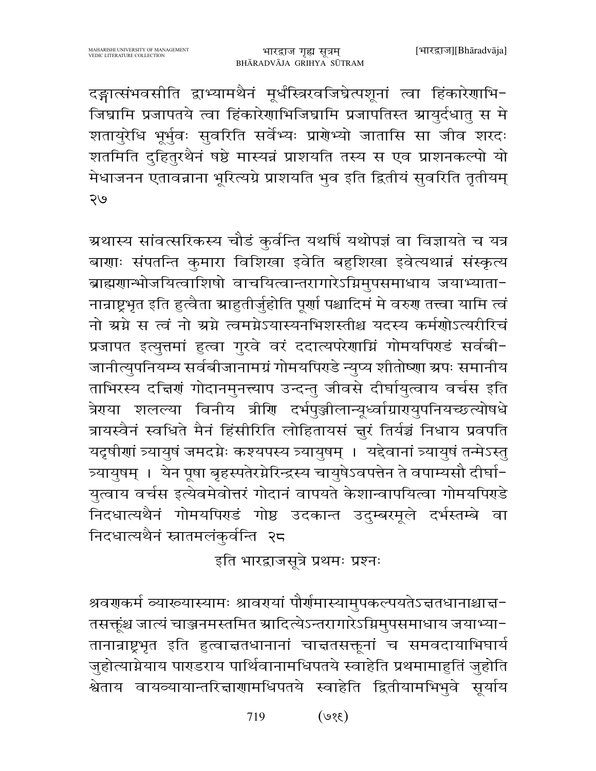दङ्गात्संभवसीति द्वाभ्यामथैनं मूर्धस्त्रिरवजिघ्रेत्पशूनां त्वा हिंकारेणाभि-जिघ्रामि प्रजापतये त्वा हिंकारेणाभिजिघ्रामि प्रजापतिस्त आयुर्दधातु स मे शतायुरेधि भूर्भुवः सुवरिति सर्वेभ्यः प्राणेभ्यो जातासि सा जीव शरदः शतमिति दुहितुरथैनं षष्ठे मास्यन्नं प्राशयति तस्य स एव प्राशनकल्पो यो मेधाजनन एतावन्नाना भूरित्यग्रे प्राशयति भुव इति द्वितीयं सुवरिति तृतीयम् २७

अथास्य सांवत्सरिकस्य चौडं कुर्वन्ति यथर्षि यथोपज्ञं वा विज्ञायते च यत्र बाणाः संपतन्ति कुमारा विशिखा इवेति बहुशिखा इवेत्यथान्नं संस्कृत्य ब्राह्मणान्भोजयित्वाशिषो वाचयित्वान्तरागारेऽग्निमुपसमाधाय जयाभ्याता-नान्राष्ट्रभृत इति हुत्वैता आहुतीर्जुहोति पूर्णा पश्चादिमं मे वरुण तत्त्वा यामि त्वं नो अग्ने स त्वं नो अग्ने त्वमग्नेऽयास्यनभिशस्तीश्च यदस्य कर्मणोऽत्यरीरिचं प्रजापत इत्युत्तमां हुत्वा गुरवे वरं ददात्यपरेणाग्निं गोमयपिण्डं सर्वबी-जानीत्युपनियम्य सर्वबीजानामग्रं गोमयपिण्डे न्युप्य शीतोष्णा अपः समानीय ताभिरस्य दक्षिणं गोदानमुनत्त्याप उन्दन्तु जीवसे दीर्घायुत्वाय वर्चस इति त्रेण्या शलल्या विनीय त्रीणि दर्भपुञ्जीलान्यूर्ध्वाग्राण्युपनियच्छत्योषधे त्रायस्वैनं स्वधिते मैनं हिंसीरिति लोहितायसं क्षुरं तिर्यञ्चं निधाय प्रवपति यदृषीणां त्र्यायुषं जमदग्नेः कश्यपस्य त्र्यायुषम् । यद्देवानां त्र्यायुषं तन्मेऽस्तु त्र्यायुषम् । येन पूषा बृहस्पतेरग्नेरिन्द्रस्य चायुषेऽवपत्तेन ते वपाम्यसौ दीर्घा-युत्वाय वर्चस इत्येवमेवोत्तरं गोदानं वापयते केशान्वापयित्वा गोमयपिण्डे निदधात्यथैनं गोमयपिण्डं गोष्ठ उदकान्त उदुम्बरमूले दर्भस्तम्बे वा निदधात्यथैनं स्नातमलंकुर्वन्ति २८

इति भारद्वाजसूत्रे प्रथमः प्रश्नः

श्रवणकर्म व्याख्यास्यामः श्रावण्यां पौर्णमास्यामुपकल्पयतेऽक्षतधानाश्चाक्ष-तसक्तूंश्च जात्यं चाञ्जनमस्तमित आदित्येऽन्तरागारेऽग्निमुपसमाधाय जयाभ्या-तानान्राष्ट्रभृत इति हुत्वाक्षतधानानां चाक्षतसक्तूनां च समवदायाभिघार्य जुहोत्याग्नेयाय पाण्डराय पार्थिवानामधिपतये स्वाहेति प्रथमामाहुतिं जुहोति श्वेताय वायव्यायान्तरिक्षाणामधिपतये स्वाहेति द्वितीयामभिभुवे सूर्याय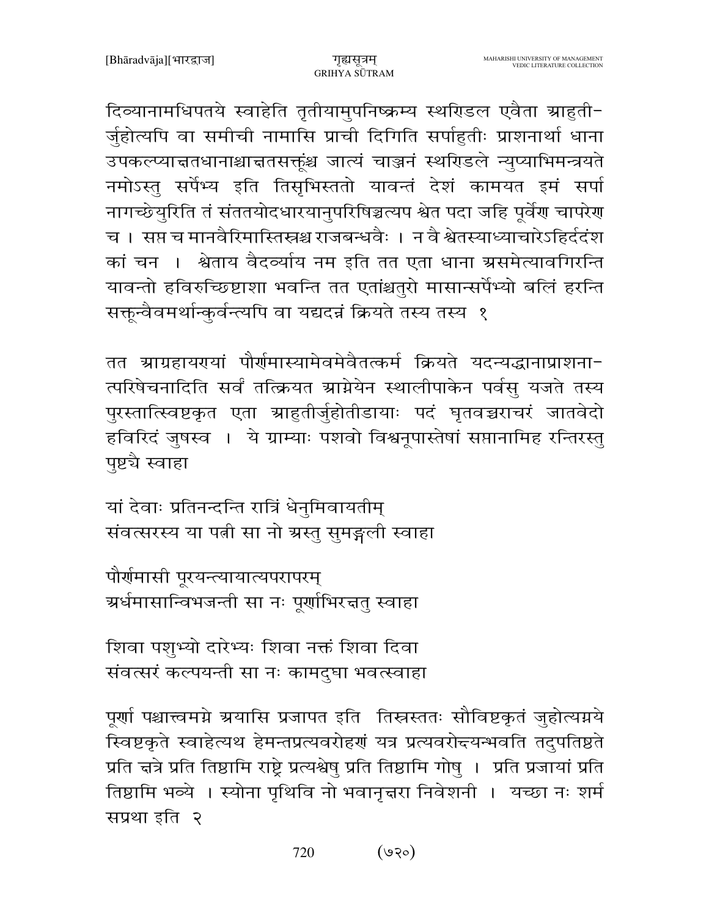दिव्यानामधिपतये स्वाहेति तृतीयामुपनिष्क्रम्य स्थण्डिल एवैता आहुती-र्जुहोत्यपि वा समीची नामासि प्राची दिगिति सर्पाहुतीः प्राशनार्था धाना उपकल्प्याक्षतधानाश्चाक्षतसक्तूंश्च जात्यं चाञ्जनं स्थण्डिले न्युप्याभिमन्त्रयते नमोऽस्तु सर्पेभ्य इति तिसृभिस्ततो यावन्तं देशं कामयत इमं सर्पा नागच्छेयुरिति तं संततयोदधारयानुपरिषिञ्चत्यप श्वेत पदा जहि पूर्वेण चापरेण च । सप्त च मानवैरिमास्तिस्रश्च राजबन्धवैः । न वै श्वेतस्याध्याचारेऽहिर्ददंश कां चन । श्वेताय वैदर्व्याय नम इति तत एता धाना असमेत्यावगिरन्ति यावन्तो हविरुच्छिष्टाशा भवन्ति तत एतांश्चतुरो मासान्सर्पेभ्यो बलिं हरन्ति सक्तून्वैवमर्थान्कुर्वन्त्यपि वा यद्यदन्नं क्रियते तस्य तस्य १

तत आग्रहायण्यां पौर्णमास्यामेवमेवैतत्कर्म क्रियते यदन्यद्धानाप्राशना-त्परिषेचनादिति सर्वं तत्क्रियत आग्नेयेन स्थालीपाकेन पर्वसु यजते तस्य पुरस्तात्स्विष्टकृत एता आहुतीर्जुहोतीडायाः पदं घृतवच्चराचरं जातवेदो हविरिदं जुषस्व । ये ग्राम्याः पशवो विश्वनूपास्तेषां सप्तानामिह रन्तिरस्तु पुष्ट्यै स्वाहा

यां देवाः प्रतिनन्दन्ति रात्रिं धेनुमिवायतीम्
संवत्सरस्य या पत्नी सा नो अस्तु सुमङ्गली स्वाहा

पौर्णमासी पूरयन्त्यायात्यपरापरम्
अर्धमासान्विभजन्ती सा नः पूर्णाभिरक्षतु स्वाहा

शिवा पशुभ्यो दारेभ्यः शिवा नक्तं शिवा दिवा
संवत्सरं कल्पयन्ती सा नः कामदुघा भवत्स्वाहा

पूर्णा पश्चात्त्वमग्ने अयासि प्रजापत इति तिस्रस्ततः सौविष्टकृतं जुहोत्यग्नये स्विष्टकृते स्वाहेत्यथ हेमन्तप्रत्यवरोहणं यत्र प्रत्यवरोक्ष्यन्भवति तदुपतिष्ठते प्रति क्षत्रे प्रति तिष्ठामि राष्ट्रे प्रत्यश्वेषु प्रति तिष्ठामि गोषु । प्रति प्रजायां प्रति तिष्ठामि भव्ये । स्योना पृथिवि नो भवानृक्षरा निवेशनी । यच्छा नः शर्म सप्रथा इति २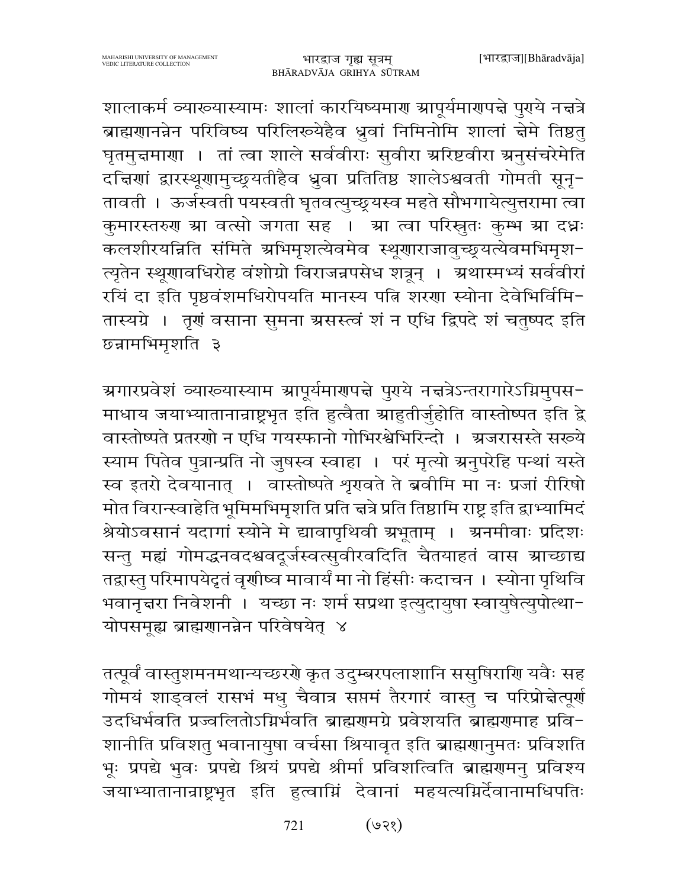शालाकर्म व्याख्यास्यामः शालां कारयिष्यमाण आपूर्यमाणपक्षे पुण्ये नक्षत्रे ब्राह्मणानन्नेन परिविष्य परिलिख्यैहैव ध्रुवां निमिनोमि शालां क्षेमे तिष्ठतु घृतमुक्षमाणा । तां त्वा शाले सर्ववीराः सुवीरा अरिष्टवीरा अनुसंचरेमेति दक्षिणां द्वारस्थूणामुच्छ्रयतीहैव ध्रुवा प्रतितिष्ठ शालेऽश्ववती गोमती सूनृतावती । ऊर्जस्वती पयस्वती घृतवत्युच्छ्रयस्व महते सौभगायेत्युत्तरामा त्वा कुमारस्तरुण आ वत्सो जगता सह । आ त्वा परिस्रुतः कुम्भ आ दध्नः कलशीरयन्निति संमिते अभिमृशत्येवमेव स्थूणाराजावुच्छ्रयत्येवमभिमृशत्यृतेन स्थूणावधिरोह वंशोग्रो विराजन्नपसेध शत्रून् । अथास्मभ्यं सर्ववीरां रयिं दा इति पृष्ठवंशमधिरोपयति मानस्य पत्नि शरणा स्योना देवेभिर्विमितास्यग्रे । तृणं वसाना सुमना असस्त्वं शं न एधि द्विपदे शं चतुष्पद इति छन्नामभिमृशति ३

अगारप्रवेशं व्याख्यास्याम आपूर्यमाणपक्षे पुण्ये नक्षत्रेऽन्तरागारेऽग्निमुपसमाधाय जयाभ्यातानान्राष्ट्रभृत इति हुत्वैता आहुतीर्जुहोति वास्तोष्पत इति द्वे वास्तोष्पते प्रतरणो न एधि गयस्फानो गोभिरश्वेभिरिन्दो । अजरासस्ते सख्ये स्याम पितेव पुत्रान्प्रति नो जुषस्व स्वाहा । परं मृत्यो अनुपरेहि पन्थां यस्ते स्व इतरो देवयानात् । वास्तोष्पते शृणवते ते ब्रवीमि मा नः प्रजां रीरिषो मोत विरान्स्वाहेति भूमिमभिमृशति प्रति क्षत्रे प्रति तिष्ठामि राष्ट्र इति द्वाभ्यामिदं श्रेयोऽवसानं यदागां स्योने मे द्यावापृथिवी अभूताम् । अनमीवाः प्रदिशः सन्तु मह्यं गोमद्धनवदश्ववदूर्जस्वत्सुवीरवदिति चैतयाहतं वास आच्छाद्य तद्वास्तु परिमापयेदृतं वृणीष्व मावार्यं मा नो हिंसीः कदाचन । स्योना पृथिवि भवानृक्षरा निवेशनी । यच्छा नः शर्म सप्रथा इत्युदायुषा स्वायुषेत्युपोत्थायोपसमूह्य ब्राह्मणानन्नेन परिवेषयेत् ४

तत्पूर्वं वास्तुशमनमथान्यच्छरणे कृत उदुम्बरपलाशानि ससुषिराणि यवैः सह गोमयं शाड्वलं रासभं मधु चैवात्र सप्तमं तैरगारं वास्तु च परिप्रोक्षेत्पूर्ण उदधिर्भवति प्रज्वलितोऽग्निर्भवति ब्राह्मणमग्रे प्रवेशयति ब्राह्मणमाह प्रविशानीति प्रविशतु भवानायुषा वर्चसा श्रियावृत इति ब्राह्मणानुमतः प्रविशति भूः प्रपद्ये भुवः प्रपद्ये श्रियं प्रपद्ये श्रीर्मा प्रविशत्विति ब्राह्मणमनु प्रविश्य जयाभ्यातानान्राष्ट्रभृत इति हुत्वाग्निं देवानां महयत्यग्निर्देवानामधिपतिः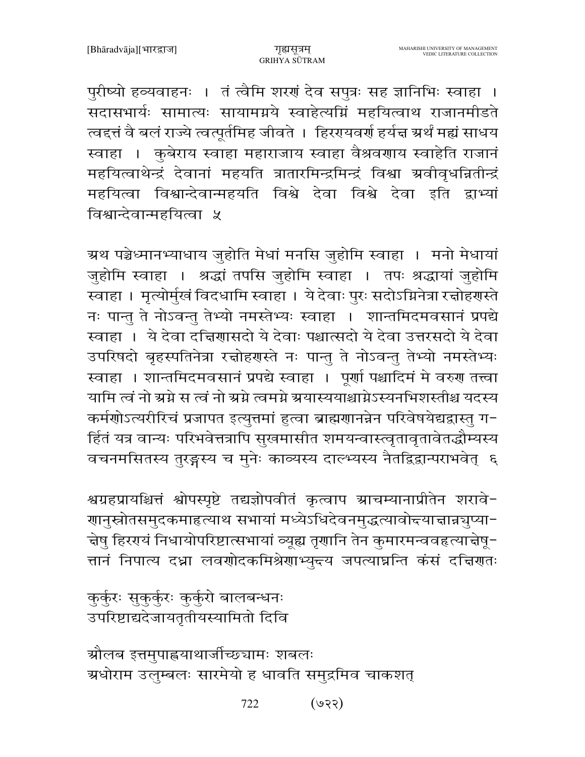पुरीष्यो हव्यवाहनः । तं त्वैमि शरणं देव सपुत्रः सह ज्ञानिभिः स्वाहा । सदासभार्यः सामात्यः सायामग्नये स्वाहेत्यग्निं महयित्वाथ राजानमीडते त्वद्त्तं वै बलं राज्ये त्वत्पूर्तमिह जीवते । हिरण्यवर्ण हर्यक्ष अर्थं मह्यं साधय स्वाहा । कुबेराय स्वाहा महाराजाय स्वाहा वैश्रवणाय स्वाहेति राजानं महयित्वाथेन्द्रं देवानां महयति त्रातारमिन्द्रमिन्द्रं विश्वा अवीवृधन्नितीन्द्रं महयित्वा विश्वान्देवान्महयति विश्वे देवा विश्वे देवा इति द्वाभ्यां विश्वान्देवान्महयित्वा ५

अथ पञ्चेध्मानभ्याधाय जुहोति मेधां मनसि जुहोमि स्वाहा । मनो मेधायां जुहोमि स्वाहा । श्रद्धां तपसि जुहोमि स्वाहा । तपः श्रद्धायां जुहोमि स्वाहा । मृत्योर्मुखं विदधामि स्वाहा । ये देवाः पुरः सदोऽग्निनेत्रा रक्षोहणस्ते नः पान्तु ते नोऽवन्तु तेभ्यो नमस्तेभ्यः स्वाहा । शान्तमिदमवसानं प्रपद्ये स्वाहा । ये देवा दक्षिणासदो ये देवाः पश्चात्सदो ये देवा उत्तरसदो ये देवा उपरिषदो बृहस्पतिनेत्रा रक्षोहणस्ते नः पान्तु ते नोऽवन्तु तेभ्यो नमस्तेभ्यः स्वाहा । शान्तमिदमवसानं प्रपद्ये स्वाहा । पूर्णा पश्चादिमं मे वरुण तत्त्वा यामि त्वं नो अग्ने स त्वं नो अग्ने त्वमग्ने अयास्ययाश्चाग्नेऽस्यनभिशस्तीश्च यदस्य कर्मणोऽत्यरीरिचं प्रजापत इत्युत्तमां हुत्वा ब्राह्मणानन्नेन परिवेषयेद्यद्वास्तु गर्हितं यत्र वान्यः परिभवेत्तत्रापि सुखमासीत शमयन्वास्त्वृतावृतावेतद्धौम्यस्य वचनमसितस्य तुरङ्गस्य च मुनेः काव्यस्य दाल्भ्यस्य नैतद्विद्वान्पराभवेत् ६

श्वग्रहप्रायश्चित्तं श्वोपस्पृष्टे तद्यज्ञोपवीतं कृत्वाप आचम्यानाप्रीतेन शरावेणानुस्रोतसमुदकमाहृत्याथ सभायां मध्येऽधिदेवनमुद्धत्यावोक्ष्याक्षान्न्युप्याक्षेषु हिरण्यं निधायोपरिष्टात्सभायां व्यूह्य तृणानि तेन कुमारमन्ववहृत्याक्षेषूत्तानं निपात्य दध्ना लवणोदकमिश्रेणाभ्युक्ष्य जपत्याघ्नन्ति कंसं दक्षिणतः

कुर्कुरः सुकुर्कुरः कुर्कुरो बालबन्धनः
उपरिष्टाद्यदेजायतृतीयस्यामितो दिवि

औलब इत्तमुपाह्वयाथार्जीच्छ्यामः शबलः
अधोराम उलुम्बलः सारमेयो ह धावति समुद्रमिव चाकशत्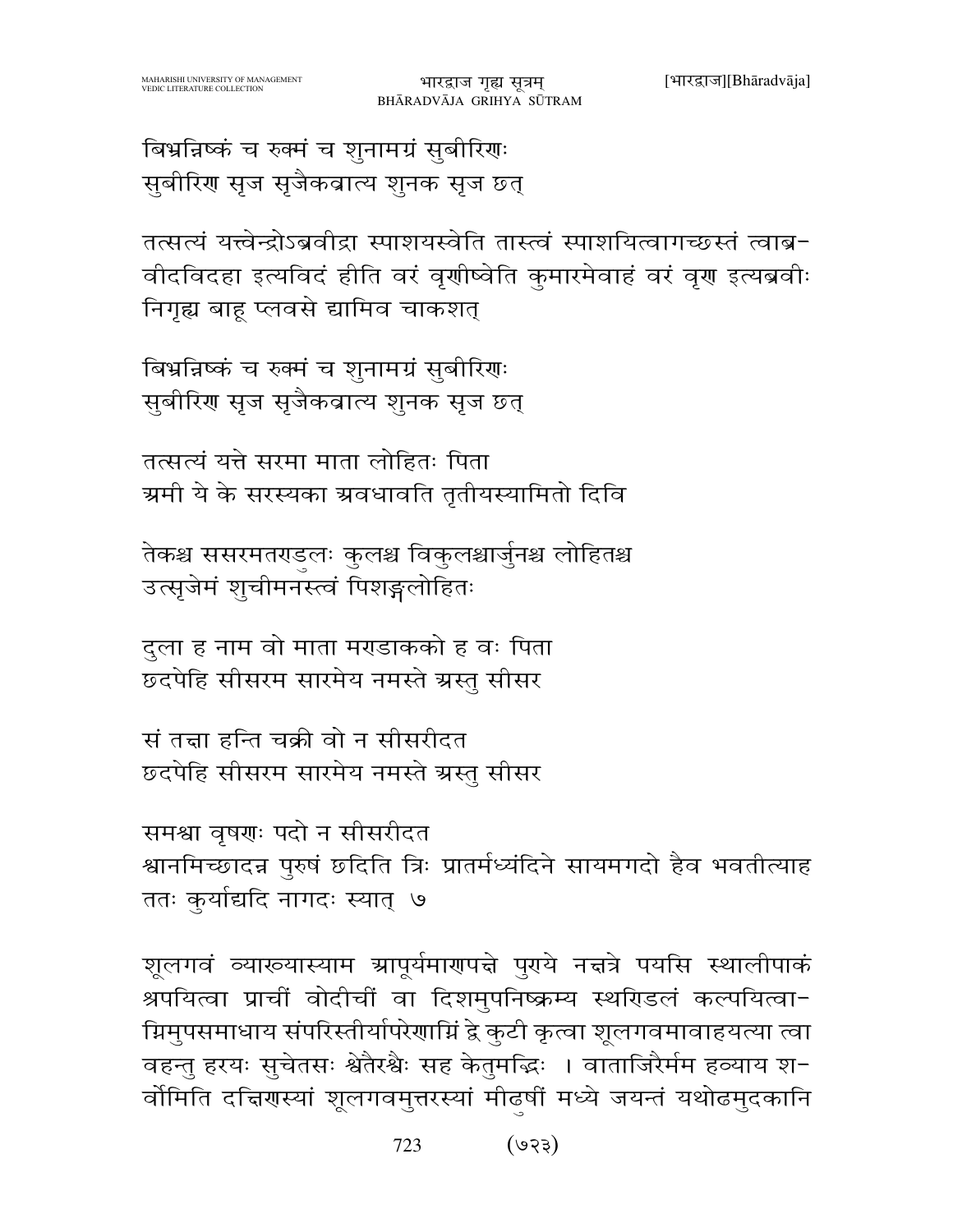बिभ्रन्निष्कं च रुक्मं च शुनामग्रं सुबीरिणः
सुबीरिण सृज सृजैकव्रात्य शुनक सृज छत्

तत्सत्यं यत्त्वेन्द्रोऽब्रवीद्रा स्पाशयस्वेति तास्त्वं स्पाशयित्वागच्छस्तं त्वाब्र-
वीदविदहा इत्यविदं हीति वरं वृणीष्वेति कुमारमेवाहं वरं वृण इत्यब्रवीः
निगृह्य बाहू प्लवसे द्यामिव चाकशत्

बिभ्रन्निष्कं च रुक्मं च शुनामग्रं सुबीरिणः
सुबीरिण सृज सृजैकव्रात्य शुनक सृज छत्

तत्सत्यं यत्ते सरमा माता लोहितः पिता
अमी ये के सरस्यका अवधावति तृतीयस्यामितो दिवि

तेकश्च ससरमतण्डुलः कुलश्च विकुलश्चार्जुनश्च लोहितश्च
उत्सृजेमं शुचीमनस्त्वं पिशङ्गलोहितः

दुला ह नाम वो माता मण्डाकको ह वः पिता
छदपेहि सीसरम सारमेय नमस्ते अस्तु सीसर

सं तन्ना हन्ति चक्री वो न सीसरीदत
छदपेहि सीसरम सारमेय नमस्ते अस्तु सीसर

समश्वा वृषणः पदो न सीसरीदत
श्वानमिच्छादन्न पुरुषं छदिति त्रिः प्रातर्मध्यंदिने सायमगदो हैव भवतीत्याह
ततः कुर्याद्यदि नागदः स्यात् ७

शूलगवं व्याख्यास्याम आपूर्यमाणपक्षे पुण्ये नक्षत्रे पयसि स्थालीपाकं
श्रपयित्वा प्राचीं वोदीचीं वा दिशमुपनिष्क्रम्य स्थण्डिलं कल्पयित्वा-
ग्निमुपसमाधाय संपरिस्तीर्यापरेणाग्निं द्वे कुटी कृत्वा शूलगवमावाहयत्या त्वा
वहन्तु हरयः सुचेतसः श्वेतैरश्वैः सह केतुमद्भिः । वाताजिरैर्मम हव्याय श-
र्वोमिति दक्षिणस्यां शूलगवमुत्तरस्यां मीढुषीं मध्ये जयन्तं यथोढमुदकानि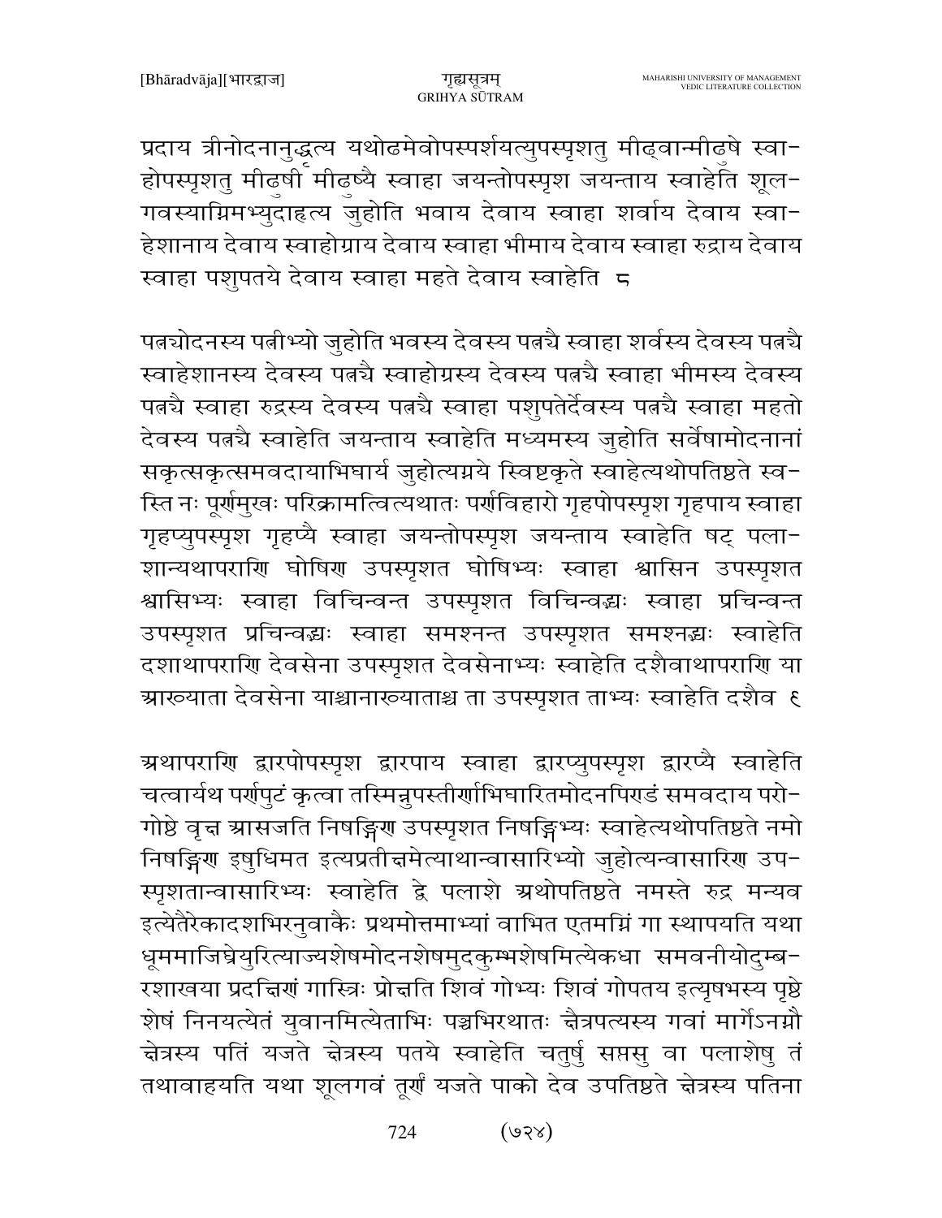प्रदाय त्रीनोदनानुद्धृत्य यथोढमेवोपस्पर्शयत्युपस्पृशतु मीढ्वान्मीढुषे स्वाहोपस्पृशतु मीढुषी मीढुष्यै स्वाहा जयन्तोपस्पृश जयन्ताय स्वाहेति शूलगवस्याग्निमभ्युदाहृत्य जुहोति भवाय देवाय स्वाहा शर्वाय देवाय स्वाहेशानाय देवाय स्वाहोग्राय देवाय स्वाहा भीमाय देवाय स्वाहा रुद्राय देवाय स्वाहा पशुपतये देवाय स्वाहा महते देवाय स्वाहेति ८

पत्न्योदनस्य पत्नीभ्यो जुहोति भवस्य देवस्य पत्न्यै स्वाहा शर्वस्य देवस्य पत्न्यै स्वाहेशानस्य देवस्य पत्न्यै स्वाहोग्रस्य देवस्य पत्न्यै स्वाहा भीमस्य देवस्य पत्न्यै स्वाहा रुद्रस्य देवस्य पत्न्यै स्वाहा पशुपतेर्देवस्य पत्न्यै स्वाहा महतो देवस्य पत्न्यै स्वाहेति जयन्ताय स्वाहेति मध्यमस्य जुहोति सर्वेषामोदनानां सकृत्सकृत्समवदायाभिघार्य जुहोत्यग्नये स्विष्टकृते स्वाहेत्यथोपतिष्ठते स्वस्ति नः पूर्णमुखः परिक्रामत्वित्यथातः पर्णविहारो गृहपोपस्पृश गृहपाय स्वाहा गृहप्युपस्पृश गृहप्यै स्वाहा जयन्तोपस्पृश जयन्ताय स्वाहेति षट् पलाशान्यथापराणि घोषिण उपस्पृशत घोषिभ्यः स्वाहा श्वासिन उपस्पृशत श्वासिभ्यः स्वाहा विचिन्वन्त उपस्पृशत विचिन्वद्भ्यः स्वाहा प्रचिन्वन्त उपस्पृशत प्रचिन्वद्भ्यः स्वाहा समश्नन्त उपस्पृशत समश्नद्भ्यः स्वाहेति दशाथापराणि देवसेना उपस्पृशत देवसेनाभ्यः स्वाहेति दशैवाथापराणि या आख्याता देवसेना याश्चानाख्याताश्च ता उपस्पृशत ताभ्यः स्वाहेति दशैव ९

अथापराणि द्वारपोपस्पृश द्वारपाय स्वाहा द्वारप्युपस्पृश द्वारप्यै स्वाहेति चत्वार्यथ पर्णपुटं कृत्वा तस्मिन्नुपस्तीर्णाभिघारितमोदनपिण्डं समवदाय परोगोष्ठे वृक्ष आसजति निषङ्गिण उपस्पृशत निषङ्गिभ्यः स्वाहेत्यथोपतिष्ठते नमो निषङ्गिण इषुधिमत इत्यप्रतीक्षमेत्याथान्वासारिभ्यो जुहोत्यन्वासारिण उपस्पृशतान्वासारिभ्यः स्वाहेति द्वे पलाशे अथोपतिष्ठते नमस्ते रुद्र मन्यव इत्येतैरेकादशभिरनुवाकैः प्रथमोत्तमाभ्यां वाभित एतमग्निं गा स्थापयति यथा धूममाजिघ्रेयुरित्याज्यशेषमोदनशेषमुदकुम्भशेषमित्येकधा समवनीयोदुम्बरशाखया प्रदक्षिणं गास्त्रिः प्रोक्षति शिवं गोभ्यः शिवं गोपतय इत्यृषभस्य पृष्ठे शेषं निनयत्येतं युवानमित्येताभिः पञ्चभिरथातः क्षैत्रपत्यस्य गवां मार्गेऽनग्नौ क्षेत्रस्य पतिं यजते क्षेत्रस्य पतये स्वाहेति चतुर्षु सप्तसु वा पलाशेषु तं तथावाहयति यथा शूलगवं तूर्णं यजते पाको देव उपतिष्ठते क्षेत्रस्य पतिना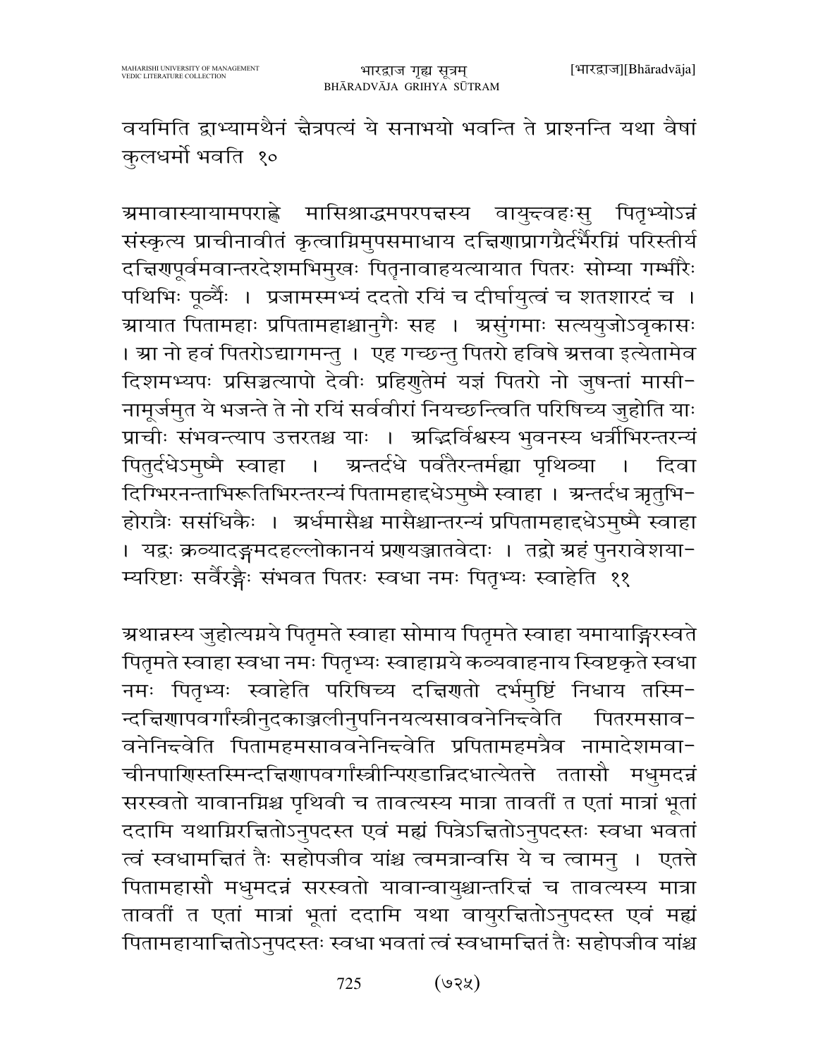वयमिति द्वाभ्यामथैनं चैत्रपत्यं ये सनाभयो भवन्ति ते प्राश्नन्ति यथा वैषां कुलधर्मो भवति १०

अमावास्यायामपराह्णे मासिश्राद्धमपरपक्षस्य वायुन्वहःसु पितृभ्योऽन्नं संस्कृत्य प्राचीनावीतं कृत्वाग्निमुपसमाधाय दक्षिणाप्रागग्रैर्दर्भैरग्निं परिस्तीर्य दक्षिणपूर्वमवान्तरदेशमभिमुखः पितॄनावाहयत्यायात पितरः सोम्या गम्भीरैः पथिभिः पूर्व्यैः । प्रजामस्मभ्यं ददतो रयिं च दीर्घायुत्वं च शतशारदं च । आयात पितामहाः प्रपितामहाश्चानुगैः सह । असुंगमाः सत्ययुजोऽवृकासः । आ नो हवं पितरोऽद्यागमन्तु । एह गच्छन्तु पितरो हविषे अत्तवा इत्येतामेव दिशमभ्यपः प्रसिञ्चत्यापो देवीः प्रहिणुतेमं यज्ञं पितरो नो जुषन्तां मासीनामूर्जमुत ये भजन्ते ते नो रयिं सर्ववीरां नियच्छन्त्विति परिषिच्य जुहोति याः प्राचीः संभवन्त्याप उत्तरतश्च याः । अद्भिर्विश्वस्य भुवनस्य धर्त्रीभिरन्तरन्यं पितुर्दधेऽमुष्मै स्वाहा । अन्तर्दधे पर्वतैरन्तर्मह्या पृथिव्या । दिवा दिग्भिरनन्ताभिरूतिभिरन्तरन्यं पितामहाद्दधेऽमुष्मै स्वाहा । अन्तर्दध ऋतुभिर्होरात्रैः ससंधिकैः । अर्धमासैश्च मासैश्चान्तरन्यं प्रपितामहाद्दधेऽमुष्मै स्वाहा । यद्वः क्रव्यादङ्गमदहल्लोकानयं प्रणयञ्जातवेदाः । तद्वो अहं पुनरावेशयाम्यरिष्टाः सर्वैरङ्गैः संभवत पितरः स्वधा नमः पितृभ्यः स्वाहेति ११

अथान्नस्य जुहोत्यग्नये पितृमते स्वाहा सोमाय पितृमते स्वाहा यमायाङ्गिरस्वते पितृमते स्वाहा स्वधा नमः पितृभ्यः स्वाहाग्नये कव्यवाहनाय स्विष्टकृते स्वधा नमः पितृभ्यः स्वाहेति परिषिच्य दक्षिणतो दर्भमुष्टिं निधाय तस्मिन्दक्षिणापवर्गांस्त्रीनुदकाञ्जलीनुपनिनयत्यसाववनेनिक्ष्वेति पितरमसाववनेनिक्ष्वेति पितामहमसाववनेनिक्ष्वेति प्रपितामहमत्रैव नामादेशमवाचीनपाणिस्तस्मिन्दक्षिणापवर्गांस्त्रीन्पिण्डान्निदधात्येतत्ते ततासौ मधुमदन्नं सरस्वतो यावानग्निश्च पृथिवी च तावत्यस्य मात्रा तावतीं त एतां मात्रां भूतां ददामि यथाग्निरक्षितोऽनुपदस्त एवं मह्यं पित्रेऽक्षितोऽनुपदस्तः स्वधा भवतां त्वं स्वधामक्षितं तैः सहोपजीव यांश्च त्वमत्रान्वसि ये च त्वामनु । एतत्ते पितामहासौ मधुमदन्नं सरस्वतो यावान्वायुश्चान्तरिक्षं च तावत्यस्य मात्रा तावतीं त एतां मात्रां भूतां ददामि यथा वायुरक्षितोऽनुपदस्त एवं मह्यं पितामहायाक्षितोऽनुपदस्तः स्वधा भवतां त्वं स्वधामक्षितं तैः सहोपजीव यांश्च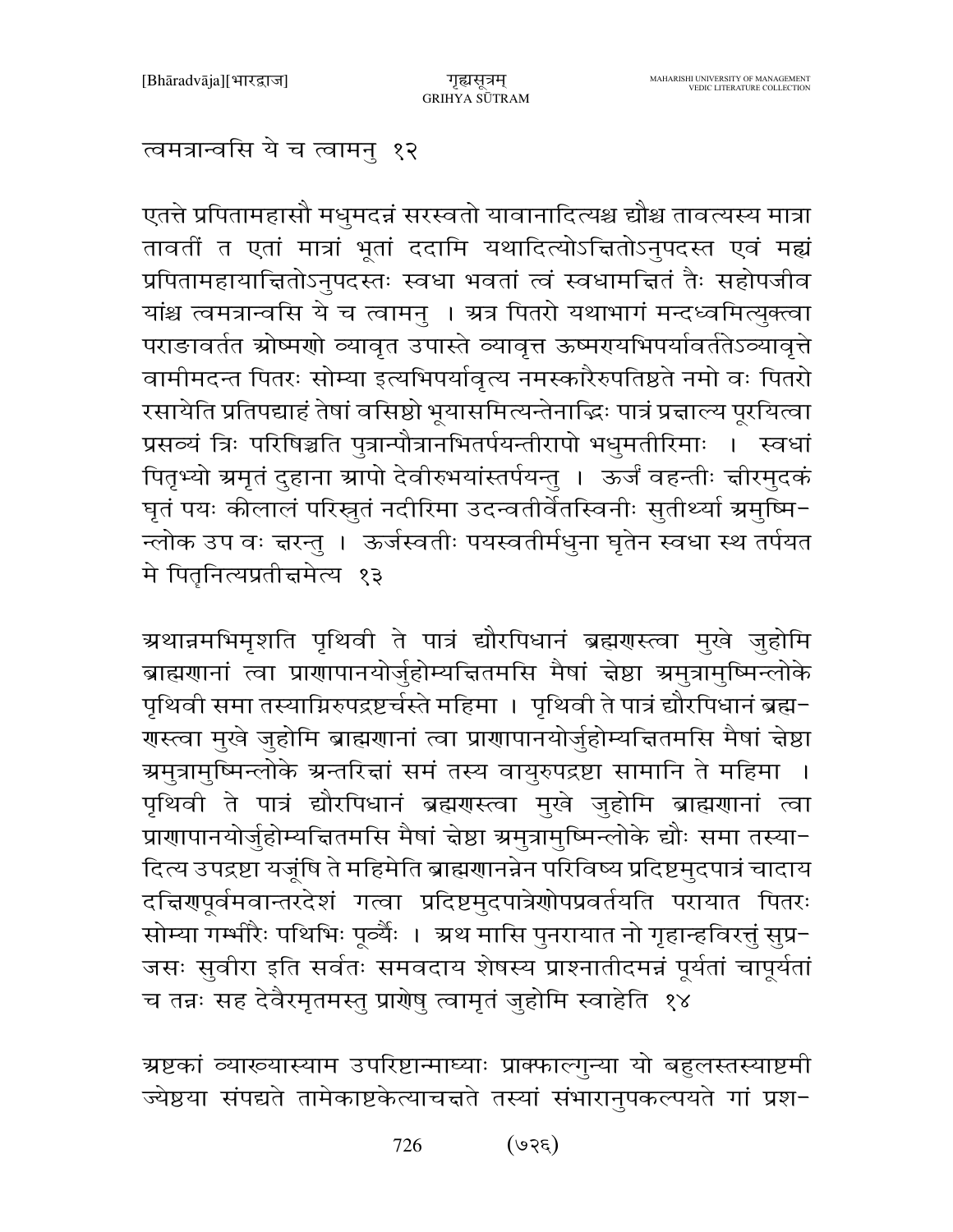त्वमत्रान्वसि ये च त्वामनु १२

एतत्ते प्रपितामहासौ मधुमदन्नं सरस्वतो यावानादित्यश्च द्यौश्च तावत्यस्य मात्रा तावतीं त एतां मात्रां भूतां ददामि यथादित्योऽक्षितोऽनुपदस्त एवं मह्यं प्रपितामहायाक्षितोऽनुपदस्तः स्वधा भवतां त्वं स्वधामक्षितं तैः सहोपजीव यांश्च त्वमत्रान्वसि ये च त्वामनु । अत्र पितरो यथाभागं मन्दध्वमित्युक्त्वा पराङावर्तत ओष्मणो व्यावृत उपास्ते व्यावृत्त ऊष्मण्यभिपर्यावर्ततेऽव्यावृत्ते वामीमदन्त पितरः सोम्या इत्यभिपर्यावृत्य नमस्कारैरुपतिष्ठते नमो वः पितरो रसायेति प्रतिपद्याहं तेषां वसिष्ठो भूयासमित्यन्तेनाद्भिः पात्रं प्रक्षाल्य पूरयित्वा प्रसव्यं त्रिः परिषिञ्चति पुत्रान्पौत्रानभितर्पयन्तीरापो भधुमतीरिमाः । स्वधां पितृभ्यो अमृतं दुहाना आपो देवीरुभयांस्तर्पयन्तु । ऊर्जं वहन्तीः क्षीरमुदकं घृतं पयः कीलालं परिस्रुतं नदीरिमा उदन्वतीर्वेतस्विनीः सुतीर्थ्या अमुष्मिन्लोक उप वः क्षरन्तु । ऊर्जस्वतीः पयस्वतीर्मधुना घृतेन स्वधा स्थ तर्पयत मे पितृनित्यप्रतीक्षमेत्य १३

अथान्नमभिमृशति पृथिवी ते पात्रं द्यौरपिधानं ब्रह्मणस्त्वा मुखे जुहोमि ब्राह्मणानां त्वा प्राणापानयोर्जुहोम्यक्षितमसि मैषां क्षेष्ठा अमुत्रामुष्मिन्लोके पृथिवी समा तस्याग्निरुपद्रष्टर्चस्ते महिमा । पृथिवी ते पात्रं द्यौरपिधानं ब्रह्मणस्त्वा मुखे जुहोमि ब्राह्मणानां त्वा प्राणापानयोर्जुहोम्यक्षितमसि मैषां क्षेष्ठा अमुत्रामुष्मिन्लोके अन्तरिक्षं समं तस्य वायुरुपद्रष्टा सामानि ते महिमा । पृथिवी ते पात्रं द्यौरपिधानं ब्रह्मणस्त्वा मुखे जुहोमि ब्राह्मणानां त्वा प्राणापानयोर्जुहोम्यक्षितमसि मैषां क्षेष्ठा अमुत्रामुष्मिन्लोके द्यौः समा तस्यादित्य उपद्रष्टा यजूंषि ते महिमेति ब्राह्मणानन्नेन परिविष्य प्रदिष्टमुदपात्रं चादाय दक्षिणपूर्वमवान्तरदेशं गत्वा प्रदिष्टमुदपात्रेणोपप्रवर्तयति परायात पितरः सोम्या गम्भीरैः पथिभिः पूर्व्यैः । अथ मासि पुनरायात नो गृहान्हविरत्तुं सुप्रजसः सुवीरा इति सर्वतः समवदाय शेषस्य प्राश्नातीदमन्नं पूर्यतां चापूर्यतां च तन्नः सह देवैरमृतमस्तु प्राणेषु त्वामृतं जुहोमि स्वाहेति १४

अष्टकां व्याख्यास्याम उपरिष्टान्माघ्याः प्राक्फाल्गुन्या यो बहुलस्तस्याष्टमी ज्येष्ठया संपद्यते तामेकाष्टकेत्याचक्षते तस्यां संभारानुपकल्पयते गां प्रश-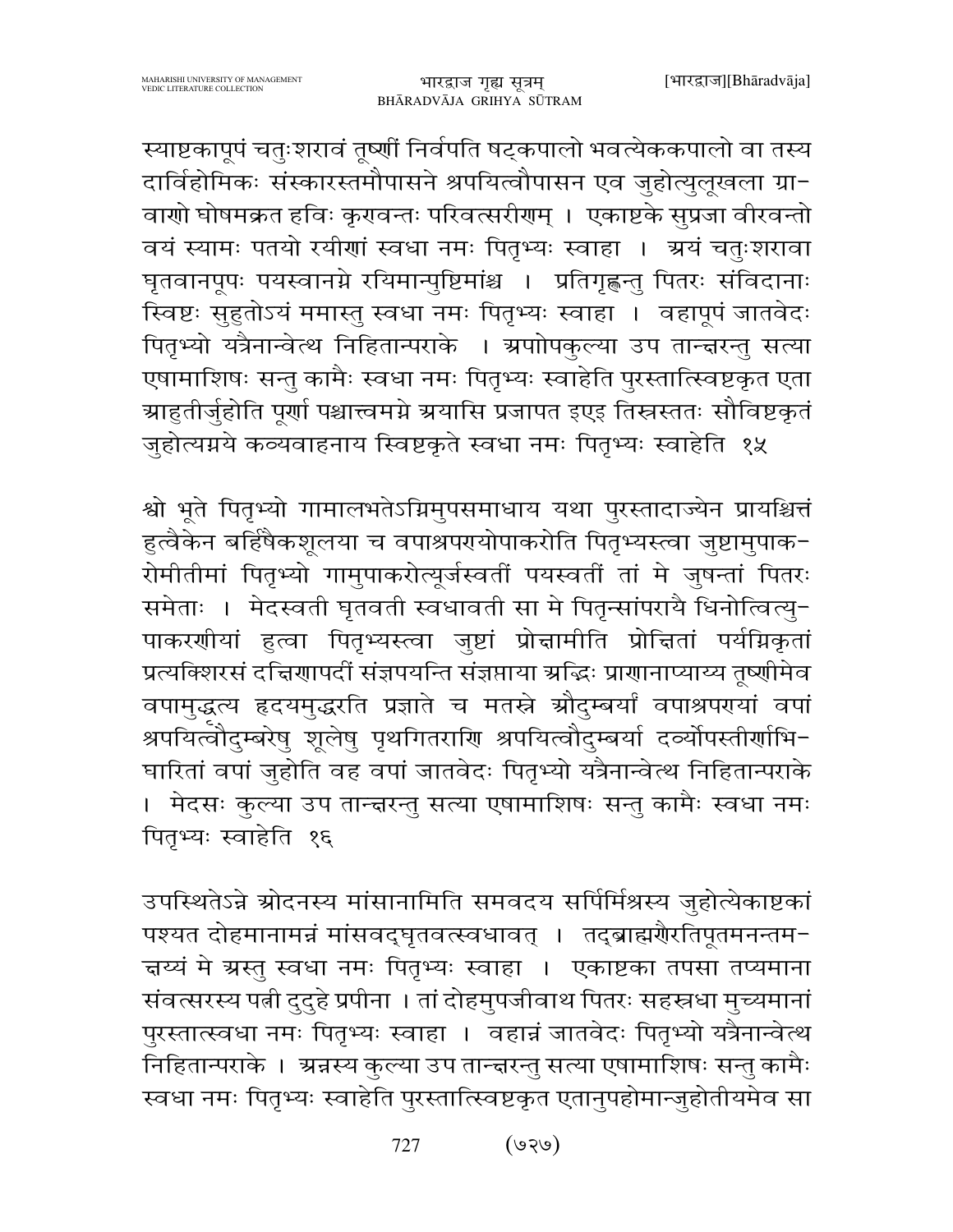स्याष्टकापूपं चतुःशरावं तूष्णीं निर्वपति षट्कपालो भवत्येककपालो वा तस्य दार्विहोमिकः संस्कारस्तमौपासने श्रपयित्वौपासन एव जुहोत्युलूखला ग्रावाणो घोषमक्रत हविः कृणवन्तः परिवत्सरीणम् । एकाष्टके सुप्रजा वीरवन्तो वयं स्यामः पतयो रयीणां स्वधा नमः पितृभ्यः स्वाहा । अयं चतुःशरावा घृतवानपूपः पयस्वानग्ने रयिमान्पुष्टिमांश्च । प्रतिगृह्णन्तु पितरः संविदानाः स्विष्टः सुहुतोऽयं ममास्तु स्वधा नमः पितृभ्यः स्वाहा । वहापूपं जातवेदः पितृभ्यो यत्रैनान्वेत्थ निहितान्पराके । अपोपकुल्या उप तान्क्षरन्तु सत्या एषामाशिषः सन्तु कामैः स्वधा नमः पितृभ्यः स्वाहेति पुरस्तात्स्विष्टकृत एता आहुतीर्जुहोति पूर्णा पश्चात्त्वमग्ने अयासि प्रजापत इएइ तिस्रस्ततः सौविष्टकृतं जुहोत्यग्नये कव्यवाहनाय स्विष्टकृते स्वधा नमः पितृभ्यः स्वाहेति १५

श्वो भूते पितृभ्यो गामालभतेऽग्निमुपसमाधाय यथा पुरस्तादाज्येन प्रायश्चित्तं हुत्वैकेन बर्हिषैकशूलया च वपाश्रपण्योपाकरोति पितृभ्यस्त्वा जुष्टामुपाकरोमीतीमां पितृभ्यो गामुपाकरोत्यूर्जस्वतीं पयस्वतीं तां मे जुषन्तां पितरः समेताः । मेदस्वती घृतवती स्वधावती सा मे पितृन्सांपरायै धिनोत्वित्युपाकरणीयां हुत्वा पितृभ्यस्त्वा जुष्टां प्रोक्षामीति प्रोक्षितां पर्यग्निकृतां प्रत्यक्शिरसं दक्षिणापदीं संज्ञपयन्ति संज्ञप्ताया अद्भिः प्राणानाप्याय्य तूष्णीमेव वपामुद्धृत्य हृदयमुद्धरति प्रज्ञाते च मतस्ने औदुम्बर्यां वपाश्रपण्यां वपां श्रपयित्वौदुम्बरेषु शूलेषु पृथगितराणि श्रपयित्वौदुम्बर्या दर्व्योपस्तीर्णाभिघारितां वपां जुहोति वह वपां जातवेदः पितृभ्यो यत्रैनान्वेत्थ निहितान्पराके । मेदसः कुल्या उप तान्क्षरन्तु सत्या एषामाशिषः सन्तु कामैः स्वधा नमः पितृभ्यः स्वाहेति १६

उपस्थितेऽन्ने ओदनस्य मांसानामिति समवदय सर्पिर्मिश्रस्य जुहोत्येकाष्टकां पश्यत दोहमानामन्नं मांसवद्घृतवत्स्वधावत् । तद्ब्राह्मणैरतिपूतमनन्तमक्षय्यं मे अस्तु स्वधा नमः पितृभ्यः स्वाहा । एकाष्टका तपसा तप्यमाना संवत्सरस्य पत्नी दुदुहे प्रपीना । तां दोहमुपजीवाथ पितरः सहस्रधा मुच्यमानां पुरस्तात्स्वधा नमः पितृभ्यः स्वाहा । वहान्नं जातवेदः पितृभ्यो यत्रैनान्वेत्थ निहितान्पराके । अन्नस्य कुल्या उप तान्क्षरन्तु सत्या एषामाशिषः सन्तु कामैः स्वधा नमः पितृभ्यः स्वाहेति पुरस्तात्स्विष्टकृत एतानुपहोमान्जुहोतीयमेव सा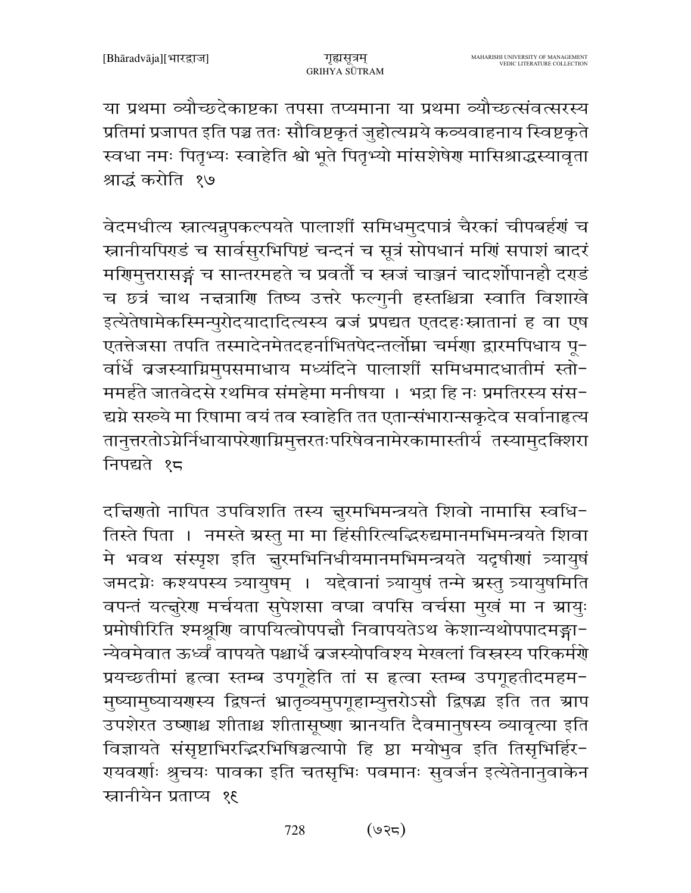या प्रथमा व्यौच्छदेकाष्टका तपसा तप्यमाना या प्रथमा व्यौच्छत्संवत्सरस्य प्रतिमां प्रजापत इति पञ्च ततः सौविष्टकृतं जुहोत्यग्नये कव्यवाहनाय स्विष्टकृते स्वधा नमः पितृभ्यः स्वाहेति श्वो भूते पितृभ्यो मांसशेषेण मासिश्राद्धस्यावृता श्राद्धं करोति १७

वेदमधीत्य स्नात्यन्नुपकल्पयते पालाशीं समिधमुदपात्रं चैरकां चीपबर्हणं च स्नानीयपिण्डं च सार्वसुरभिपिष्टं चन्दनं च सूत्रं सोपधानं मणिं सपाशं बादरं मणिमुत्तरासङ्गं च सान्तरमहते च प्रवर्तौ च स्रजं चाञ्जनं चादर्शोपानहौ दण्डं च छत्रं चाथ नक्षत्राणि तिष्य उत्तरे फल्गुनी हस्तश्चित्रा स्वाति विशाखे इत्येतेषामेकस्मिन्पुरोदयादादित्यस्य व्रजं प्रपद्यत एतदहःस्नातानां ह वा एष एतत्तेजसा तपति तस्मादेनमेतदहर्नाभितपेदन्तर्लोम्ना चर्मणा द्वारमपिधाय पूर्वार्धे व्रजस्याग्निमुपसमाधाय मध्यंदिने पालाशीं समिधमादधातीमं स्तोममर्हते जातवेदसे रथमिव संमहेमा मनीषया । भद्रा हि नः प्रमतिरस्य संसद्यग्ने सख्ये मा रिषामा वयं तव स्वाहेति तत एतान्संभारान्सकृदेव सर्वानाहृत्य तानुत्तरतोऽग्नेर्निधायापरेणाग्निमुत्तरतःपरिषेवनामेरकामास्तीर्य तस्यामुदक्शिरा निपद्यते १८

दक्षिणतो नापित उपविशति तस्य क्षुरमभिमन्त्रयते शिवो नामासि स्वधितिस्ते पिता । नमस्ते अस्तु मा मा हिंसीरित्यद्भिरुद्यमानमभिमन्त्रयते शिवा मे भवथ संस्पृश इति क्षुरमभिनिधीयमानमभिमन्त्रयते यदृषीणां त्र्यायुषं जमदग्नेः कश्यपस्य त्र्यायुषम् । यद्देवानां त्र्यायुषं तन्मे अस्तु त्र्यायुषमिति वपन्तं यत्क्षुरेण मर्चयता सुपेशसा वप्त्रा वपसि वर्चसा मुखं मा न आयुः प्रमोषीरिति श्मश्रूणि वापयित्वोपपक्षौ निवापयतेऽथ केशान्यथोपपादमङ्गान्येवमेवात ऊर्ध्वं वापयते पश्चार्धे व्रजस्योपविश्य मेखलां विस्रस्य परिकर्मणे प्रयच्छतीमां हृत्वा स्तम्ब उपगूहेति तां स हृत्वा स्तम्ब उपगूहतीदमहममुष्यामुष्यायणस्य द्विषन्तं भ्रातृव्यमुपगूहाम्युत्तरोऽसौ द्विषद्भ्य इति तत आप उपशेरत उष्णाश्च शीताश्च शीतासूष्णा आनयति दैवमानुषस्य व्यावृत्या इति विज्ञायते संसृष्टाभिरद्भिरभिषिञ्चत्यापो हि ष्ठा मयोभुव इति तिसृभिर्हिरण्यवर्णाः शुचयः पावका इति चतसृभिः पवमानः सुवर्जन इत्येतेनानुवाकेन स्नानीयेन प्रताप्य १९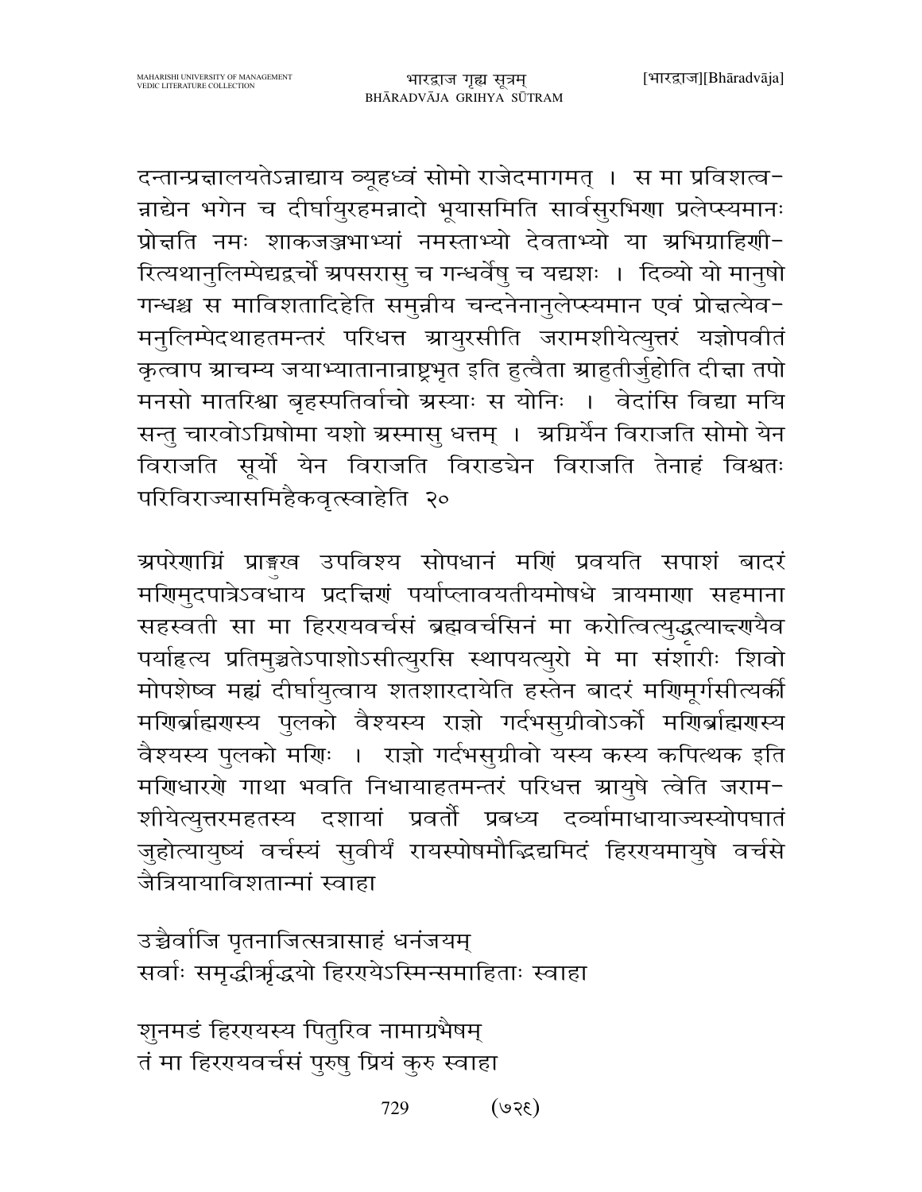दन्तान्प्रक्षालयतेऽन्नाद्याय व्यूहध्वं सोमो राजेदमागमत् । स मा प्रविशत्व-न्नाद्येन भगेन च दीर्घायुरहमन्नादो भूयासमिति सार्वसुरभिणा प्रलेप्स्यमानः प्रोक्षति नमः शाकजञ्जभाभ्यां नमस्ताभ्यो देवताभ्यो या अभिग्राहिणी-रित्यथानुलिम्पेद्यद्वर्चो अपसरासु च गन्धर्वेषु च यद्यशः । दिव्यो यो मानुषो गन्धश्च स माविशतादिहेति समुन्नीय चन्दनेनानुलेप्स्यमान एवं प्रोक्षत्येव-मनुलिम्पेदथाहतमन्तरं परिधत्त आयुरसीति जरामशीयेत्युत्तरं यज्ञोपवीतं कृत्वाप आचम्य जयाभ्यातानान्राष्ट्रभृत इति हुत्वैता आहुतीर्जुहोति दीक्षा तपो मनसो मातरिश्वा बृहस्पतिर्वाचो अस्याः स योनिः । वेदांसि विद्या मयि सन्तु चारवोऽग्निषोमा यशो अस्मासु धत्तम् । अग्निर्येन विराजति सोमो येन विराजति सूर्यो येन विराजति विराड्येन विराजति तेनाहं विश्वतः परिविराज्यासमिहैकवृत्स्वाहेति २०

अपरेणाग्निं प्राङ्मुख उपविश्य सोपधानं मणिं प्रवयति सपाशं बादरं मणिमुदपात्रेऽवधाय प्रदक्षिणं पर्याप्लावयतीयमोषधे त्रायमाणा सहमाना सहस्वती सा मा हिरण्यवर्चसं ब्रह्मवर्चसिनं मा करोत्वित्युद्धृत्याक्ष्णयैव पर्याहृत्य प्रतिमुञ्चतेऽपाशोऽसीत्युरसि स्थापयत्युरो मे मा संशारीः शिवो मोपशेष्व मह्यं दीर्घायुत्वाय शतशारदायेति हस्तेन बादरं मणिमूर्गसीत्यर्की मणिर्ब्राह्मणस्य पुलको वैश्यस्य राज्ञो गर्दभसुग्रीवोऽर्को मणिर्ब्राह्मणस्य वैश्यस्य पुलको मणिः । राज्ञो गर्दभसुग्रीवो यस्य कस्य कपित्थक इति मणिधारणे गाथा भवति निधायाहतमन्तरं परिधत्त आयुषे त्वेति जराम-शीयेत्युत्तरमहतस्य दशायां प्रवर्तौ प्रबध्य दर्व्यामाधायाज्यस्योपघातं जुहोत्यायुष्यं वर्चस्यं सुवीर्यं रायस्पोषमौद्भिद्यमिदं हिरण्यमायुषे वर्चसे जैत्रियायाविशतान्मां स्वाहा

उच्चैर्वाजि पृतनाजित्सत्रासाहं धनंजयम्
सर्वाः समृद्धीर्ऋद्धयो हिरण्येऽस्मिन्समाहिताः स्वाहा

शुनमडं हिरण्यस्य पितुरिव नामाग्रभैषम्
तं मा हिरण्यवर्चसं पुरुषु प्रियं कुरु स्वाहा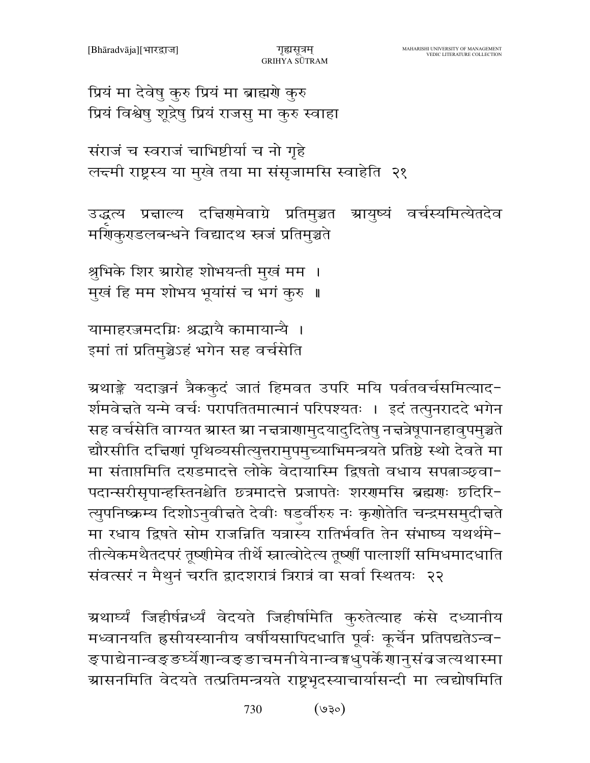प्रियं मा देवेषु कुरु प्रियं मा ब्राह्मणे कुरु
प्रियं विश्वेषु शूद्रेषु प्रियं राजसु मा कुरु स्वाहा

संराजं च स्वराजं चाभिष्टीर्या च नो गृहे
लक्ष्मी राष्ट्रस्य या मुखे तया मा संसृजामसि स्वाहेति २१

उद्धृत्य प्रक्षाल्य दक्षिणमेवाग्रे प्रतिमुञ्चत आयुष्यं वर्चस्यमित्येतदेव मणिकुण्डलबन्धने विद्यादथ स्रजं प्रतिमुञ्चते

शुभिके शिर आरोह शोभयन्ती मुखं मम ।
मुखं हि मम शोभय भूयांसं च भगं कुरु ॥

यामाहरज्जमदग्निः श्रद्धायै कामायान्यै ।
इमां तां प्रतिमुञ्चेऽहं भगेन सह वर्चसेति

अथाङ्क्ते यदाञ्जनं त्रैककुदं जातं हिमवत उपरि मयि पर्वतवर्चसमित्याद-र्शमवेक्षते यन्मे वर्चः परापतितमात्मानं परिपश्यतः । इदं तत्पुनराददे भगेन सह वर्चसेति वाग्यत आस्त आ नक्षत्राणामुदयादुदितेषु नक्षत्रेषूपानहावुपमुञ्चते द्यौरसीति दक्षिणां पृथिव्यसीत्युत्तरामुपमुच्याभिमन्त्रयते प्रतिष्ठे स्थो देवते मा मा संताप्तमिति दण्डमादत्ते लोके वेदायास्मि द्विषतो वधाय सपत्नाञ्छ्वा-पदान्सरीसृपान्हस्तिनश्चेति छत्रमादत्ते प्रजापतेः शरणमसि ब्रह्मणः छदिरि-त्युपनिष्क्रम्य दिशोऽनुवीक्षते देवीः षड्उर्वीरुरु नः कृणोतेति चन्द्रमसमुदीक्षते मा रधाय द्विषते सोम राजन्निति यत्रास्य रातिर्भवति तेन संभाष्य यथर्थमे-तीत्येकमथैतदपरं तूष्णीमेव तीर्थे स्नात्वोदेत्य तूष्णीं पालाशीं समिधमादधाति संवत्सरं न मैथुनं चरति द्वादशरात्रं त्रिरात्रं वा सर्वा स्थितयः २२

अथार्घ्यं जिहीर्षन्नर्घ्यं वेदयते जिहीर्षामिति कुरुतेत्याह कंसे दध्यानीय मध्वानयति ह्रसीयस्यानीय वर्षीयसापिदधाति पूर्वः कूर्चेन प्रतिपद्यतेऽन्व-ङ्पाद्येनान्वङ्ङर्घ्येणान्वङ्ङाचमनीयेनान्वङ्मधुपर्केणानुसंव्रजत्यथास्मा आसनमिति वेदयते तत्प्रतिमन्त्रयते राष्ट्रभृदस्याचार्यासन्दी मा त्वद्योषमिति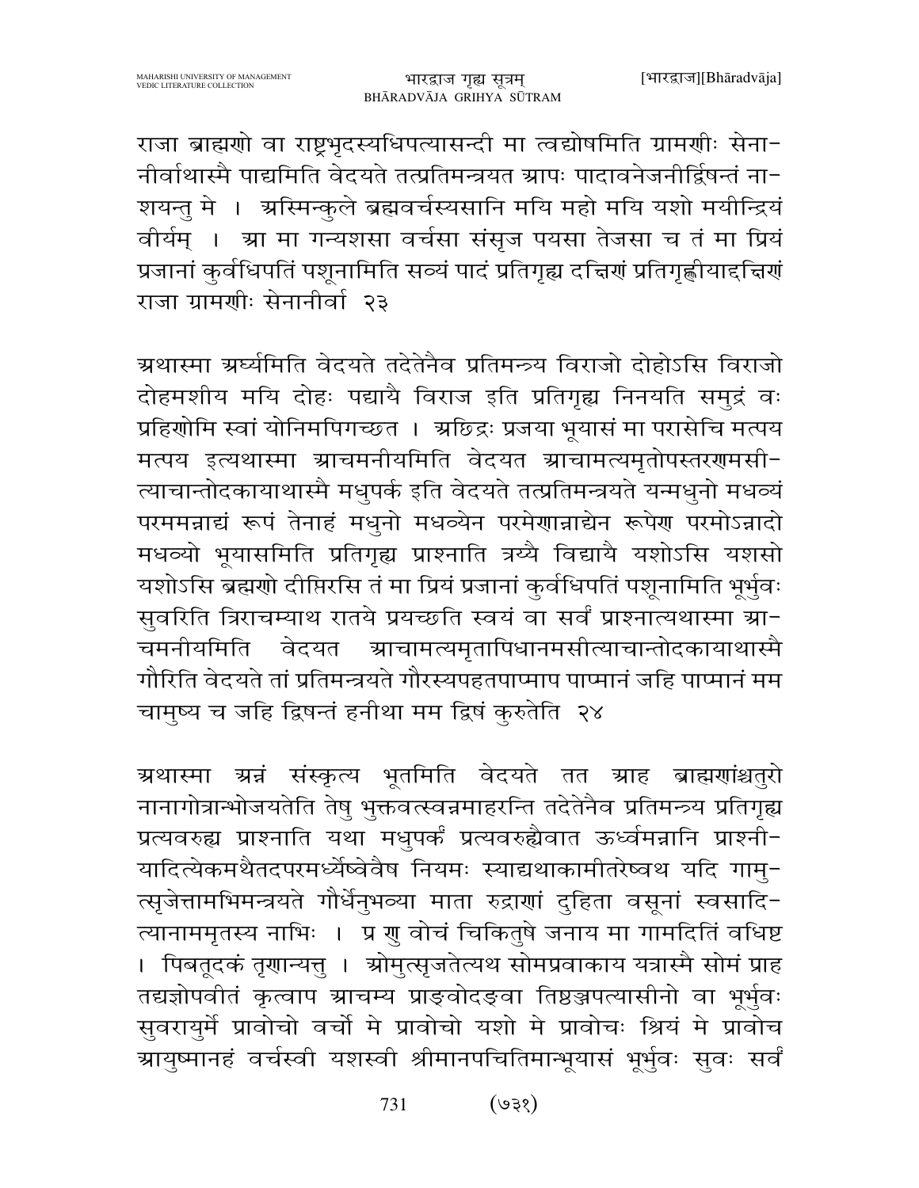राजा ब्राह्मणो वा राष्ट्रभृदस्यधिपत्यासन्दी मा त्वद्योषमिति ग्रामणीः सेना-नीर्वाथास्मै पाद्यमिति वेदयते तत्प्रतिमन्त्रयत आपः पादावनेजनीर्द्विषन्तं ना-शयन्तु मे । अस्मिन्कुले ब्रह्मवर्चस्यसानि मयि महो मयि यशो मयीन्द्रियं वीर्यम् । आ मा गन्यशसा वर्चसा संसृज पयसा तेजसा च तं मा प्रियं प्रजानां कुर्वधिपतिं पशूनामिति सव्यं पादं प्रतिगृह्य दक्षिणं प्रतिगृह्णीयाद्दक्षिणं राजा ग्रामणीः सेनानीर्वा २३

अथास्मा अर्घ्यमिति वेदयते तदेतेनैव प्रतिमन्त्र्य विराजो दोहोऽसि विराजो दोहमशीय मयि दोहः पद्यायै विराज इति प्रतिगृह्य निनयति समुद्रं वः प्रहिणोमि स्वां योनिमपिगच्छत । अच्छिद्रः प्रजया भूयासं मा परासेचि मत्पय मत्पय इत्यथास्मा आचमनीयमिति वेदयत आचामत्यमृतोपस्तरणमसी-त्याचान्तोदकायाथास्मै मधुपर्क इति वेदयते तत्प्रतिमन्त्रयते यन्मधुनो मधव्यं परममन्नाद्यं रूपं तेनाहं मधुनो मधव्येन परमेणान्नाद्येन रूपेण परमोऽन्नादो मधव्यो भूयासमिति प्रतिगृह्य प्राश्नाति त्रय्यै विद्यायै यशोऽसि यशसो यशोऽसि ब्रह्मणो दीप्तिरसि तं मा प्रियं प्रजानां कुर्वधिपतिं पशूनामिति भूर्भुवः सुवरिति त्रिराचम्याथ रातये प्रयच्छति स्वयं वा सर्वं प्राश्नात्यथास्मा आ-चमनीयमिति वेदयत आचामत्यमृतापिधानमसीत्याचान्तोदकायाथास्मै गौरिति वेदयते तां प्रतिमन्त्रयते गौरस्यपहतपाप्माप पाप्मानं जहि पाप्मानं मम चामुष्य च जहि द्विषन्तं हनीथा मम द्विषं कुरुतेति २४

अथास्मा अन्नं संस्कृत्य भूतमिति वेदयते तत आह ब्राह्मणांश्चतुरो नानागोत्रान्भोजयतेति तेषु भुक्तवत्स्वन्नमाहरन्ति तदेतेनैव प्रतिमन्त्र्य प्रतिगृह्य प्रत्यवरुह्य प्राश्नाति यथा मधुपर्कं प्रत्यवरुह्यैवात ऊर्ध्वमन्नानि प्राश्नी-यादित्येकमथैतदपरमर्घ्येष्वेवैष नियमः स्याद्यथाकामीतरेष्वथ यदि गामु-त्सृजेत्तामभिमन्त्रयते गौर्धेनुभव्या माता रुद्राणां दुहिता वसूनां स्वसादि-त्यानाममृतस्य नाभिः । प्र णु वोचं चिकितुषे जनाय मा गामदितिं वधिष्ट । पिबतूदकं तृणान्यत्तु । ओमुत्सृजतेत्यथ सोमप्रवाकाय यत्रास्मै सोमं प्राह तद्यज्ञोपवीतं कृत्वाप आचम्य प्राङ्वोदङ्वा तिष्ठन्नपत्यासीनो वा भूर्भुवः सुवरायुर्मे प्रावोचो वर्चो मे प्रावोचो यशो मे प्रावोचः श्रियं मे प्रावोच आयुष्मानहं वर्चस्वी यशस्वी श्रीमानपचितिमान्भूयासं भूर्भुवः सुवः सर्वं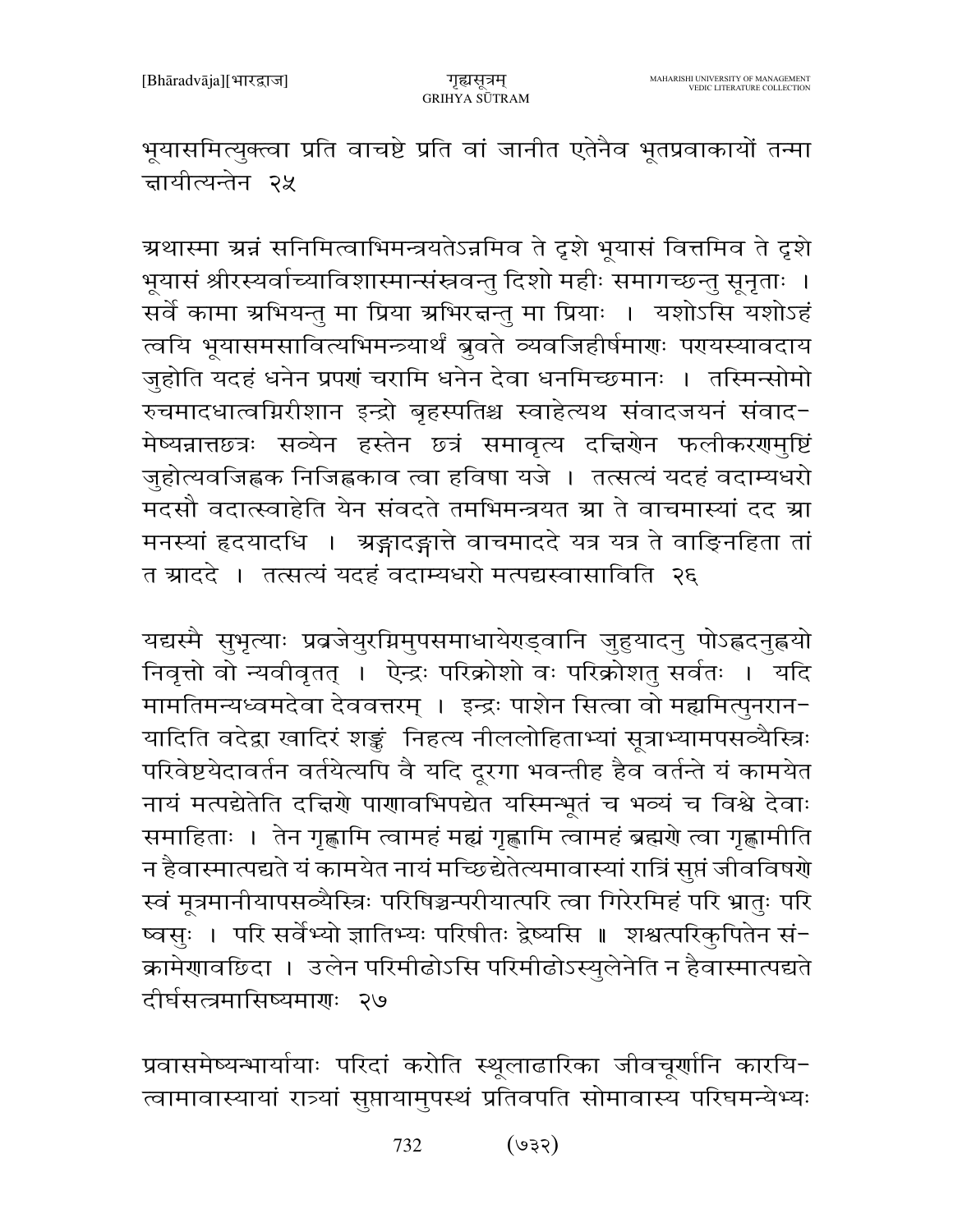भूयासमित्युक्त्वा प्रति वाचष्टे प्रति वां जानीत एतेनैव भूतप्रवाकायों तन्मा ह्वायीत्यन्तेन २५

अथास्मा अन्नं सनिमित्वाभिमन्त्रयतेऽन्नमिव ते दृशे भूयासं वित्तमिव ते दृशे भूयासं श्रीरस्यर्वाच्याविशास्मान्संस्रवन्तु दिशो महीः समागच्छन्तु सूनृताः । सर्वे कामा अभियन्तु मा प्रिया अभिरक्षन्तु मा प्रियाः । यशोऽसि यशोऽहं त्वयि भूयासमसावित्यभिमन्त्र्यार्थं ब्रुवते व्यवजिहीर्षमाणः पण्यस्यावदाय जुहोति यदहं धनेन प्रपणं चरामि धनेन देवा धनमिच्छमानः । तस्मिन्सोमो रुचमादधात्वग्निरीशान इन्द्रो बृहस्पतिश्च स्वाहेत्यथ संवादजयनं संवाद-मेष्यन्नात्तछत्रः सव्येन हस्तेन छत्रं समावृत्य दक्षिणेन फलीकरणमुष्टिं जुहोत्यवजिह्वक निजिह्वकाव त्वा हविषा यजे । तत्सत्यं यदहं वदाम्यधरो मदसौ वदात्स्वाहेति येन संवदते तमभिमन्त्रयत आ ते वाचमास्यां दद आ मनस्यां हृदयादधि । अङ्गादङ्गात्ते वाचमाददे यत्र यत्र ते वाङ्गिनहिता तां त आददे । तत्सत्यं यदहं वदाम्यधरो मत्पद्यस्वासाविति २६

यद्यस्मै सुभृत्याः प्रव्रजेयुरग्निमुपसमाधायेरण्ड्वानि जुहुयादनु पोऽह्वदनुह्वयो निवृत्तो वो न्यवीवृतत् । ऐन्द्रः परिक्रोशो वः परिक्रोशतु सर्वतः । यदि मामतिमन्यध्वमदेवा देववत्तरम् । इन्द्रः पाशेन सित्वा वो मह्यमित्पुनरान-यादिति वदेद्वा खादिरं शङ्कं निहत्य नीललोहिताभ्यां सूत्राभ्यामपसव्यैस्त्रिः परिवेष्टयेदावर्तन वर्तयेत्यपि वै यदि दूरगा भवन्तीह हैव वर्तन्ते यं कामयेत नायं मत्पद्येतेति दक्षिणे पाणावभिपद्येत यस्मिन्भूतं च भव्यं च विश्वे देवाः समाहिताः । तेन गृह्णामि त्वामहं मह्यं गृह्णामि त्वामहं ब्रह्मणे त्वा गृह्णामीति न हैवास्मात्पद्यते यं कामयेत नायं मच्छिद्येतेत्यमावास्यां रात्रिं सुप्तं जीवविषणे स्वं मूत्रमानीयापसव्यैस्त्रिः परिषिञ्चन्परीयात्परि त्वा गिरेरमिहं परि भ्रातुः परि ष्वसुः । परि सर्वेभ्यो ज्ञातिभ्यः परिषीतः द्वेष्यसि ॥ शश्वत्परिकुपितेन सं-क्रामेणावछिदा । उलेन परिमीढोऽसि परिमीढोऽस्युलेनेति न हैवास्मात्पद्यते दीर्घसत्रमासिष्यमाणः २७

प्रवासमेष्यन्भार्यायाः परिदां करोति स्थूलाढारिका जीवचूर्णानि कारयि-त्वामावास्यायां रात्र्यां सुप्तायामुपस्थं प्रतिवपति सोमावास्य परिघमन्येभ्यः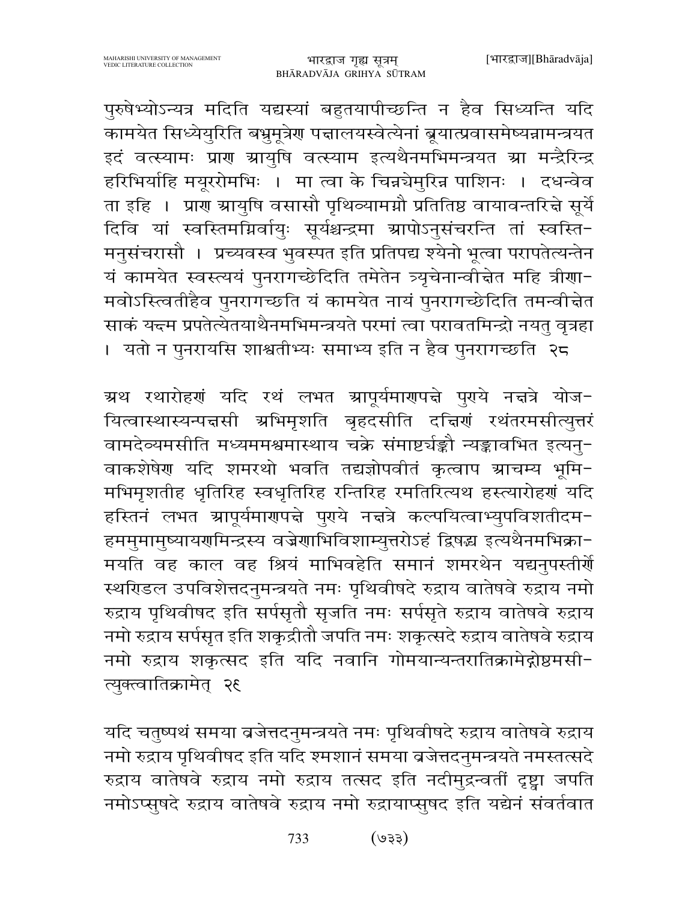पुरुषेभ्योऽन्यत्र मदिति यद्यस्यां बहुतयापीच्छन्ति न हैव सिध्यन्ति यदि कामयेत सिध्येयुरिति बभ्रुमूत्रेण पद्मालयस्वेत्येनां ब्रूयात्प्रवासमेष्यन्नामन्त्रयत इदं वत्स्यामः प्राण आयुषि वत्स्याम इत्यथैनमभिमन्त्रयत आ मन्द्रैरिन्द्र हरिभिर्याहि मयूररोमभिः । मा त्वा के चिन्नयेमुरिन्न पाशिनः । दधन्वेव ता इहि । प्राण आयुषि वसासौ पृथिव्यामग्नौ प्रतितिष्ठ वायावन्तरिक्षे सूर्ये दिवि यां स्वस्तिमग्निर्वायुः सूर्यश्चन्द्रमा आपोऽनुसंचरन्ति तां स्वस्ति-मनुसंचरासौ । प्रच्यवस्व भुवस्पत इति प्रतिपद्य श्येनो भूत्वा परापतेत्यन्तेन यं कामयेत स्वस्त्ययं पुनरागच्छेदिति तमेतेन त्र्यृचेनान्वीक्षेत महि त्रीणा-मवोऽस्त्वितीहैव पुनरागच्छति यं कामयेत नायं पुनरागच्छेदिति तमन्वीक्षेत साकं यक्ष्म प्रपतेत्येतयाथैनमभिमन्त्रयते परमां त्वा परावतमिन्द्रो नयतु वृत्रहा । यतो न पुनरायसि शाश्वतीभ्यः समाभ्य इति न हैव पुनरागच्छति २८

अथ रथारोहणं यदि रथं लभत आपूर्यमाणपक्षे पुण्ये नक्षत्रे योज-यित्वास्थास्यन्पक्षसी अभिमृशति बृहदसीति दक्षिणं रथंतरमसीत्युत्तरं वामदेव्यमसीति मध्यममश्वमास्थाय चक्रे संमार्ष्टर्यङ्कौ न्यङ्कावभित इत्यनु-वाकशेषेण यदि शमरथो भवति तद्यज्ञोपवीतं कृत्वाप आचम्य भूमि-मभिमृशतीह धृतिरिह स्वधृतिरिह रन्तिरिह रमतिरित्यथ हस्त्यारोहणं यदि हस्तिनं लभत आपूर्यमाणपक्षे पुण्ये नक्षत्रे कल्पयित्वाभ्युपविशतीदम-हममुमामुष्यायणमिन्द्रस्य वज्रेणाभिविशाम्युत्तरोऽहं द्विषद्भ्य इत्यथैनमभिक्रा-मयति वह काल वह श्रियं माभिवहेति समानं शमरथेन यद्यनुपस्तीर्णे स्थण्डिल उपविशेत्तदनुमन्त्रयते नमः पृथिवीषदे रुद्राय वातेषवे रुद्राय नमो रुद्राय पृथिवीषद इति सर्पसृतौ सृजति नमः सर्पसृते रुद्राय वातेषवे रुद्राय नमो रुद्राय सर्पसृत इति शकृद्रीतौ जपति नमः शकृत्सदे रुद्राय वातेषवे रुद्राय नमो रुद्राय शकृत्सद इति यदि नवानि गोमयान्यन्तरातिक्रामेद्गोष्ठमसी-त्युक्त्वातिक्रामेत् २९

यदि चतुष्पथं समया व्रजेत्तदनुमन्त्रयते नमः पृथिवीषदे रुद्राय वातेषवे रुद्राय नमो रुद्राय पृथिवीषद इति यदि श्मशानं समया व्रजेत्तदनुमन्त्रयते नमस्तत्सदे रुद्राय वातेषवे रुद्राय नमो रुद्राय तत्सद इति नदीमुद्रन्वतीं दृष्ट्वा जपति नमोऽप्सुषदे रुद्राय वातेषवे रुद्राय नमो रुद्रायाप्सुषद इति यद्येनं संवर्तवात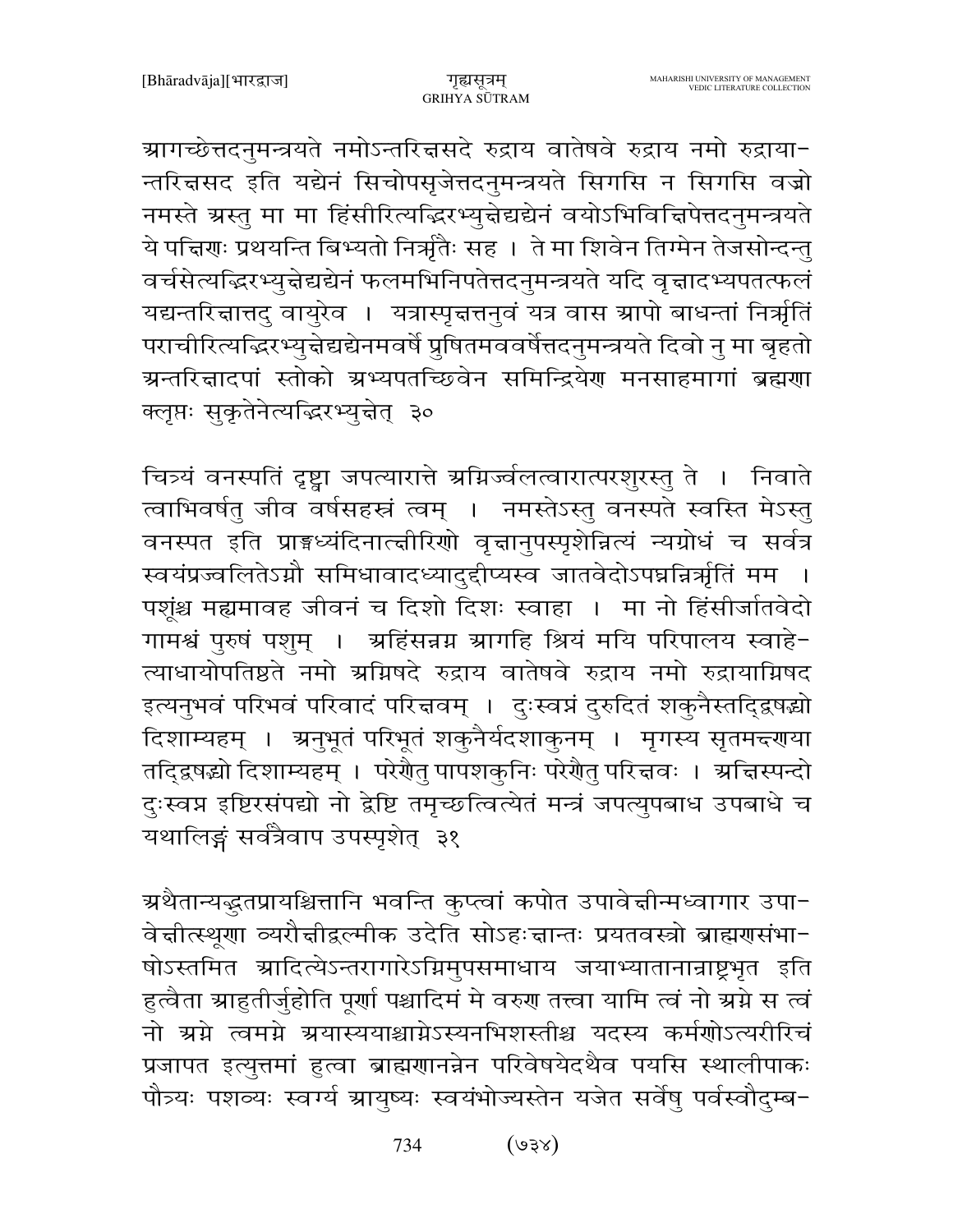आगच्छेत्तदनुमन्त्रयते नमोऽन्तरिक्षसदे रुद्राय वातेषवे रुद्राय नमो रुद्राया-न्तरिक्षसद इति यद्येनं सिचोपसृजेत्तदनुमन्त्रयते सिगसि न सिगसि वज्रो नमस्ते अस्तु मा मा हिंसीरित्यद्भिरभ्युक्षेद्यद्येनं वयोऽभिविक्षिपेत्तदनुमन्त्रयते ये पक्षिणः प्रथयन्ति बिभ्यतो निर्ऋतैः सह । ते मा शिवेन तिग्मेन तेजसोन्दन्तु वर्चसेत्यद्भिरभ्युक्षेद्यद्येनं फलमभिनिपतेत्तदनुमन्त्रयते यदि वृक्षादभ्यपतत्फलं यद्यन्तरिक्षात्तदु वायुरेव । यत्रास्पृक्षत्तनुवं यत्र वास आपो बाधन्तां निर्ऋतिं पराचीरित्यद्भिरभ्युक्षेद्यद्येनमवर्षे प्रुषितमववर्षेत्तदनुमन्त्रयते दिवो नु मा बृहतो अन्तरिक्षादपां स्तोको अभ्यपतच्छिवेन समिन्द्रियेण मनसाहमागां ब्रह्मणा क्लृप्तः सुकृतेनेत्यद्भिरभ्युक्षेत् ३०

चित्र्यं वनस्पतिं दृष्ट्वा जपत्यारात्ते अग्निर्ज्वलत्वारात्परशुरस्तु ते । निवाते त्वाभिवर्षतु जीव वर्षसहस्रं त्वम् । नमस्तेऽस्तु वनस्पते स्वस्ति मेऽस्तु वनस्पत इति प्राङ्मध्यंदिनात्क्षीरिणो वृक्षानुपस्पृशेन्नित्यं न्यग्रोधं च सर्वत्र स्वयंप्रज्वलितेऽग्नौ समिधावादध्यादुद्दीप्यस्व जातवेदोऽपघ्नन्निर्ऋतिं मम । पशूंश्च मह्यमावह जीवनं च दिशो दिशः स्वाहा । मा नो हिंसीर्जातवेदो गामश्वं पुरुषं पशुम् । अहिंसन्नग्न आगहि श्रियं मयि परिपालय स्वाहे-त्याधायोपतिष्ठते नमो अग्निषदे रुद्राय वातेषवे रुद्राय नमो रुद्रायाग्निषद इत्यनुभवं परिभवं परिवादं परिक्षवम् । दुःस्वप्नं दुरुदितं शकुनैस्तद्द्विषद्भ्यो दिशाम्यहम् । अनुभूतं परिभूतं शकुनैर्यदशाकुनम् । मृगस्य सृतमक्ष्णया तद्द्विषद्भ्यो दिशाम्यहम् । परेणैतु पापशकुनिः परेणैतु परिक्षवः । अक्षिस्पन्दो दुःस्वप्न इष्टिरसंपद्यो नो द्वेष्टि तमृच्छत्वित्येतं मन्त्रं जपत्युपबाध उपबाधे च यथालिङ्गं सर्वत्रैवाप उपस्पृशेत् ३१

अथैतान्यद्भुतप्रायश्चित्तानि भवन्ति कुप्त्वां कपोत उपावेक्षीन्मध्वागार उपा-वेक्षीत्स्थूणा व्यरौक्षीद्वल्मीक उदेति सोऽहःक्षान्तः प्रयतवस्त्रो ब्राह्मणसंभा-षोऽस्तमित आदित्येऽन्तरागारेऽग्निमुपसमाधाय जयाभ्यातानान्राष्ट्रभृत इति हुत्वैता आहुतीर्जुहोति पूर्णा पश्चादिमं मे वरुण तत्त्वा यामि त्वं नो अग्ने स त्वं नो अग्ने त्वमग्ने अयास्ययाश्चाग्नेऽस्यनभिशस्तीश्च यदस्य कर्मणोऽत्यरीरिचं प्रजापत इत्युत्तमां हुत्वा ब्राह्मणानन्नेन परिवेषयेदथैव पयसि स्थालीपाकः पौत्र्यः पशव्यः स्वर्ग्य आयुष्यः स्वयंभोज्यस्तेन यजेत सर्वेषु पर्वस्वौदुम्ब-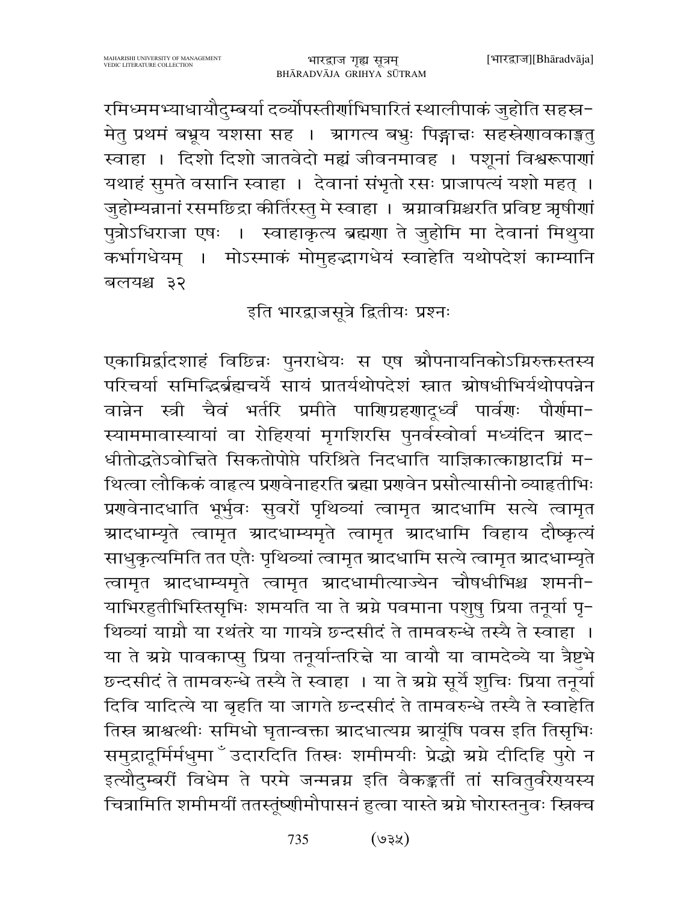रमिध्ममभ्याधायौदुम्बर्या दर्व्योपस्तीर्णाभिघारितं स्थालीपाकं जुहोति सहस्र-मेतु प्रथमं बभ्रूय यशसा सह । आगत्य बभ्रुः पिङ्गाक्षः सहस्रेणावकाङ्क्षतु स्वाहा । दिशो दिशो जातवेदो मह्यं जीवनमावह । पशूनां विश्वरूपाणां यथाहं सुमते वसानि स्वाहा । देवानां संभृतो रसः प्राजापत्यं यशो महत् । जुहोम्यन्नानां रसमछिद्रा कीर्तिरस्तु मे स्वाहा । अग्नावग्निश्चरति प्रविष्ट ऋषीणां पुत्रोऽधिराजा एषः । स्वाहाकृत्य ब्रह्मणा ते जुहोमि मा देवानां मिथुया कर्भागधेयम् । मोऽस्माकं मोमुहद्भागधेयं स्वाहेति यथोपदेशं काम्यानि बलयश्च ३२

इति भारद्वाजसूत्रे द्वितीयः प्रश्नः

एकाग्निर्द्वादशाहं विछिन्नः पुनराधेयः स एष औपनायनिकोऽग्निरुक्तस्तस्य परिचर्या समिद्भिर्ब्रह्मचर्ये सायं प्रातर्यथोपदेशं स्नात ओषधीभिर्यथोपपन्नेन वान्नेन स्त्री चैवं भर्तरि प्रमीते पाणिग्रहणादूर्ध्वं पार्वणः पौर्णमा-स्याममावास्यायां वा रोहिण्यां मृगशिरसि पुनर्वस्वोर्वा मध्यंदिन आद-धीतोद्धतेऽवोक्षिते सिकतोपोप्ते परिश्रिते निदधाति याज्ञिकात्काष्ठादग्निं म-थित्वा लौकिकं वाहृत्य प्रणवेनाहरति ब्रह्मा प्रणवेन प्रसौत्यासीनो व्याहृतीभिः प्रणवेनादधाति भूर्भुवः सुवरों पृथिव्यां त्वामृत आदधामि सत्ये त्वामृत आदधाम्यृते त्वामृत आदधाम्यमृते त्वामृत आदधामि विहाय दौष्कृत्यं साधुकृत्यमिति तत एतैः पृथिव्यां त्वामृत आदधामि सत्ये त्वामृत आदधाम्यृते त्वामृत आदधाम्यमृते त्वामृत आदधामीत्याज्येन चौषधीभिश्च शमनी-याभिरहुतीभिस्तिसृभिः शमयति या ते अग्ने पवमाना पशुषु प्रिया तनूर्या पृ-थिव्यां याग्नौ या रथंतरे या गायत्रे छन्दसीदं ते तामवरुन्धे तस्यै ते स्वाहा । या ते अग्ने पावकाप्सु प्रिया तनूर्यान्तरिक्षे या वायौ या वामदेव्ये या त्रैष्टुभे छन्दसीदं ते तामवरुन्धे तस्यै ते स्वाहा । या ते अग्ने सूर्ये शुचिः प्रिया तनूर्या दिवि यादित्ये या बृहति या जागते छन्दसीदं ते तामवरुन्धे तस्यै ते स्वाहेति तिस्र आश्वत्थीः समिधो घृतान्वक्ता आदधात्यग्न आयूंषि पवस इति तिसृभिः समुद्रादूर्मिर्मधुमाँ उदारदिति तिस्रः शमीमयीः प्रेद्धो अग्ने दीदिहि पुरो न इत्यौदुम्बरीं विधेम ते परमे जन्मन्नग्न इति वैकङ्कतीं तां सवितुर्वरेण्यस्य चित्रामिति शमीमयीं ततस्तूंष्णीमौपासनं हुत्वा यास्ते अग्ने घोरास्तनुवः स्निक्च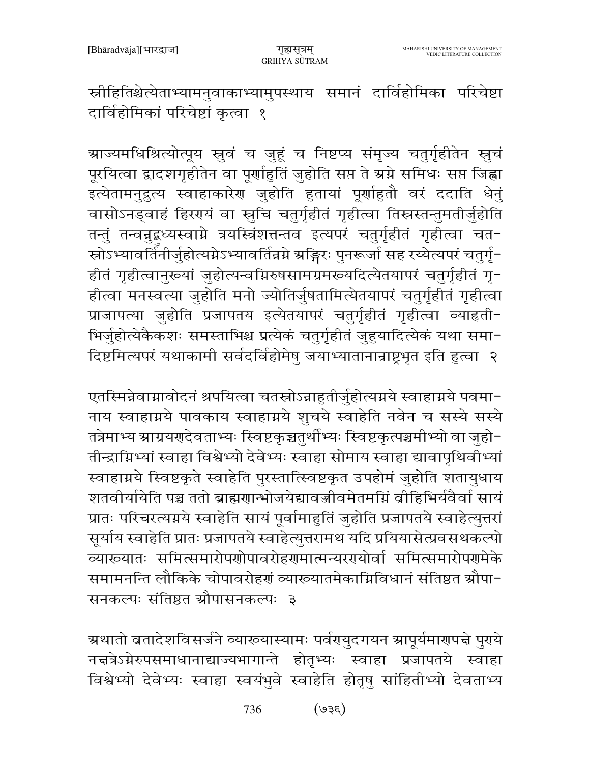स्त्रीहितिश्चेत्येताभ्यामनुवाकाभ्यामुपस्थाय समानं दार्विहोमिका परिचेष्टा दार्विहोमिकां परिचेष्टां कृत्वा १

आज्यमधिश्रित्योत्पूय स्रुवं च जुहूं च निष्टप्य संमृज्य चतुर्गृहीतेन स्रुचं पूरयित्वा द्वादशगृहीतेन वा पूर्णाहुतिं जुहोति सप्त ते अग्ने समिधः सप्त जिह्वा इत्येतामनुद्रुत्य स्वाहाकारेण जुहोति हुतायां पूर्णाहुतौ वरं ददाति धेनुं वासोऽनड्वाहं हिरण्यं वा स्रुचि चतुर्गृहीतं गृहीत्वा तिस्रस्तन्तुमतीर्जुहोति तन्तुं तन्वन्नुद्बुध्यस्वाग्ने त्रयस्त्रिंशत्तन्तव इत्यपरं चतुर्गृहीतं गृहीत्वा चतस्रोऽभ्यावर्तिनीर्जुहोत्यग्नेऽभ्यावर्तिन्नग्ने अङ्गिरः पुनरूर्जा सह रय्येत्यपरं चतुर्गृहीतं गृहीत्वानुख्यां जुहोत्यन्वग्निरुषसामग्रमख्यदित्येतयापरं चतुर्गृहीतं गृहीत्वा मनस्वत्या जुहोति मनो ज्योतिर्जुषतामित्येतयापरं चतुर्गृहीतं गृहीत्वा प्राजापत्या जुहोति प्रजापतय इत्येतयापरं चतुर्गृहीतं गृहीत्वा व्याहृतीभिर्जुहोत्येकैकशः समस्ताभिश्च प्रत्येकं चतुर्गृहीतं जुहुयादित्येकं यथा समादिष्टमित्यपरं यथाकामी सर्वदर्विहोमेषु जयाभ्यातानान्राष्ट्रभृत इति हुत्वा २

एतस्मिन्नेवाग्नावोदनं श्रपयित्वा चतस्रोऽन्नाहुतीर्जुहोत्यग्नये स्वाहाग्नये पवमानाय स्वाहाग्नये पावकाय स्वाहाग्नये शुचये स्वाहेति नवेन च सस्ये सस्ये तत्रेमाभ्य आग्रयणदेवताभ्यः स्विष्टकृच्चतुर्थीभ्यः स्विष्टकृत्पञ्चमीभ्यो वा जुहोतीन्द्राग्निभ्यां स्वाहा विश्वेभ्यो देवेभ्यः स्वाहा सोमाय स्वाहा द्यावापृथिवीभ्यां स्वाहाग्नये स्विष्टकृते स्वाहेति पुरस्तात्स्विष्टकृत उपहोमं जुहोति शतायुधाय शतवीर्यायेति पञ्च ततो ब्राह्मणान्भोजयेद्यावज्जीवमेतमग्निं व्रीहिभिर्यवैर्वा सायं प्रातः परिचरत्यग्नये स्वाहेति सायं पूर्वामाहुतिं जुहोति प्रजापतये स्वाहेत्युत्तरां सूर्याय स्वाहेति प्रातः प्रजापतये स्वाहेत्युत्तरामथ यदि प्रयियासेत्प्रवसथकल्पो व्याख्यातः समित्समारोपणोपावरोहणमात्मन्यरण्योर्वा समित्समारोपणमेके समामनन्ति लौकिके चोपावरोहणं व्याख्यातमेकाग्निविधानं संतिष्ठत औपासनकल्पः संतिष्ठत औपासनकल्पः ३

अथातो व्रतादेशविसर्जने व्याख्यास्यामः पर्वण्युदगयन आपूर्यमाणपक्षे पुण्ये नक्षत्रेऽग्नेरुपसमाधानाद्याज्यभागान्ते होतृभ्यः स्वाहा प्रजापतये स्वाहा विश्वेभ्यो देवेभ्यः स्वाहा स्वयंभुवे स्वाहेति होतृषु सांहितीभ्यो देवताभ्य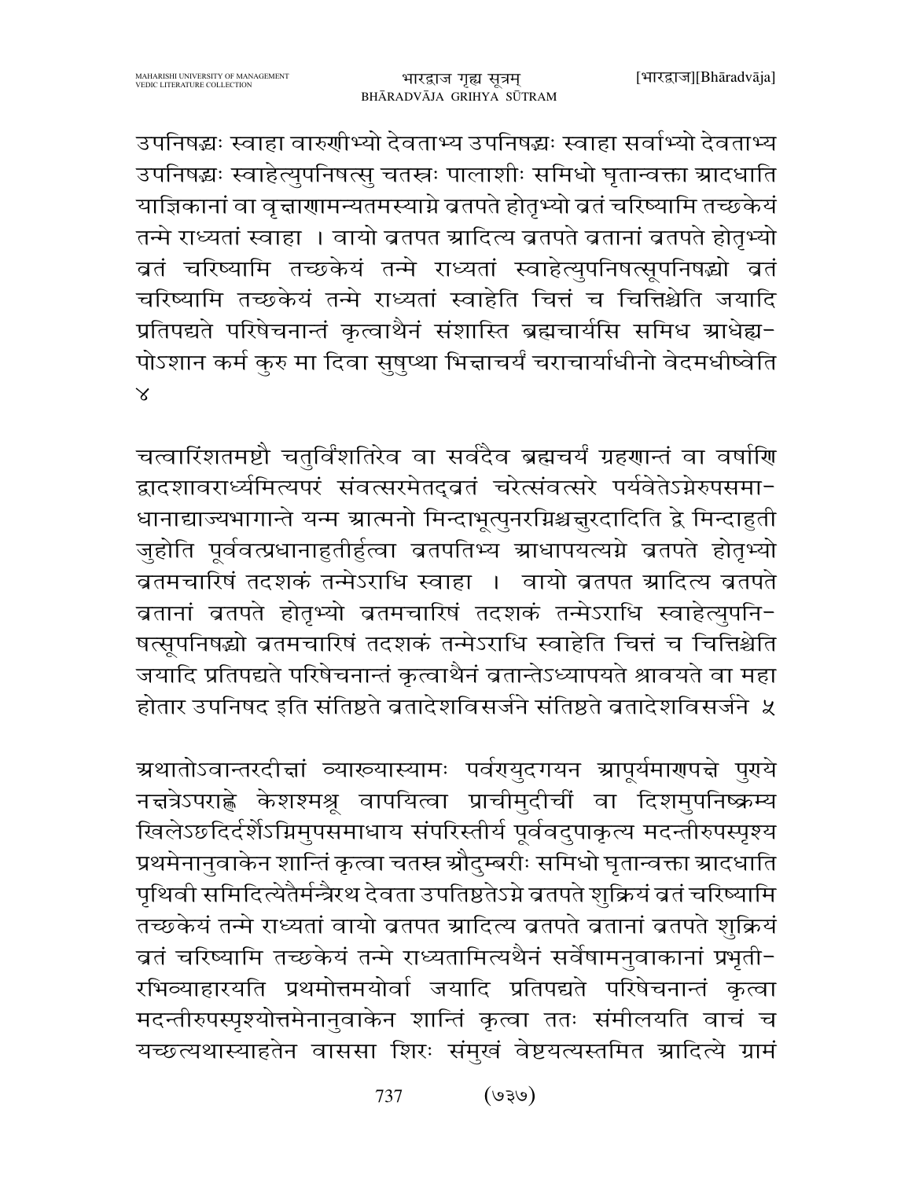उपनिषद्भ्यः स्वाहा वारुणीभ्यो देवताभ्य उपनिषद्भ्यः स्वाहा सर्वाभ्यो देवताभ्य उपनिषद्भ्यः स्वाहेत्युपनिषत्सु चतस्रः पालाशीः समिधो घृतान्वक्ता आदधाति याज्ञिकानां वा वृक्षाणामन्यतमस्याग्ने व्रतपते होतृभ्यो व्रतं चरिष्यामि तच्छकेयं तन्मे राध्यतां स्वाहा । वायो व्रतपत आदित्य व्रतपते व्रतानां व्रतपते होतृभ्यो व्रतं चरिष्यामि तच्छकेयं तन्मे राध्यतां स्वाहेत्युपनिषत्सूपनिषद्भ्यो व्रतं चरिष्यामि तच्छकेयं तन्मे राध्यतां स्वाहेति चित्तं च चित्तिश्चेति जयादि प्रतिपद्यते परिषेचनान्तं कृत्वाथैनं संशास्ति ब्रह्मचार्यसि समिध आधेह्य-पोऽशान कर्म कुरु मा दिवा सुषुप्था भिक्षाचर्यं चराचार्याधीनो वेदमधीष्वेति ४

चत्वारिंशतमष्टौ चतुर्विंशतिरेव वा सर्वदैव ब्रह्मचर्यं ग्रहणान्तं वा वर्षाणि द्वादशावराध्यमित्यपरं संवत्सरमेतद्व्रतं चरेत्संवत्सरे पर्यवेतेऽग्नेरुपसमा-धानाद्याज्यभागान्ते यन्म आत्मनो मिन्दाभूत्पुनरग्निश्चक्षुरदादिति द्वे मिन्दाहुती जुहोति पूर्ववत्प्रधानाहुतीर्हुत्वा व्रतपतिभ्य आधापयत्यग्ने व्रतपते होतृभ्यो व्रतमचारिषं तदशकं तन्मेऽराधि स्वाहा । वायो व्रतपत आदित्य व्रतपते व्रतानां व्रतपते होतृभ्यो व्रतमचारिषं तदशकं तन्मेऽराधि स्वाहेत्युपनि-षत्सूपनिषद्भ्यो व्रतमचारिषं तदशकं तन्मेऽराधि स्वाहेति चित्तं च चित्तिश्चेति जयादि प्रतिपद्यते परिषेचनान्तं कृत्वाथैनं व्रतान्तेऽध्यापयते श्रावयते वा महा होतार उपनिषद इति संतिष्ठते व्रतादेशविसर्जने संतिष्ठते व्रतादेशविसर्जने ५

अथातोऽवान्तरदीक्षां व्याख्यास्यामः पर्वण्युदगयन आपूर्यमाणपक्षे पुण्ये नक्षत्रेऽपराह्णे केशश्मश्रू वापयित्वा प्राचीमुदीचीं वा दिशमुपनिष्क्रम्य खिलेऽछदिर्दर्शेऽग्निमुपसमाधाय संपरिस्तीर्य पूर्ववदुपाकृत्य मदन्तीरुपस्पृश्य प्रथमेनानुवाकेन शान्तिं कृत्वा चतस्र औदुम्बरीः समिधो घृतान्वक्ता आदधाति पृथिवी समिदित्येतैर्मन्त्रैरथ देवता उपतिष्ठतेऽग्ने व्रतपते शुक्रियं व्रतं चरिष्यामि तच्छकेयं तन्मे राध्यतां वायो व्रतपत आदित्य व्रतपते व्रतानां व्रतपते शुक्रियं व्रतं चरिष्यामि तच्छकेयं तन्मे राध्यतामित्यथैनं सर्वेषामनुवाकानां प्रभृती-रभिव्याहारयति प्रथमोत्तमयोर्वा जयादि प्रतिपद्यते परिषेचनान्तं कृत्वा मदन्तीरुपस्पृश्योत्तमेनानुवाकेन शान्तिं कृत्वा ततः संमीलयति वाचं च यच्छत्यथास्याहतेन वाससा शिरः संमुखं वेष्टयत्यस्तमित आदित्ये ग्रामं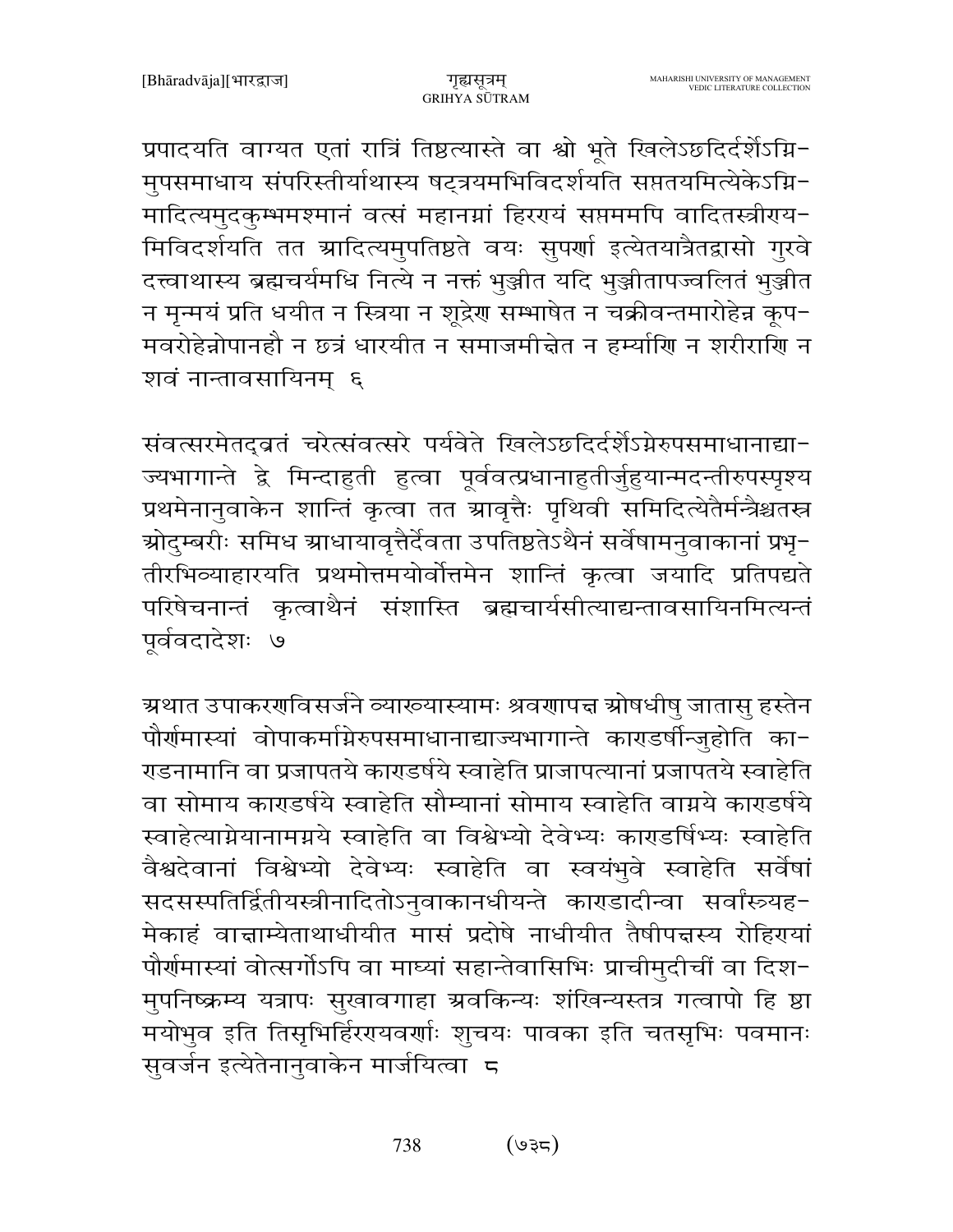प्रपादयति वाग्यत एतां रात्रिं तिष्ठत्यास्ते वा श्वो भूते खिलेऽछदिर्दर्शेऽग्नि-मुपसमाधाय संपरिस्तीर्याथास्य षट्त्रयमभिविदर्शयति सप्ततयमित्येकेऽग्नि-मादित्यमुदकुम्भमश्मानं वत्सं महानग्नां हिरगयं सप्तममपि वादितस्त्रीगय-मिविदर्शयति तत आदित्यमुपतिष्ठते वयः सुपर्णा इत्येतयात्रैतद्वासो गुरवे दत्त्वाथास्य ब्रह्मचर्यमधि नित्ये न नक्तं भुञ्जीत यदि भुञ्जीतापज्वलितं भुञ्जीत न मृन्मयं प्रति धयीत न स्त्रिया न शूद्रेण सम्भाषेत न चक्रीवन्तमारोहेन्न कूप-मवरोहेन्नोपानहौ न छत्रं धारयीत न समाजमीक्षेत न हर्म्याणि न शरीराणि न शवं नान्तावसायिनम् ६

संवत्सरमेतद्व्रतं चरेत्संवत्सरे पर्यवेते खिलेऽछदिर्दर्शेऽग्नेरुपसमाधानाद्या-ज्यभागान्ते द्वे मिन्दाहुती हुत्वा पूर्ववत्प्रधानाहुतीर्जुहुयान्मदन्तीरुपस्पृश्य प्रथमेनानुवाकेन शान्तिं कृत्वा तत आवृत्तैः पृथिवी समिदित्येतैर्मन्त्रैश्चतस्र औदुम्बरीः समिध आधायावृत्तैर्देवता उपतिष्ठतेऽथैनं सर्वेषामनुवाकानां प्रभृ-तीरभिव्याहारयति प्रथमोत्तमयोर्वोत्तमेन शान्तिं कृत्वा जयादि प्रतिपद्यते परिषेचनान्तं कृत्वाथैनं संशास्ति ब्रह्मचार्यसीत्याद्यन्तावसायिनमित्यन्तं पूर्ववदादेशः ७

अथात उपाकरणविसर्जने व्याख्यास्यामः श्रवणापक्ष ओषधीषु जातासु हस्तेन पौर्णमास्यां वोपाकर्माग्नेरुपसमाधानाद्याज्यभागान्ते काराडर्षीन्जुहोति का-राडनामानि वा प्रजापतये काराडर्षये स्वाहेति प्राजापत्यानां प्रजापतये स्वाहेति वा सोमाय काराडर्षये स्वाहेति सौम्यानां सोमाय स्वाहेति वाग्नये काराडर्षये स्वाहेत्याग्नेयानामग्नये स्वाहेति वा विश्वेभ्यो देवेभ्यः काराडर्षिभ्यः स्वाहेति वैश्वदेवानां विश्वेभ्यो देवेभ्यः स्वाहेति वा स्वयंभुवे स्वाहेति सर्वेषां सदसस्पतिर्द्वितीयस्त्रीनादितोऽनुवाकानधीयन्ते काराडादीन्वा सर्वांस्त्र्यह-मेकाहं वाक्षाम्येताथाधीयीत मासं प्रदोषे नाधीयीत तैषीपक्षस्य रोहिरायां पौर्णमास्यां वोत्सर्गोऽपि वा माघ्यां सहान्तेवासिभिः प्राचीमुदीचीं वा दिश-मुपनिष्क्रम्य यत्रापः सुखावगाहा अवकिन्यः शंखिन्यस्तत्र गत्वापो हि ष्ठा मयोभुव इति तिसृभिर्हिरगयवर्णाः शुचयः पावका इति चतसृभिः पवमानः सुवर्जन इत्येतेनानुवाकेन मार्जयित्वा ८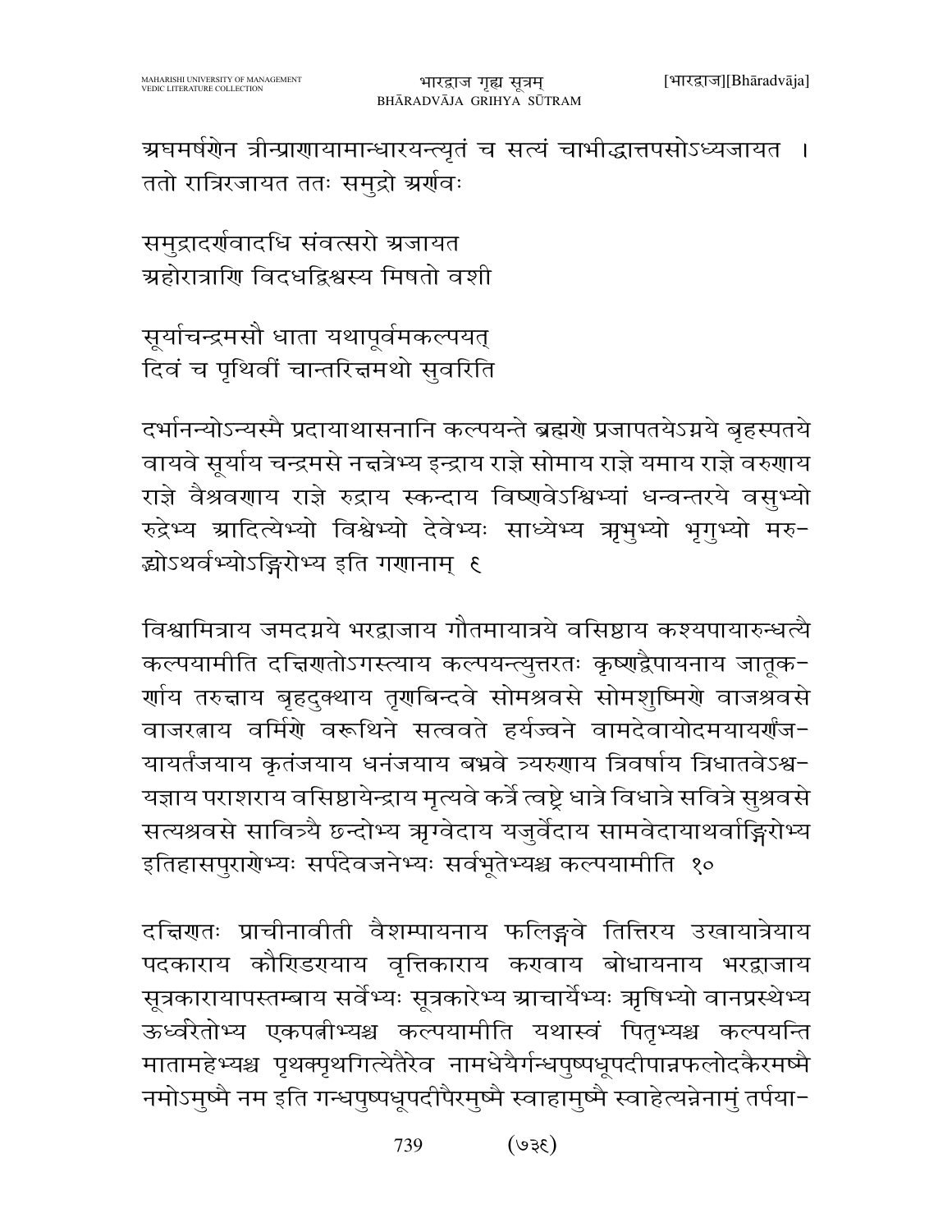अघमर्षणेन त्रीन्प्राणायामान्धारयन्त्यृतं च सत्यं चाभीद्धात्तपसोऽध्यजायत ।
ततो रात्रिरजायत ततः समुद्रो अर्णवः

समुद्रादर्णवादधि संवत्सरो अजायत
अहोरात्राणि विदधद्विश्वस्य मिषतो वशी

सूर्याचन्द्रमसौ धाता यथापूर्वमकल्पयत्
दिवं च पृथिवीं चान्तरिक्षमथो सुवरिति

दर्भानन्योऽन्यस्मै प्रदायाथासनानि कल्पयन्ते ब्रह्मणे प्रजापतयेऽग्नये बृहस्पतये वायवे सूर्याय चन्द्रमसे नक्षत्रेभ्य इन्द्राय राज्ञे सोमाय राज्ञे यमाय राज्ञे वरुणाय राज्ञे वैश्रवणाय राज्ञे रुद्राय स्कन्दाय विष्णवेऽश्विभ्यां धन्वन्तरये वसुभ्यो रुद्रेभ्य आदित्येभ्यो विश्वेभ्यो देवेभ्यः साध्येभ्य ऋभुभ्यो भृगुभ्यो मरुद्भ्योऽथर्वभ्योऽङ्गिरोभ्य इति गणानाम् ९

विश्वामित्राय जमदग्नये भरद्वाजाय गौतमायात्रये वसिष्ठाय कश्यपायारुन्धत्यै कल्पयामीति दक्षिणतोऽगस्त्याय कल्पयन्त्युत्तरतः कृष्णद्वैपायनाय जातूकर्णाय तरुक्षाय बृहदुक्थाय तृणबिन्दवे सोमश्रवसे सोमशुष्मिणे वाजश्रवसे वाजरत्नाय वर्मिणे वरूथिने सत्ववते हर्यज्वने वामदेवायोदमयायर्णंजयायर्तंजयाय कृतंजयाय धनंजयाय बभ्रवे त्र्यरुणाय त्रिवर्षाय त्रिधातवेऽश्वयज्ञाय पराशराय वसिष्ठायेन्द्राय मृत्यवे कर्त्रे त्वष्ट्रे धात्रे विधात्रे सवित्रे सुश्रवसे सत्यश्रवसे सावित्र्यै छन्दोभ्य ऋग्वेदाय यजुर्वेदाय सामवेदायाथर्वाङ्गिरोभ्य इतिहासपुराणेभ्यः सर्पदेवजनेभ्यः सर्वभूतेभ्यश्च कल्पयामीति १०

दक्षिणतः प्राचीनावीती वैशम्पायनाय फलिङ्गवे तित्तिरय उखायात्रेयाय पदकाराय कौण्डिण्याय वृत्तिकाराय कण्वाय बोधायनाय भरद्वाजाय सूत्रकारायापस्तम्बाय सर्वेभ्यः सूत्रकारेभ्य आचार्येभ्यः ऋषिभ्यो वानप्रस्थेभ्य ऊर्ध्वरेतोभ्य एकपत्नीभ्यश्च कल्पयामीति यथास्वं पितृभ्यश्च कल्पयन्ति मातामहेभ्यश्च पृथक्पृथगित्येतैरेव नामधेयैर्गन्धपुष्पधूपदीपान्नफलोदकैरमुष्मै नमोऽमुष्मै नम इति गन्धपुष्पधूपदीपैरमुष्मै स्वाहामुष्मै स्वाहेत्यन्नेनामुं तर्पया-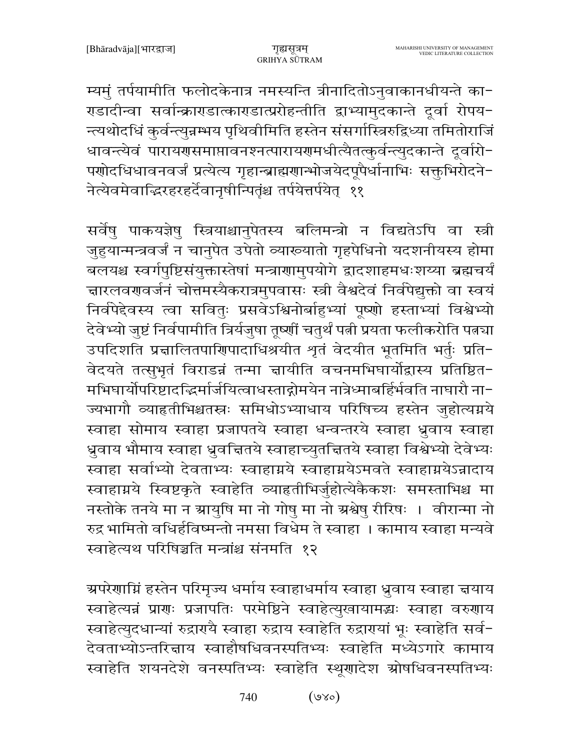म्यमुं तर्पयामीति फलोदकेनात्र नमस्यन्ति त्रीनादितोऽनुवाकानधीयन्ते काण्डादीन्वा सर्वान्काण्डात्काण्डात्प्ररोहन्तीति द्वाभ्यामुदकान्ते दूर्वा रोपयन्त्यथोदधिं कुर्वन्त्युन्नम्भय पृथिवीमिति हस्तेन संसर्गास्त्रिरुद्विध्या तमितोराजिं धावन्त्येवं पारायणसमाप्तावनश्नत्पारायणमधीत्यैतत्कुर्वन्त्युदकान्ते दूर्वारोपणोदधिधावनवर्जं प्रत्येत्य गृहान्ब्राह्मणान्भोजयेदपूपैर्धानाभिः सक्तुभिरोदनेनेत्येवमेवाद्भिरहरहर्देवानृषीन्पितृंश्च तर्पयेत्तर्पयेत् ११

सर्वेषु पाकयज्ञेषु स्त्रियाश्चानुपेतस्य बलिमन्त्रो न विद्यतेऽपि वा स्त्री जुहुयान्मन्त्रवर्जं न चानुपेत उपेतो व्याख्यातो गृहपेधिनो यदशनीयस्य होमा बलयश्च स्वर्गपुष्टिसंयुक्तास्तेषां मन्त्राणामुपयोगे द्वादशाहमधःशय्या ब्रह्मचर्यं क्षारलवणवर्जनं चोत्तमस्यैकरात्रमुपवासः स्त्री वैश्वदेवं निर्वपेद्युक्तो वा स्वयं निर्वपेद्देवस्य त्वा सवितुः प्रसवेऽश्विनोर्बाहुभ्यां पूष्णो हस्ताभ्यां विश्वेभ्यो देवेभ्यो जुष्टं निर्वपामीति त्रिर्यजुषा तूष्णीं चतुर्थं पत्नी प्रयता फलीकरोति पत्न्या उपदिशति प्रक्षालितपाणिपादाधिश्रयीत शृतं वेदयीत भूतमिति भर्तुः प्रतिवेदयते तत्सुभृतं विराडन्नं तन्मा क्षायीति वचनमभिघार्योद्वास्य प्रतिष्ठितमभिघार्योपरिष्टादद्भिर्मार्जयित्वाधस्ताद्धोमयेन नात्रेध्माबर्हिर्भवति नाघारौ नाज्यभागौ व्याहृतीभिश्चतस्रः समिधोऽभ्याधाय परिषिच्य हस्तेन जुहोत्यग्नये स्वाहा सोमाय स्वाहा प्रजापतये स्वाहा धन्वन्तरये स्वाहा ध्रुवाय स्वाहा ध्रुवाय भौमाय स्वाहा ध्रुवक्षितये स्वाहाच्युतक्षितये स्वाहा विश्वेभ्यो देवेभ्यः स्वाहा सर्वाभ्यो देवताभ्यः स्वाहाग्नये स्वाहाग्नयेऽमवते स्वाहाग्नयेऽन्नादाय स्वाहाग्नये स्विष्टकृते स्वाहेति व्याहृतीभिर्जुहोत्येकैकशः समस्ताभिश्च मा नस्तोके तनये मा न आयुषि मा नो गोषु मा नो अश्वेषु रीरिषः । वीरान्मा नो रुद्र भामितो वधिर्हविष्मन्तो नमसा विधेम ते स्वाहा । कामाय स्वाहा मन्यवे स्वाहेत्यथ परिषिञ्चति मन्त्रांश्च संनमति १२

अपरेणाग्निं हस्तेन परिमृज्य धर्माय स्वाहाधर्माय स्वाहा ध्रुवाय स्वाहा क्षयाय स्वाहेत्यन्नं प्राणः प्रजापतिः परमेष्ठिने स्वाहेत्युखायामद्भ्यः स्वाहा वरुणाय स्वाहेत्युदधान्यां रुद्राण्यै स्वाहा रुद्राय स्वाहेति रुद्राण्यां भूः स्वाहेति सर्वदेवताभ्योऽन्तरिक्षाय स्वाहौषधिवनस्पतिभ्यः स्वाहेति मध्येऽगारे कामाय स्वाहेति शयनदेशे वनस्पतिभ्यः स्वाहेति स्थूणादेश ओषधिवनस्पतिभ्यः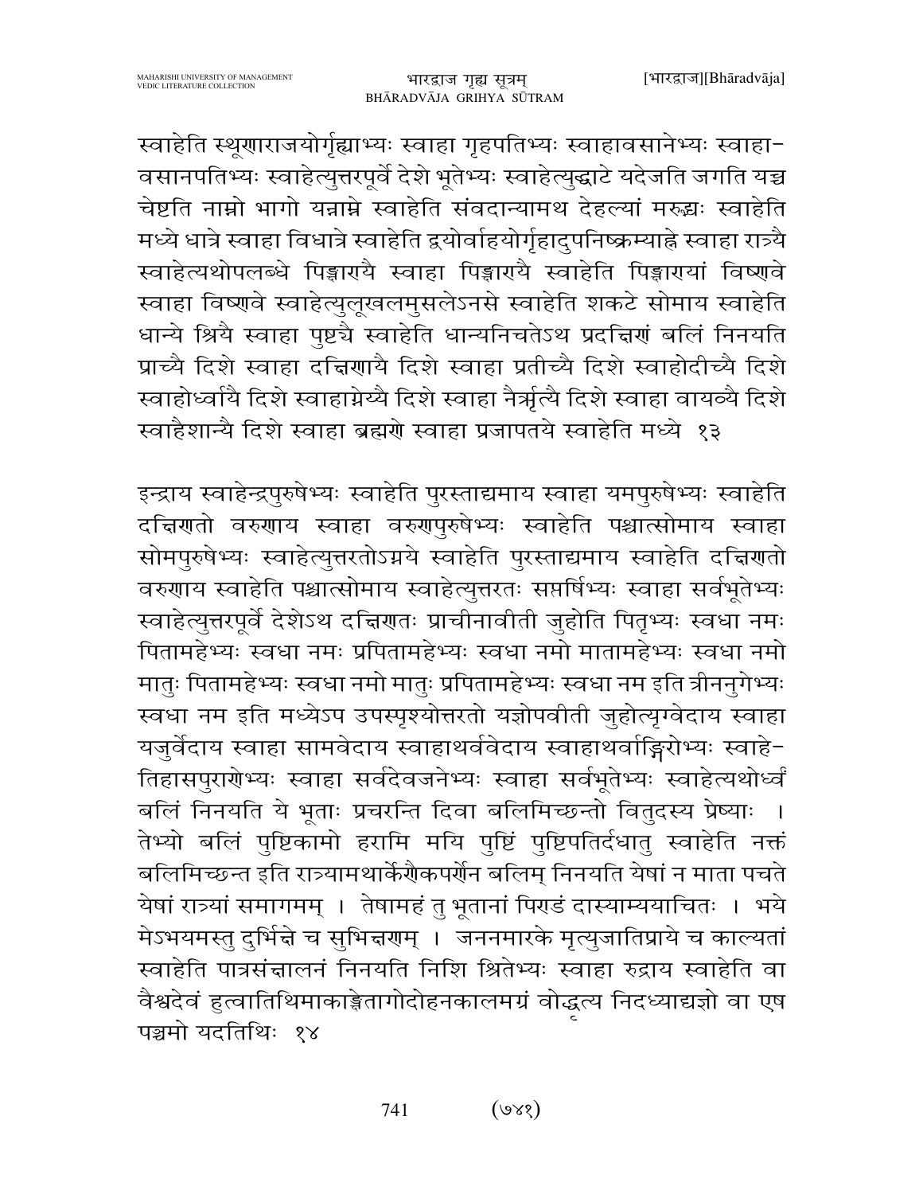स्वाहेति स्थूणाराजयोर्गृह्याभ्यः स्वाहा गृहपतिभ्यः स्वाहावसानेभ्यः स्वाहा-वसानपतिभ्यः स्वाहेत्युत्तरपूर्वे देशे भूतेभ्यः स्वाहेत्युद्धाटे यदेजति जगति यच्च चेष्टति नाम्नो भागो यन्नाम्ने स्वाहेति संवदान्यामथ देहल्यां मरुद्भ्यः स्वाहेति मध्ये धात्रे स्वाहा विधात्रे स्वाहेति द्वयोर्वाहयोर्गृहादुपनिष्क्रम्याह्ने स्वाहा रात्र्यै स्वाहेत्यथोपलब्धे पिङ्गारायै स्वाहा पिङ्गारायै स्वाहेति पिङ्गारायां विष्णवे स्वाहा विष्णवे स्वाहेत्युलूखलमुसलेऽनसे स्वाहेति शकटे सोमाय स्वाहेति धान्ये श्रियै स्वाहा पुष्टचै स्वाहेति धान्यनिचतेऽथ प्रदक्षिणं बलिं निनयति प्राच्यै दिशे स्वाहा दक्षिणायै दिशे स्वाहा प्रतीच्यै दिशे स्वाहोदीच्यै दिशे स्वाहोर्ध्वायै दिशे स्वाहाग्नेय्यै दिशे स्वाहा नैर्ऋत्यै दिशे स्वाहा वायव्यै दिशे स्वाहैशान्यै दिशे स्वाहा ब्रह्मणे स्वाहा प्रजापतये स्वाहेति मध्ये १३

इन्द्राय स्वाहेन्द्रपुरुषेभ्यः स्वाहेति पुरस्ताद्यमाय स्वाहा यमपुरुषेभ्यः स्वाहेति दक्षिणतो वरुणाय स्वाहा वरुणपुरुषेभ्यः स्वाहेति पश्चात्सोमाय स्वाहा सोमपुरुषेभ्यः स्वाहेत्युत्तरतोऽग्नये स्वाहेति पुरस्ताद्यमाय स्वाहेति दक्षिणतो वरुणाय स्वाहेति पश्चात्सोमाय स्वाहेत्युत्तरतः सप्तर्षिभ्यः स्वाहा सर्वभूतेभ्यः स्वाहेत्युत्तरपूर्वे देशेऽथ दक्षिणतः प्राचीनावीती जुहोति पितृभ्यः स्वधा नमः पितामहेभ्यः स्वधा नमः प्रपितामहेभ्यः स्वधा नमो मातामहेभ्यः स्वधा नमो मातुः पितामहेभ्यः स्वधा नमो मातुः प्रपितामहेभ्यः स्वधा नम इति त्रीननुगेभ्यः स्वधा नम इति मध्येऽप उपस्पृश्योत्तरतो यज्ञोपवीती जुहोत्यृग्वेदाय स्वाहा यजुर्वेदाय स्वाहा सामवेदाय स्वाहाथर्ववेदाय स्वाहाथर्वाङ्गिरोभ्यः स्वाहे-तिहासपुराणेभ्यः स्वाहा सर्वदेवजनेभ्यः स्वाहा सर्वभूतेभ्यः स्वाहेत्यथोर्ध्वं बलिं निनयति ये भूताः प्रचरन्ति दिवा बलिमिच्छन्तो वितुदस्य प्रेष्याः । तेभ्यो बलिं पुष्टिकामो हरामि मयि पुष्टिं पुष्टिपतिर्दधातु स्वाहेति नक्तं बलिमिच्छन्त इति रात्र्यामथार्केणैकपर्णेन बलिम् निनयति येषां न माता पचते येषां रात्र्यां समागमम् । तेषामहं तु भूतानां पिण्डं दास्याम्ययाचितः । भये मेऽभयमस्तु दुर्भिक्षे च सुभिक्षणम् । जननमारके मृत्युजातिप्राये च काल्यतां स्वाहेति पात्रसंक्षालनं निनयति निशि श्रितेभ्यः स्वाहा रुद्राय स्वाहेति वा वैश्वदेवं हुत्वातिथिमाकाङ्क्षेतागोदोहनकालमग्रं वोद्धृत्य निदध्याद्यज्ञो वा एष पञ्चमो यदतिथिः १४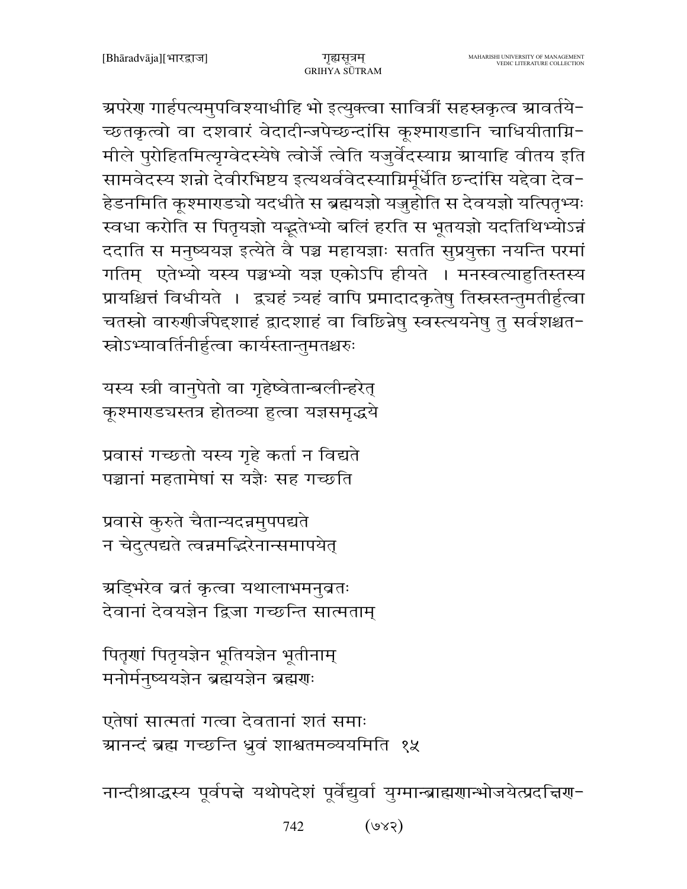अपरेण गार्हपत्यमुपविश्याधीहि भो इत्युक्त्वा सावित्रीं सहस्रकृत्व आवर्तयेच्छतकृत्वो वा दशवारं वेदादीन्जपेच्छन्दांसि कूश्माण्डानि चाधियीताग्निमीले पुरोहितमित्यृग्वेदस्येषे त्वोर्जे त्वेति यजुर्वेदस्याग्न आयाहि वीतय इति सामवेदस्य शन्नो देवीरभिष्टय इत्यथर्ववेदस्याग्निर्मूर्धेति छन्दांसि यद्देवा देवहेडनमिति कूश्माण्ड्यो यदधीते स ब्रह्मयज्ञो यज्जुहोति स देवयज्ञो यत्पितृभ्यः स्वधा करोति स पितृयज्ञो यद्भूतेभ्यो बलिं हरति स भूतयज्ञो यदतिथिभ्योऽन्नं ददाति स मनुष्ययज्ञ इत्येते वै पञ्च महायज्ञाः सतति सुप्रयुक्ता नयन्ति परमां गतिम् एतेभ्यो यस्य पञ्चभ्यो यज्ञ एकोऽपि हीयते । मनस्वत्याहुतिस्तस्य प्रायश्चित्तं विधीयते । द्व्यहं त्र्यहं वापि प्रमादादकृतेषु तिस्रस्तन्तुमतीर्हुत्वा चतस्रो वारुणीर्जपेद्दशाहं द्वादशाहं वा विछिन्नेषु स्वस्त्ययनेषु तु सर्वशश्चतस्रोऽभ्यावर्तिनीर्हुत्वा कार्यस्तान्तुमतश्चरुः

यस्य स्त्री वानुपेतो वा गृहेष्वेतान्बलीन्हरेत्
कूश्माण्ड्यस्तत्र होतव्या हुत्वा यज्ञसमृद्धये

प्रवासं गच्छतो यस्य गृहे कर्ता न विद्यते
पञ्चानां महतामेषां स यज्ञैः सह गच्छति

प्रवासे कुरुते चैतान्यदन्नमुपपद्यते
न चेदुत्पद्यते त्वन्नमद्भिरेनान्समापयेत्

अद्भिरेव व्रतं कृत्वा यथालाभमनुव्रतः
देवानां देवयज्ञेन द्विजा गच्छन्ति सात्मताम्

पितृणां पितृयज्ञेन भूतियज्ञेन भूतीनाम्
मनोर्मनुष्ययज्ञेन ब्रह्मयज्ञेन ब्रह्मणः

एतेषां सात्मतां गत्वा देवतानां शतं समाः
आनन्दं ब्रह्म गच्छन्ति ध्रुवं शाश्वतमव्ययमिति १५

नान्दीश्राद्धस्य पूर्वपक्षे यथोपदेशं पूर्वेद्युर्वा युग्मान्ब्राह्मणान्भोजयेत्प्रदक्षिण-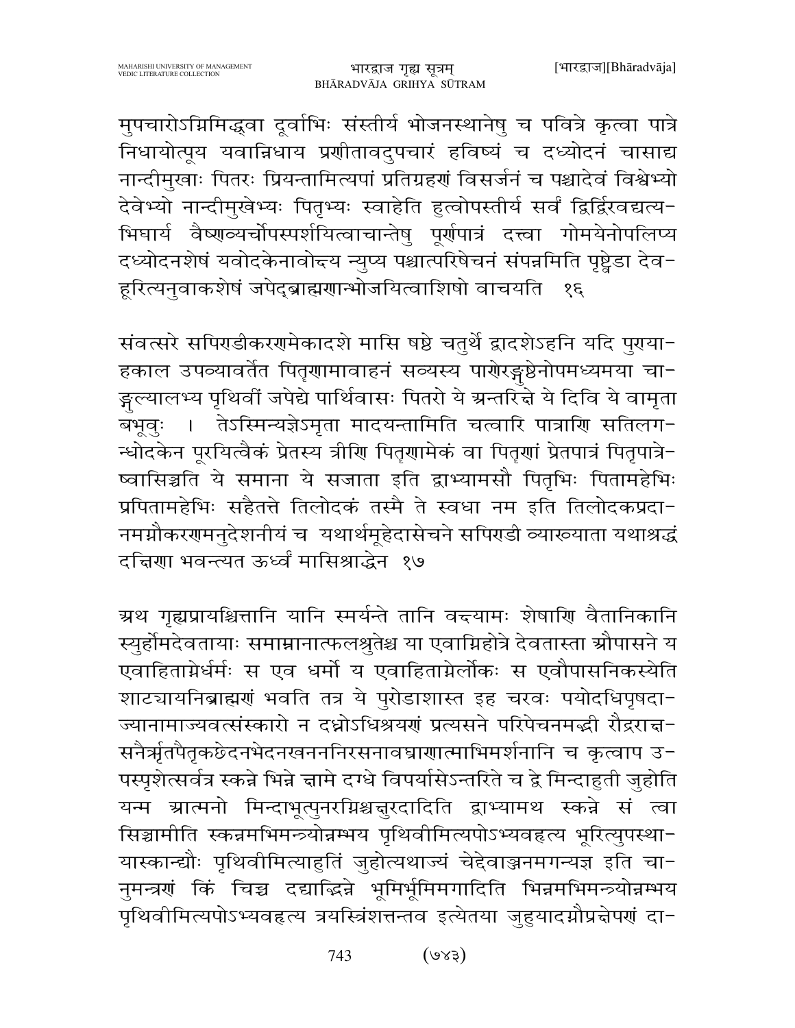मुपचारोऽग्निमिद्धवा दूर्वाभिः संस्तीर्य भोजनस्थानेषु च पवित्रे कृत्वा पात्रे निधायोत्पूय यवान्निधाय प्रणीतावदुपचारं हविष्यं च दध्योदनं चासाद्य नान्दीमुखाः पितरः प्रियन्तामित्यपां प्रतिग्रहणं विसर्जनं च पश्चादेवं विश्वेभ्यो देवेभ्यो नान्दीमुखेभ्यः पितृभ्यः स्वाहेति हुत्वोपस्तीर्य सर्वं द्विर्द्विरवद्यत्य-भिघार्य वैष्णव्यर्चोपस्पर्शयित्वाचान्तेषु पूर्णपात्रं दत्त्वा गोमयेनोपलिप्य दध्योदनशेषं यवोदकेनावोन्द्य न्युप्य पश्चात्परिषेचनं संपन्नमिति पृष्ट्वेडा देव-हूरित्यनुवाकशेषं जपेद्ब्राह्मणान्भोजयित्वाशिषो वाचयति १६

संवत्सरे सपिण्डीकरणमेकादशे मासि षष्ठे चतुर्थे द्वादशेऽहनि यदि पुण्या-हकाल उपव्यावर्तेत पितृणामावाहनं सव्यस्य पाणेरङ्गुष्ठेनोपमध्यमया चा-ङ्गुल्यालभ्य पृथिवीं जपेद्ये पार्थिवासः पितरो ये अन्तरिक्षे ये दिवि ये वामृता बभूवुः । तेऽस्मिन्यज्ञेऽमृता मादयन्तामिति चत्वारि पात्राणि सतिलग-न्धोदकेन पूरयित्वैकं प्रेतस्य त्रीणि पितृणामेकं वा पितृणां प्रेतपात्रं पितृपात्रे-ष्वासिञ्चति ये समाना ये सजाता इति द्वाभ्यामसौ पितृभिः पितामहेभिः प्रपितामहेभिः सहैतत्ते तिलोदकं तस्मै ते स्वधा नम इति तिलोदकप्रदा-नमग्नौकरणमनुदेशनीयं च यथार्थमूहेदासेचने सपिण्डी व्याख्याता यथाश्रद्धं दक्षिणा भवन्त्यत ऊर्ध्वं मासिश्राद्धेन १७

अथ गृह्यप्रायश्चित्तानि यानि स्मर्यन्ते तानि वक्ष्यामः शेषाणि वैतानिकानि स्युर्होमदेवतायाः समाम्नानात्फलश्रुतेश्च या एवाग्निहोत्रे देवतास्ता औपासने य एवाहिताग्नेर्धर्मः स एव धर्मो य एवाहिताग्नेर्लोकः स एवौपासनिकस्येति शाट्यायनिब्राह्मणं भवति तत्र ये पुरोडाशास्त इह चरवः पयोदधिपृषदा-ज्यानामाज्यवत्संस्कारो न दध्नोऽधिश्रयणं प्रत्यसने परिषेचनमद्भी रौद्रराक्ष-सनैर्ऋतपैतृकछेदनभेदनखनननिरसनावघ्राणात्माभिमर्शनानि च कृत्वाप उ-पस्पृशेत्सर्वत्र स्कन्ने भिन्ने क्षामे दग्धे विपर्यासेऽन्तरिते च द्वे मिन्दाहुती जुहोति यन्म आत्मनो मिन्दाभूत्पुनरग्निश्चक्षुरदादिति द्वाभ्यामथ स्कन्ने सं त्वा सिञ्चामीति स्कन्नमभिमन्त्रयोन्नम्भय पृथिवीमित्यपोऽभ्यवहृत्य भूरित्युपस्था-यास्कान्द्यौः पृथिवीमित्याहुतिं जुहोत्यथाज्यं चेद्देवाञ्जनमगन्यज्ञ इति चा-नुमन्त्रणं किं चिच्च दद्याद्भिन्ने भूमिर्भूमिमगादिति भिन्नमभिमन्त्रयोन्नम्भय पृथिवीमित्यपोऽभ्यवहृत्य त्रयस्त्रिंशत्तन्तव इत्येतया जुहुयादग्नौप्रक्षेपणं दा-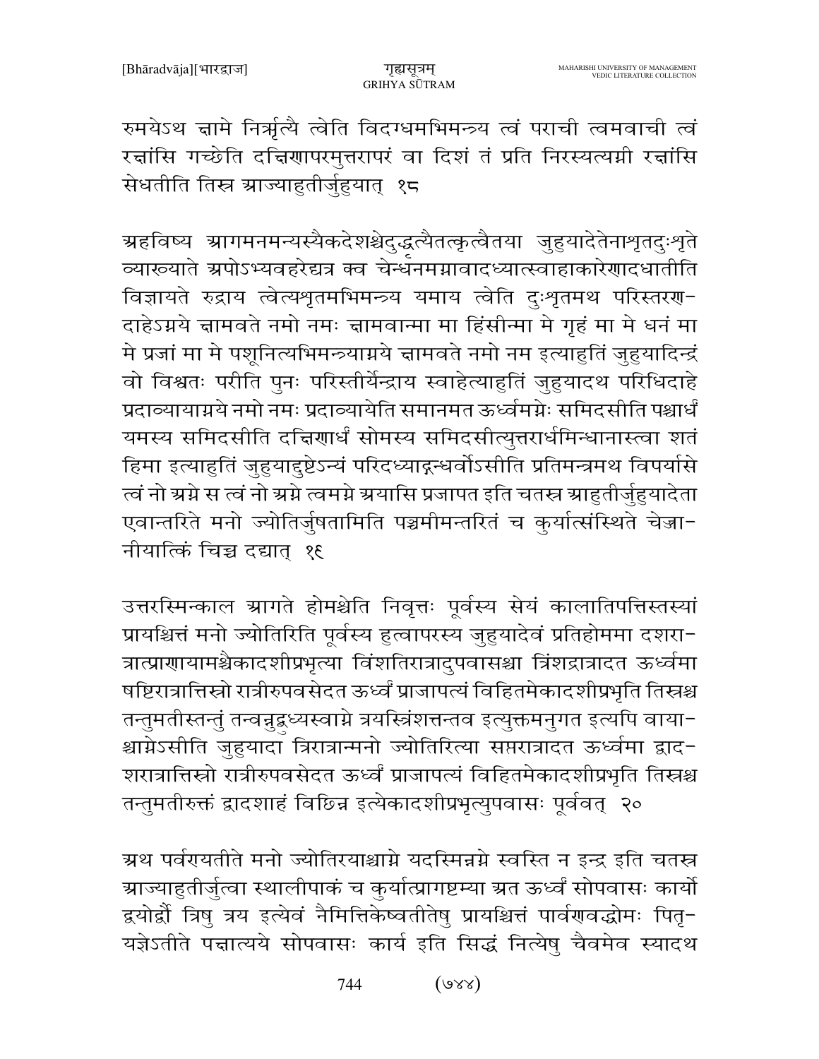रुमयेऽथ क्षामे निर्ऋत्यै त्वेति विदग्धमभिमन्त्र्य त्वं पराची त्वमवाची त्वं रक्षांसि गच्छेति दक्षिणापरमुत्तरापरं वा दिशं तं प्रति निरस्यत्यग्नी रक्षांसि सेधतीति तिस्र आज्याहुतीर्जुहुयात् १८

अहविष्य आगमनमन्यस्यैकदेशश्चेदुद्धृत्यैतत्कृत्वैतया जुहुयादेतेनाशृतदुःशृते व्याख्याते अपोऽभ्यवहरेद्यत्र क्व चेन्धनमग्नावादध्यात्स्वाहाकारेणादधातीति विज्ञायते रुद्राय त्वेत्यशृतमभिमन्त्र्य यमाय त्वेति दुःशृतमथ परिस्तरण-दाहेऽग्नये क्षामवते नमो नमः क्षामवान्मा मा हिंसीन्मा मे गृहं मा मे धनं मा मे प्रजां मा मे पशूनित्यभिमन्त्र्याग्नये क्षामवते नमो नम इत्याहुतिं जुहुयादिन्द्रं वो विश्वतः परीति पुनः परिस्तीर्येन्द्राय स्वाहेत्याहुतिं जुहुयादथ परिधिदाहे प्रदाव्यायाग्नये नमो नमः प्रदाव्यायेति समानमत ऊर्ध्वमग्नेः समिदसीति पश्चार्धं यमस्य समिदसीति दक्षिणार्धं सोमस्य समिदसीत्युत्तरार्धमिन्धानास्त्वा शतं हिमा इत्याहुतिं जुहुयाद्दुष्टेऽन्यं परिदध्याद्गन्धर्वोऽसीति प्रतिमन्त्रमथ विपर्यासे त्वं नो अग्ने स त्वं नो अग्ने त्वमग्ने अयासि प्रजापत इति चतस्र आहुतीर्जुहुयादेता एवान्तरिते मनो ज्योतिर्जुषतामिति पञ्चमीमन्तरितं च कुर्यात्संस्थिते चेज्जा-नीयात्किं चिच्च दद्यात् १९

उत्तरस्मिन्काल आगते होमश्चेति निवृत्तः पूर्वस्य सेयं कालातिपत्तिस्तस्यां प्रायश्चित्तं मनो ज्योतिरिति पूर्वस्य हुत्वापरस्य जुहुयादेवं प्रतिहोममा दशरा-त्रात्प्राणायामश्चैकादशीप्रभृत्या विंशतिरात्रादुपवासश्चा त्रिंशद्रात्रादत ऊर्ध्वमा षष्टिरात्रात्तिस्रो रात्रीरुपवसेदत ऊर्ध्वं प्राजापत्यं विहितमेकादशीप्रभृति तिस्रश्च तन्तुमतीस्तन्तुं तन्वन्नुद्बुध्यस्वाग्ने त्रयस्त्रिंशत्तन्तव इत्युक्तमनुगत इत्यपि वाया-श्चाग्नेऽसीति जुहुयादा त्रिरात्रान्मनो ज्योतिरित्या सप्तरात्रादत ऊर्ध्वमा द्वाद-शरात्रात्तिस्रो रात्रीरुपवसेदत ऊर्ध्वं प्राजापत्यं विहितमेकादशीप्रभृति तिस्रश्च तन्तुमतीरुक्तं द्वादशाहं विछिन्न इत्येकादशीप्रभृत्युपवासः पूर्ववत् २०

अथ पर्वण्यतीते मनो ज्योतिरयाश्चाग्ने यदस्मिन्नग्ने स्वस्ति न इन्द्र इति चतस्र आज्याहुतीर्जुत्वा स्थालीपाकं च कुर्यात्प्रागष्टम्या अत ऊर्ध्वं सोपवासः कार्यो द्वयोर्द्वौ त्रिषु त्रय इत्येवं नैमित्तिकेष्वतीतेषु प्रायश्चित्तं पार्वणवद्धोमः पितृ-यज्ञेऽतीते पक्षात्यये सोपवासः कार्य इति सिद्धं नित्येषु चैवमेव स्यादथ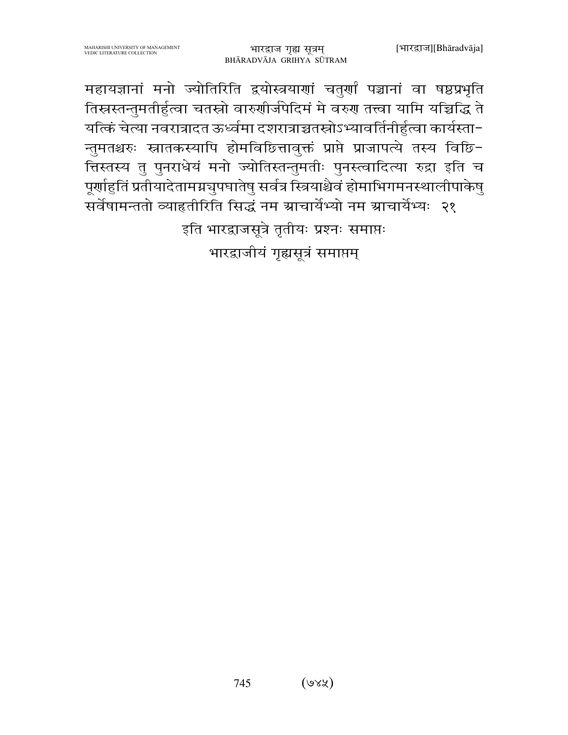महायज्ञानां मनो ज्योतिरिति द्वयोस्त्रयाणां चतुर्णां पञ्चानां वा षष्ठप्रभृति तिस्रस्तन्तुमतीर्हुत्वा चतस्रो वारुणीर्जपेदिमं मे वरुण तत्त्वा यामि यच्चिद्धि ते यत्किं चेत्या नवरात्रादत ऊर्ध्वमा दशरात्राच्चतस्रोऽभ्यावर्तिनीर्हुत्वा कार्यस्तान्तुमतश्चरुः स्नातकस्यापि होमविछित्तावुक्तं प्राप्ते प्राजापत्ये तस्य विछित्तिस्तस्य तु पुनराधेयं मनो ज्योतिस्तन्तुमतीः पुनस्त्वादित्या रुद्रा इति च पूर्णाहुतिं प्रतीयादेतामग्न्युपघातेषु सर्वत्र स्त्रियाश्चैवं होमाभिगमनस्थालीपाकेषु सर्वेषामन्ततो व्याहृतीरिति सिद्धं नम आचार्येभ्यो नम आचार्येभ्यः २१

इति भारद्वाजसूत्रे तृतीयः प्रश्नः समाप्तः

भारद्वाजीयं गृह्यसूत्रं समाप्तम्